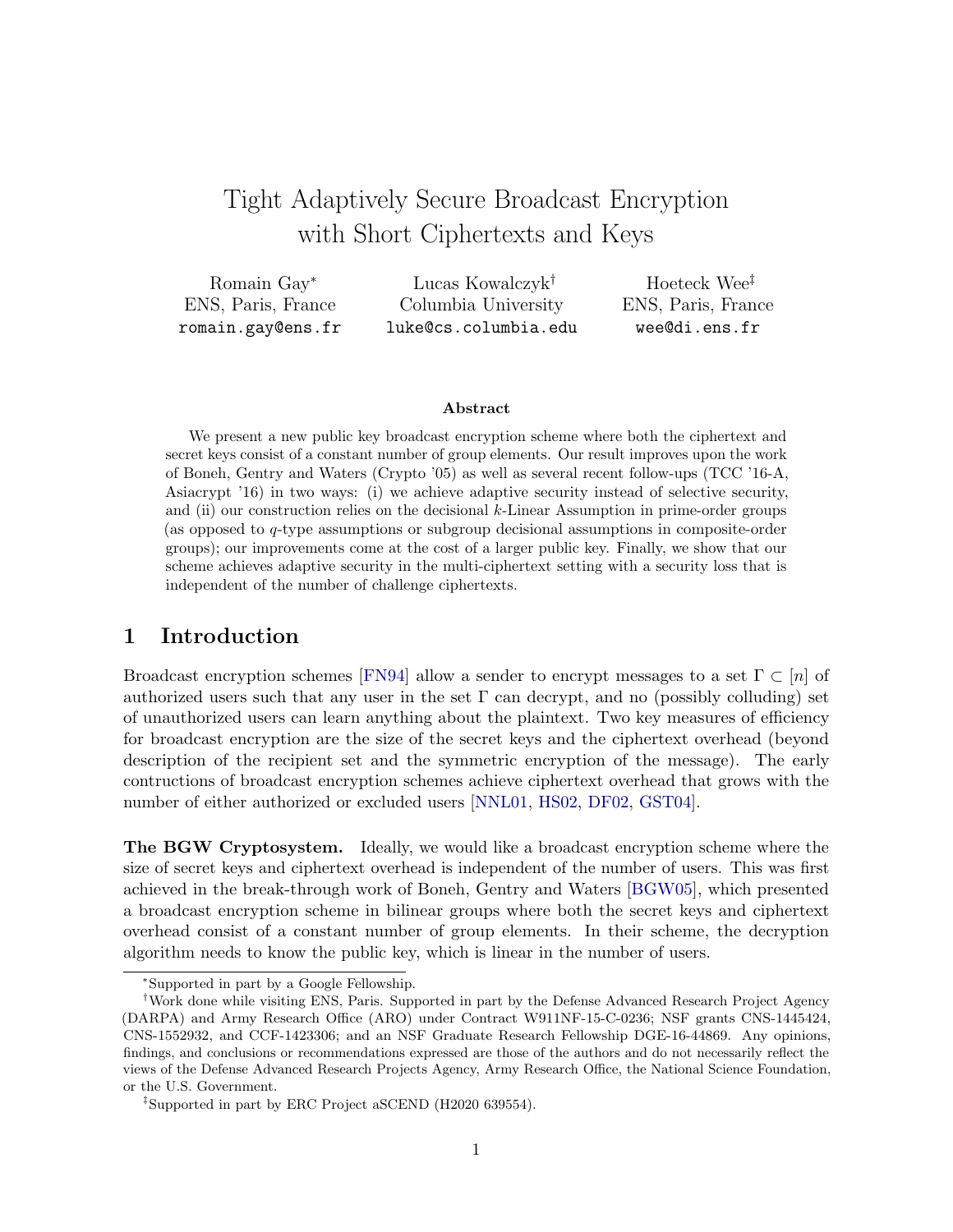# Tight Adaptively Secure Broadcast Encryption with Short Ciphertexts and Keys

Romain Gay[*]
ENS, Paris, France
romain.gay@ens.fr

Lucas Kowalczyk[†]
Columbia University
luke@cs.columbia.edu

Hoeteck Wee[‡]
ENS, Paris, France
wee@di.ens.fr

### Abstract

We present a new public key broadcast encryption scheme where both the ciphertext and secret keys consist of a constant number of group elements. Our result improves upon the work of Boneh, Gentry and Waters (Crypto '05) as well as several recent follow-ups (TCC '16-A, Asiacrypt '16) in two ways: (i) we achieve adaptive security instead of selective security, and (ii) our construction relies on the decisional $k$-Linear Assumption in prime-order groups (as opposed to $q$-type assumptions or subgroup decisional assumptions in composite-order groups); our improvements come at the cost of a larger public key. Finally, we show that our scheme achieves adaptive security in the multi-ciphertext setting with a security loss that is independent of the number of challenge ciphertexts.

## 1 Introduction

Broadcast encryption schemes [FN94] allow a sender to encrypt messages to a set $\Gamma \subset [n]$ of authorized users such that any user in the set $\Gamma$ can decrypt, and no (possibly colluding) set of unauthorized users can learn anything about the plaintext. Two key measures of efficiency for broadcast encryption are the size of the secret keys and the ciphertext overhead (beyond description of the recipient set and the symmetric encryption of the message). The early contructions of broadcast encryption schemes achieve ciphertext overhead that grows with the number of either authorized or excluded users [NNL01, HS02, DF02, GST04].

**The BGW Cryptosystem.** Ideally, we would like a broadcast encryption scheme where the size of secret keys and ciphertext overhead is independent of the number of users. This was first achieved in the break-through work of Boneh, Gentry and Waters [BGW05], which presented a broadcast encryption scheme in bilinear groups where both the secret keys and ciphertext overhead consist of a constant number of group elements. In their scheme, the decryption algorithm needs to know the public key, which is linear in the number of users.

---

[*] Supported in part by a Google Fellowship.

[†] Work done while visiting ENS, Paris. Supported in part by the Defense Advanced Research Project Agency (DARPA) and Army Research Office (ARO) under Contract W911NF-15-C-0236; NSF grants CNS-1445424, CNS-1552932, and CCF-1423306; and an NSF Graduate Research Fellowship DGE-16-44869. Any opinions, findings, and conclusions or recommendations expressed are those of the authors and do not necessarily reflect the views of the Defense Advanced Research Projects Agency, Army Research Office, the National Science Foundation, or the U.S. Government.

[‡] Supported in part by ERC Project aSCEND (H2020 639554).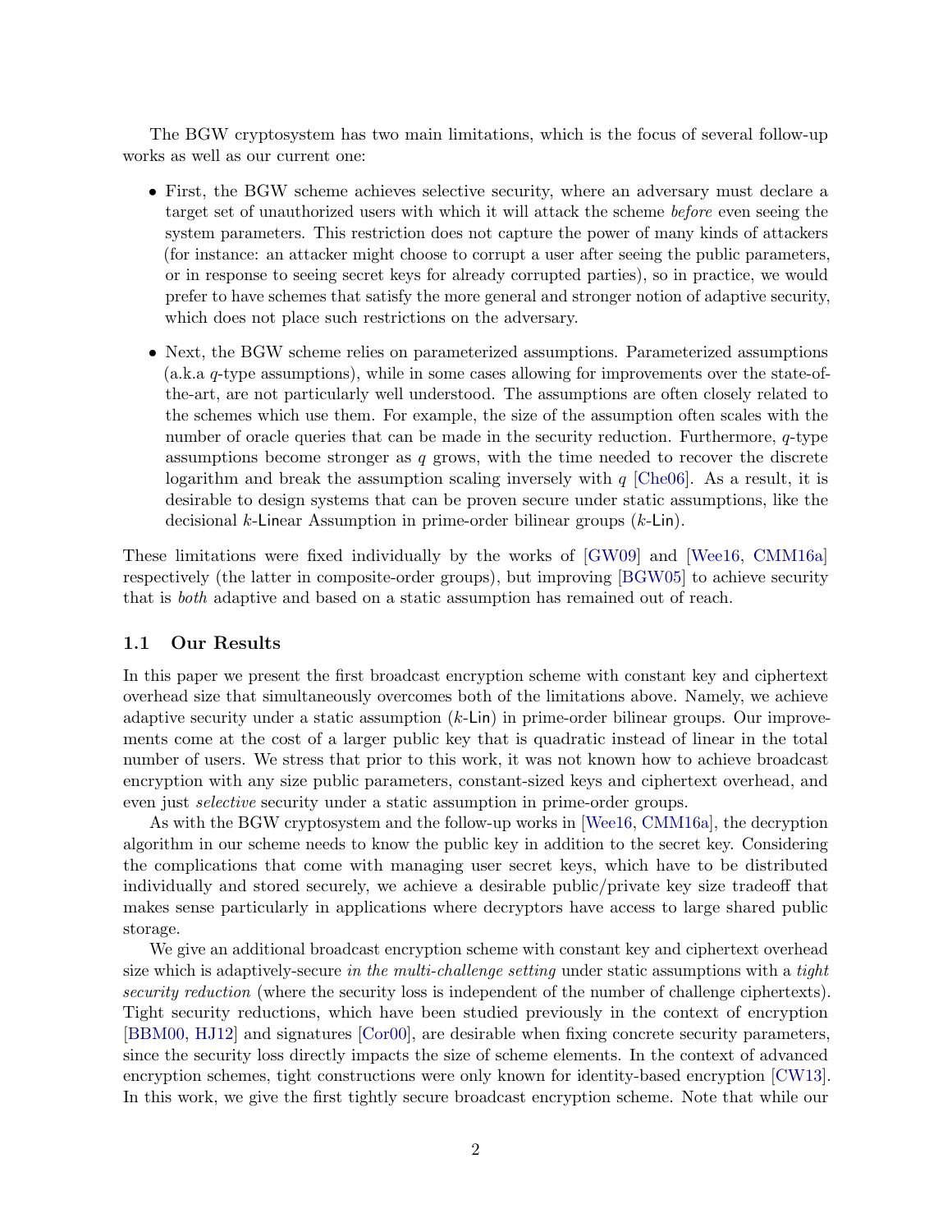The BGW cryptosystem has two main limitations, which is the focus of several follow-up works as well as our current one:

- First, the BGW scheme achieves selective security, where an adversary must declare a target set of unauthorized users with which it will attack the scheme *before* even seeing the system parameters. This restriction does not capture the power of many kinds of attackers (for instance: an attacker might choose to corrupt a user after seeing the public parameters, or in response to seeing secret keys for already corrupted parties), so in practice, we would prefer to have schemes that satisfy the more general and stronger notion of adaptive security, which does not place such restrictions on the adversary.
- Next, the BGW scheme relies on parameterized assumptions. Parameterized assumptions (a.k.a $q$-type assumptions), while in some cases allowing for improvements over the state-of-the-art, are not particularly well understood. The assumptions are often closely related to the schemes which use them. For example, the size of the assumption often scales with the number of oracle queries that can be made in the security reduction. Furthermore, $q$-type assumptions become stronger as $q$ grows, with the time needed to recover the discrete logarithm and break the assumption scaling inversely with $q$ [Che06]. As a result, it is desirable to design systems that can be proven secure under static assumptions, like the decisional $k$-Linear Assumption in prime-order bilinear groups ($k$-Lin).

These limitations were fixed individually by the works of [GW09] and [Wee16, CMM16a] respectively (the latter in composite-order groups), but improving [BGW05] to achieve security that is *both* adaptive and based on a static assumption has remained out of reach.

## 1.1 Our Results

In this paper we present the first broadcast encryption scheme with constant key and ciphertext overhead size that simultaneously overcomes both of the limitations above. Namely, we achieve adaptive security under a static assumption ($k$-Lin) in prime-order bilinear groups. Our improvements come at the cost of a larger public key that is quadratic instead of linear in the total number of users. We stress that prior to this work, it was not known how to achieve broadcast encryption with any size public parameters, constant-sized keys and ciphertext overhead, and even just *selective* security under a static assumption in prime-order groups.

As with the BGW cryptosystem and the follow-up works in [Wee16, CMM16a], the decryption algorithm in our scheme needs to know the public key in addition to the secret key. Considering the complications that come with managing user secret keys, which have to be distributed individually and stored securely, we achieve a desirable public/private key size tradeoff that makes sense particularly in applications where decryptors have access to large shared public storage.

We give an additional broadcast encryption scheme with constant key and ciphertext overhead size which is adaptively-secure *in the multi-challenge setting* under static assumptions with a *tight security reduction* (where the security loss is independent of the number of challenge ciphertexts). Tight security reductions, which have been studied previously in the context of encryption [BBM00, HJ12] and signatures [Cor00], are desirable when fixing concrete security parameters, since the security loss directly impacts the size of scheme elements. In the context of advanced encryption schemes, tight constructions were only known for identity-based encryption [CW13]. In this work, we give the first tightly secure broadcast encryption scheme. Note that while our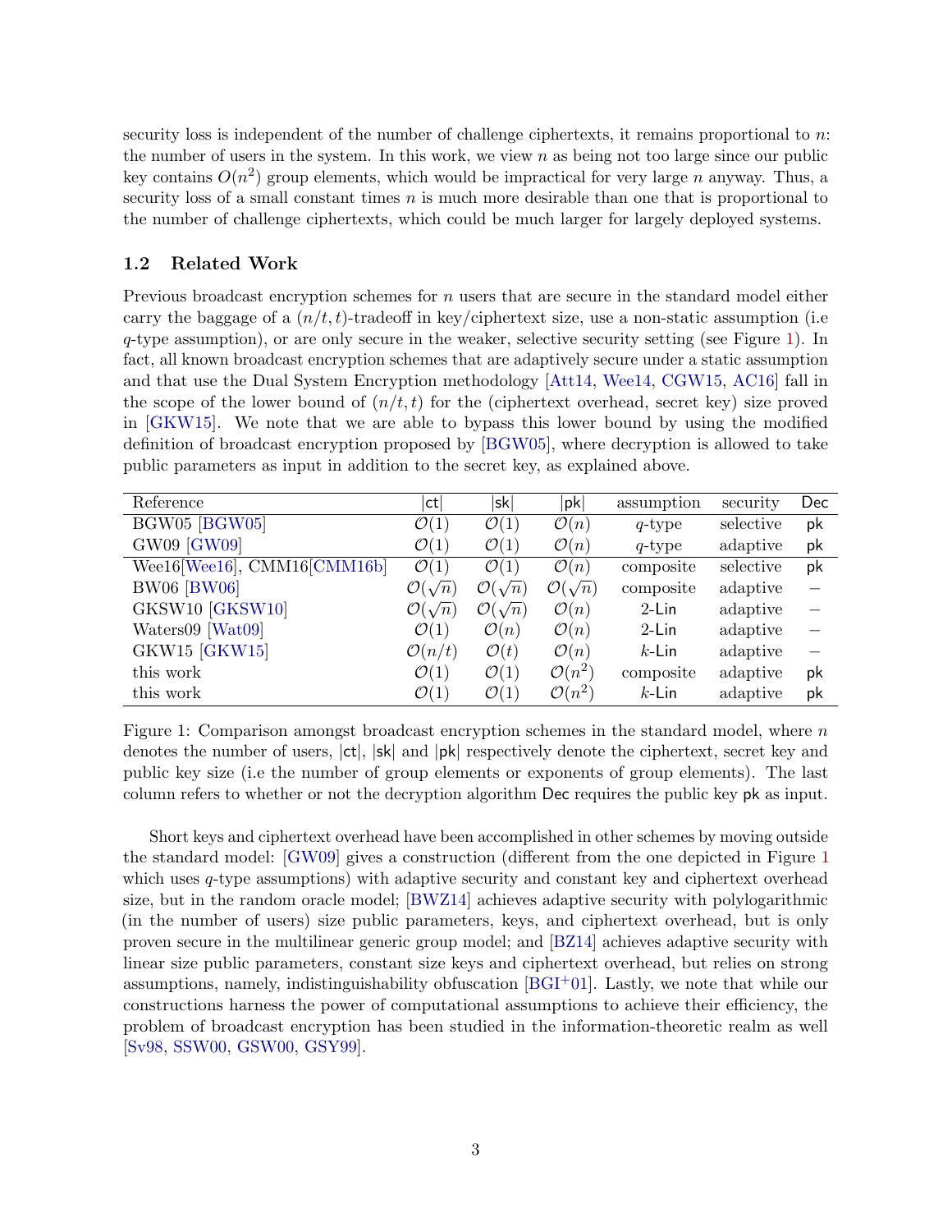security loss is independent of the number of challenge ciphertexts, it remains proportional to $n$: the number of users in the system. In this work, we view $n$ as being not too large since our public key contains $O(n^2)$ group elements, which would be impractical for very large $n$ anyway. Thus, a security loss of a small constant times $n$ is much more desirable than one that is proportional to the number of challenge ciphertexts, which could be much larger for largely deployed systems.

### 1.2 Related Work

Previous broadcast encryption schemes for $n$ users that are secure in the standard model either carry the baggage of a $(n/t, t)$-tradeoff in key/ciphertext size, use a non-static assumption (i.e $q$-type assumption), or are only secure in the weaker, selective security setting (see Figure 1). In fact, all known broadcast encryption schemes that are adaptively secure under a static assumption and that use the Dual System Encryption methodology [Att14, Wee14, CGW15, AC16] fall in the scope of the lower bound of $(n/t, t)$ for the (ciphertext overhead, secret key) size proved in [GKW15]. We note that we are able to bypass this lower bound by using the modified definition of broadcast encryption proposed by [BGW05], where decryption is allowed to take public parameters as input in addition to the secret key, as explained above.

| Reference | $\lvert\mathsf{ct}\rvert$ | $\lvert\mathsf{sk}\rvert$ | $\lvert\mathsf{pk}\rvert$ | assumption | security | Dec |
|---|---|---|---|---|---|---|
| BGW05 [BGW05] | $\mathcal{O}(1)$ | $\mathcal{O}(1)$ | $\mathcal{O}(n)$ | $q$-type | selective | $\mathsf{pk}$ |
| GW09 [GW09] | $\mathcal{O}(1)$ | $\mathcal{O}(1)$ | $\mathcal{O}(n)$ | $q$-type | adaptive | $\mathsf{pk}$ |
| Wee16[Wee16], CMM16[CMM16b] | $\mathcal{O}(1)$ | $\mathcal{O}(1)$ | $\mathcal{O}(n)$ | composite | selective | $\mathsf{pk}$ |
| BW06 [BW06] | $\mathcal{O}(\sqrt{n})$ | $\mathcal{O}(\sqrt{n})$ | $\mathcal{O}(\sqrt{n})$ | composite | adaptive | – |
| GKSW10 [GKSW10] | $\mathcal{O}(\sqrt{n})$ | $\mathcal{O}(\sqrt{n})$ | $\mathcal{O}(n)$ | 2-Lin | adaptive | – |
| Waters09 [Wat09] | $\mathcal{O}(1)$ | $\mathcal{O}(n)$ | $\mathcal{O}(n)$ | 2-Lin | adaptive | – |
| GKW15 [GKW15] | $\mathcal{O}(n/t)$ | $\mathcal{O}(t)$ | $\mathcal{O}(n)$ | $k$-Lin | adaptive | – |
| this work | $\mathcal{O}(1)$ | $\mathcal{O}(1)$ | $\mathcal{O}(n^2)$ | composite | adaptive | $\mathsf{pk}$ |
| this work | $\mathcal{O}(1)$ | $\mathcal{O}(1)$ | $\mathcal{O}(n^2)$ | $k$-Lin | adaptive | $\mathsf{pk}$ |

Figure 1: Comparison amongst broadcast encryption schemes in the standard model, where $n$ denotes the number of users, $\lvert\mathsf{ct}\rvert$, $\lvert\mathsf{sk}\rvert$ and $\lvert\mathsf{pk}\rvert$ respectively denote the ciphertext, secret key and public key size (i.e the number of group elements or exponents of group elements). The last column refers to whether or not the decryption algorithm $\mathsf{Dec}$ requires the public key $\mathsf{pk}$ as input.

Short keys and ciphertext overhead have been accomplished in other schemes by moving outside the standard model: [GW09] gives a construction (different from the one depicted in Figure 1 which uses $q$-type assumptions) with adaptive security and constant key and ciphertext overhead size, but in the random oracle model; [BWZ14] achieves adaptive security with polylogarithmic (in the number of users) size public parameters, keys, and ciphertext overhead, but is only proven secure in the multilinear generic group model; and [BZ14] achieves adaptive security with linear size public parameters, constant size keys and ciphertext overhead, but relies on strong assumptions, namely, indistinguishability obfuscation [BGI+01]. Lastly, we note that while our constructions harness the power of computational assumptions to achieve their efficiency, the problem of broadcast encryption has been studied in the information-theoretic realm as well [Sv98, SSW00, GSW00, GSY99].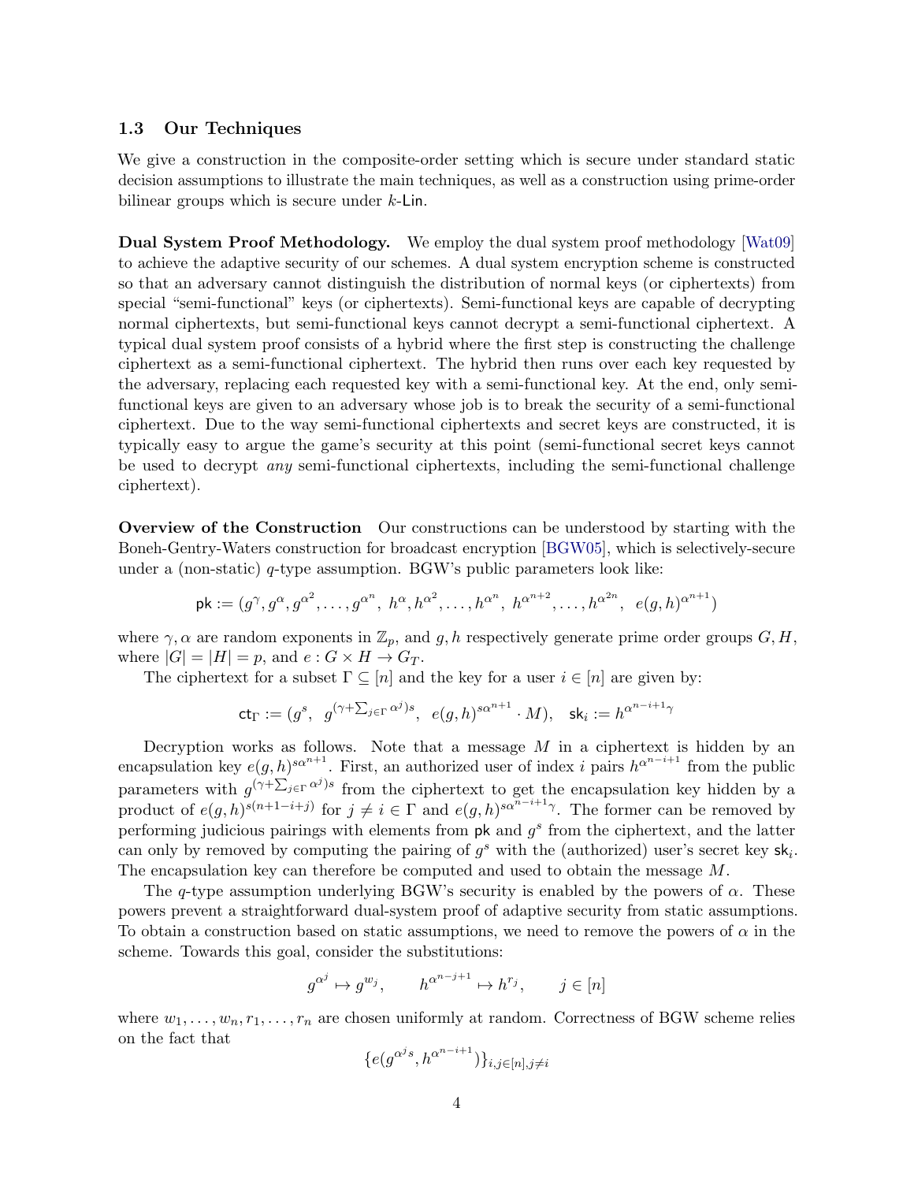### 1.3 Our Techniques

We give a construction in the composite-order setting which is secure under standard static decision assumptions to illustrate the main techniques, as well as a construction using prime-order bilinear groups which is secure under $k$-$\mathsf{Lin}$.

**Dual System Proof Methodology.** We employ the dual system proof methodology [Wat09] to achieve the adaptive security of our schemes. A dual system encryption scheme is constructed so that an adversary cannot distinguish the distribution of normal keys (or ciphertexts) from special "semi-functional" keys (or ciphertexts). Semi-functional keys are capable of decrypting normal ciphertexts, but semi-functional keys cannot decrypt a semi-functional ciphertext. A typical dual system proof consists of a hybrid where the first step is constructing the challenge ciphertext as a semi-functional ciphertext. The hybrid then runs over each key requested by the adversary, replacing each requested key with a semi-functional key. At the end, only semi-functional keys are given to an adversary whose job is to break the security of a semi-functional ciphertext. Due to the way semi-functional ciphertexts and secret keys are constructed, it is typically easy to argue the game's security at this point (semi-functional secret keys cannot be used to decrypt *any* semi-functional ciphertexts, including the semi-functional challenge ciphertext).

**Overview of the Construction** Our constructions can be understood by starting with the Boneh-Gentry-Waters construction for broadcast encryption [BGW05], which is selectively-secure under a (non-static) $q$-type assumption. BGW's public parameters look like:

$$\mathsf{pk} := (g^{\gamma}, g^{\alpha}, g^{\alpha^2}, \ldots, g^{\alpha^n},\ h^{\alpha}, h^{\alpha^2}, \ldots, h^{\alpha^n},\ h^{\alpha^{n+2}}, \ldots, h^{\alpha^{2n}},\ \ e(g,h)^{\alpha^{n+1}})$$

where $\gamma, \alpha$ are random exponents in $\mathbb{Z}_p$, and $g, h$ respectively generate prime order groups $G, H$, where $|G| = |H| = p$, and $e : G \times H \to G_T$.

The ciphertext for a subset $\Gamma \subseteq [n]$ and the key for a user $i \in [n]$ are given by:

$$\mathsf{ct}_\Gamma := (g^s,\ \ g^{(\gamma + \sum_{j \in \Gamma} \alpha^j)s},\ \ e(g,h)^{s\alpha^{n+1}} \cdot M), \quad \mathsf{sk}_i := h^{\alpha^{n-i+1}\gamma}$$

Decryption works as follows. Note that a message $M$ in a ciphertext is hidden by an encapsulation key $e(g,h)^{s\alpha^{n+1}}$. First, an authorized user of index $i$ pairs $h^{\alpha^{n-i+1}}$ from the public parameters with $g^{(\gamma + \sum_{j \in \Gamma} \alpha^j)s}$ from the ciphertext to get the encapsulation key hidden by a product of $e(g,h)^{s(n+1-i+j)}$ for $j \neq i \in \Gamma$ and $e(g,h)^{s\alpha^{n-i+1}\gamma}$. The former can be removed by performing judicious pairings with elements from $\mathsf{pk}$ and $g^s$ from the ciphertext, and the latter can only by removed by computing the pairing of $g^s$ with the (authorized) user's secret key $\mathsf{sk}_i$. The encapsulation key can therefore be computed and used to obtain the message $M$.

The $q$-type assumption underlying BGW's security is enabled by the powers of $\alpha$. These powers prevent a straightforward dual-system proof of adaptive security from static assumptions. To obtain a construction based on static assumptions, we need to remove the powers of $\alpha$ in the scheme. Towards this goal, consider the substitutions:

$$g^{\alpha^j} \mapsto g^{w_j}, \qquad h^{\alpha^{n-j+1}} \mapsto h^{r_j}, \qquad j \in [n]$$

where $w_1, \ldots, w_n, r_1, \ldots, r_n$ are chosen uniformly at random. Correctness of BGW scheme relies on the fact that

$$\{e(g^{\alpha^j s}, h^{\alpha^{n-i+1}})\}_{i,j \in [n], j \neq i}$$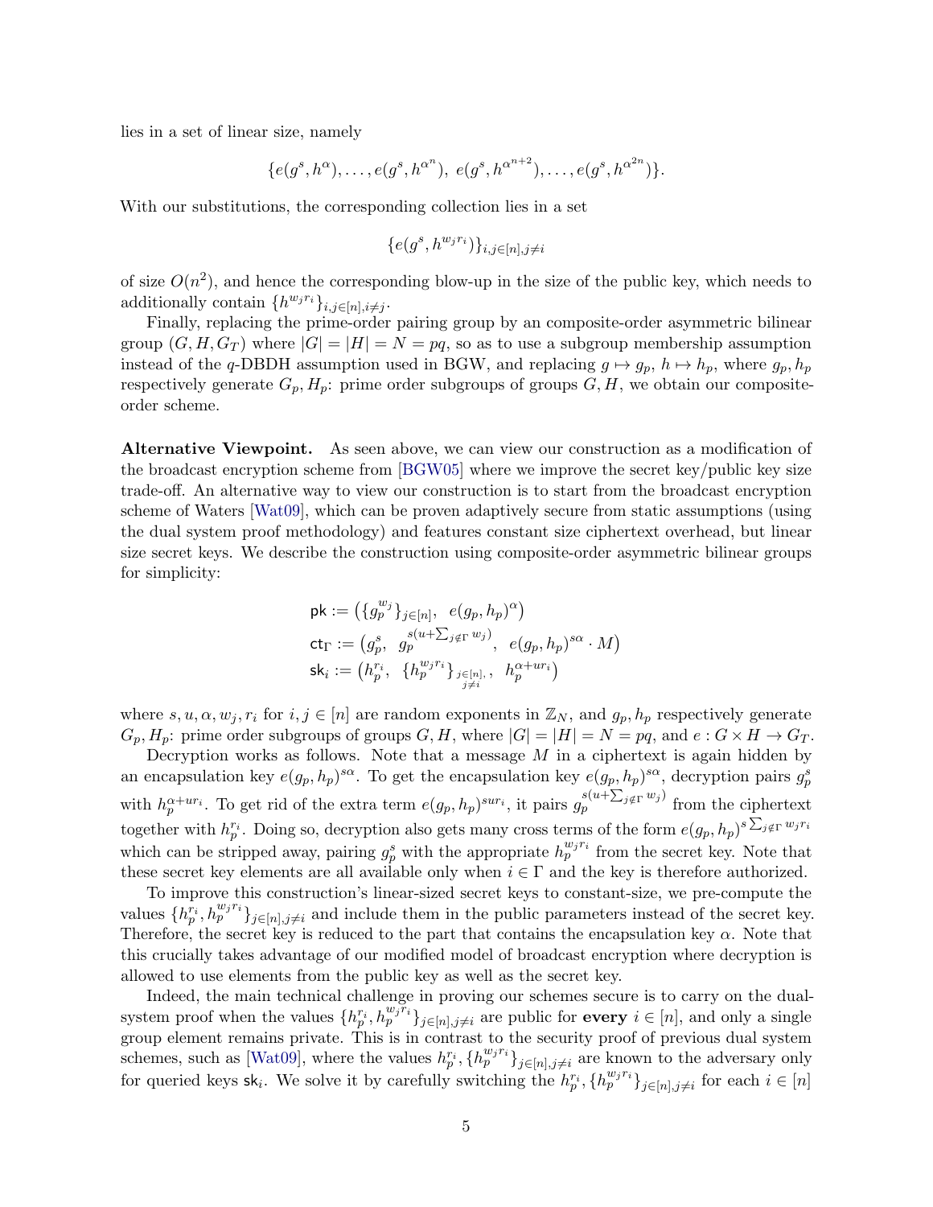lies in a set of linear size, namely

$$\{e(g^s, h^{\alpha}), \ldots, e(g^s, h^{\alpha^n}),\ e(g^s, h^{\alpha^{n+2}}), \ldots, e(g^s, h^{\alpha^{2n}})\}.$$

With our substitutions, the corresponding collection lies in a set

$$\{e(g^s, h^{w_j r_i})\}_{i,j\in[n], j\neq i}$$

of size $O(n^2)$, and hence the corresponding blow-up in the size of the public key, which needs to additionally contain $\{h^{w_j r_i}\}_{i,j\in[n], i\neq j}$.

Finally, replacing the prime-order pairing group by an composite-order asymmetric bilinear group $(G, H, G_T)$ where $|G| = |H| = N = pq$, so as to use a subgroup membership assumption instead of the $q$-DBDH assumption used in BGW, and replacing $g \mapsto g_p$, $h \mapsto h_p$, where $g_p, h_p$ respectively generate $G_p, H_p$: prime order subgroups of groups $G, H$, we obtain our composite-order scheme.

**Alternative Viewpoint.** As seen above, we can view our construction as a modification of the broadcast encryption scheme from [BGW05] where we improve the secret key/public key size trade-off. An alternative way to view our construction is to start from the broadcast encryption scheme of Waters [Wat09], which can be proven adaptively secure from static assumptions (using the dual system proof methodology) and features constant size ciphertext overhead, but linear size secret keys. We describe the construction using composite-order asymmetric bilinear groups for simplicity:

$$\begin{aligned}
\mathsf{pk} &:= \left(\{g_p^{w_j}\}_{j\in[n]},\ \ e(g_p, h_p)^{\alpha}\right) \\
\mathsf{ct}_\Gamma &:= \left(g_p^s,\ \ g_p^{s(u+\sum_{j\notin\Gamma} w_j)},\ \ e(g_p, h_p)^{s\alpha} \cdot M\right) \\
\mathsf{sk}_i &:= \left(h_p^{r_i},\ \ \{h_p^{w_j r_i}\}_{\substack{j\in[n],\\ j\neq i}},\ \ h_p^{\alpha + u r_i}\right)
\end{aligned}$$

where $s, u, \alpha, w_j, r_i$ for $i, j \in [n]$ are random exponents in $\mathbb{Z}_N$, and $g_p, h_p$ respectively generate $G_p, H_p$: prime order subgroups of groups $G, H$, where $|G| = |H| = N = pq$, and $e : G \times H \to G_T$.

Decryption works as follows. Note that a message $M$ in a ciphertext is again hidden by an encapsulation key $e(g_p, h_p)^{s\alpha}$. To get the encapsulation key $e(g_p, h_p)^{s\alpha}$, decryption pairs $g_p^s$ with $h_p^{\alpha+ur_i}$. To get rid of the extra term $e(g_p, h_p)^{sur_i}$, it pairs $g_p^{s(u+\sum_{j\notin\Gamma} w_j)}$ from the ciphertext together with $h_p^{r_i}$. Doing so, decryption also gets many cross terms of the form $e(g_p, h_p)^{s\sum_{j\notin\Gamma} w_j r_i}$ which can be stripped away, pairing $g_p^s$ with the appropriate $h_p^{w_j r_i}$ from the secret key. Note that these secret key elements are all available only when $i \in \Gamma$ and the key is therefore authorized.

To improve this construction's linear-sized secret keys to constant-size, we pre-compute the values $\{h_p^{r_i}, h_p^{w_j r_i}\}_{j\in[n], j\neq i}$ and include them in the public parameters instead of the secret key. Therefore, the secret key is reduced to the part that contains the encapsulation key $\alpha$. Note that this crucially takes advantage of our modified model of broadcast encryption where decryption is allowed to use elements from the public key as well as the secret key.

Indeed, the main technical challenge in proving our schemes secure is to carry on the dual-system proof when the values $\{h_p^{r_i}, h_p^{w_j r_i}\}_{j\in[n], j\neq i}$ are public for **every** $i \in [n]$, and only a single group element remains private. This is in contrast to the security proof of previous dual system schemes, such as [Wat09], where the values $h_p^{r_i}$, $\{h_p^{w_j r_i}\}_{j\in[n], j\neq i}$ are known to the adversary only for queried keys $\mathsf{sk}_i$. We solve it by carefully switching the $h_p^{r_i}, \{h_p^{w_j r_i}\}_{j\in[n], j\neq i}$ for each $i \in [n]$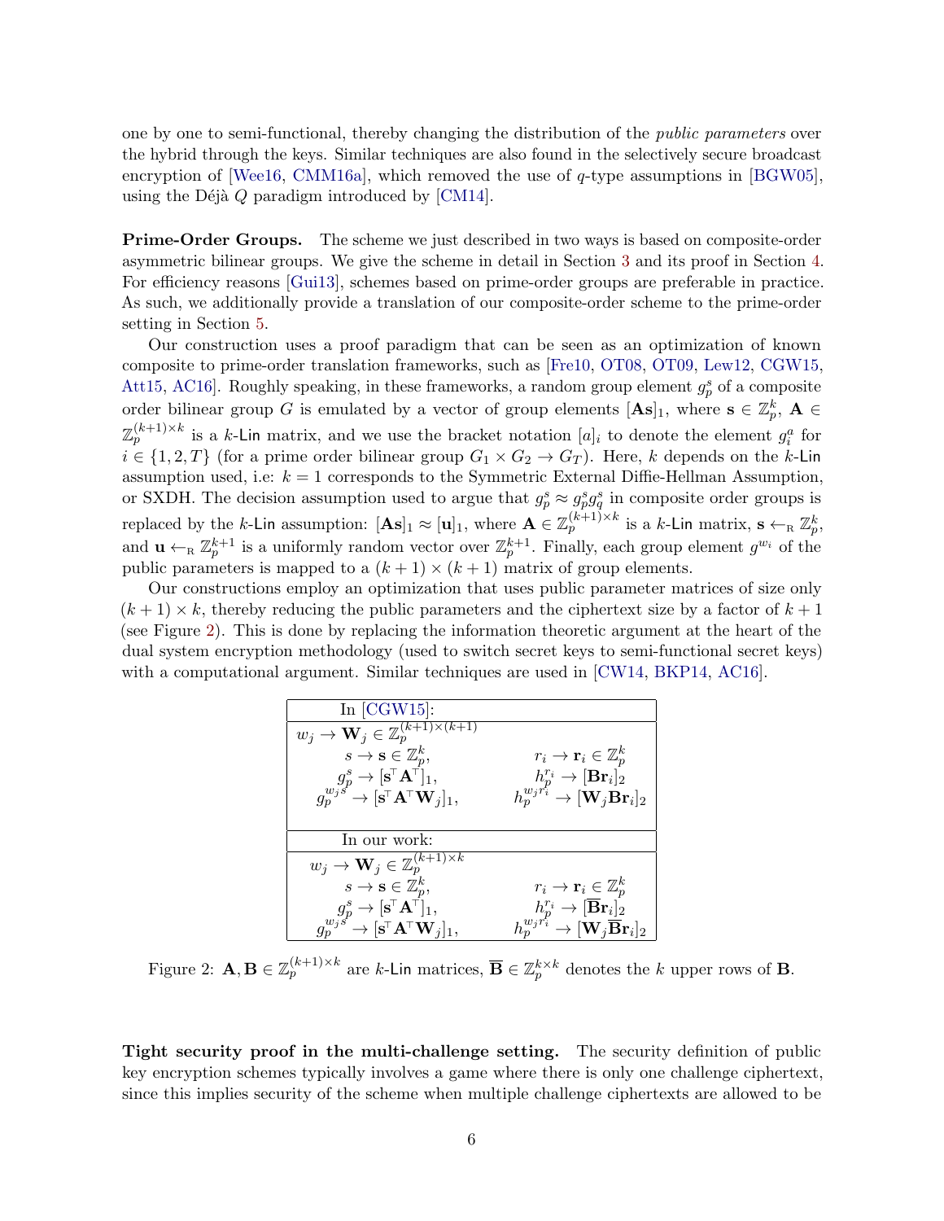one by one to semi-functional, thereby changing the distribution of the *public parameters* over the hybrid through the keys. Similar techniques are also found in the selectively secure broadcast encryption of [Wee16, CMM16a], which removed the use of $q$-type assumptions in [BGW05], using the Déjà $Q$ paradigm introduced by [CM14].

**Prime-Order Groups.** The scheme we just described in two ways is based on composite-order asymmetric bilinear groups. We give the scheme in detail in Section 3 and its proof in Section 4. For efficiency reasons [Gui13], schemes based on prime-order groups are preferable in practice. As such, we additionally provide a translation of our composite-order scheme to the prime-order setting in Section 5.

Our construction uses a proof paradigm that can be seen as an optimization of known composite to prime-order translation frameworks, such as [Fre10, OT08, OT09, Lew12, CGW15, Att15, AC16]. Roughly speaking, in these frameworks, a random group element $g_p^s$ of a composite order bilinear group $G$ is emulated by a vector of group elements $[\mathbf{As}]_1$, where $\mathbf{s} \in \mathbb{Z}_p^k$, $\mathbf{A} \in \mathbb{Z}_p^{(k+1)\times k}$ is a $k$-$\mathsf{Lin}$ matrix, and we use the bracket notation $[a]_i$ to denote the element $g_i^a$ for $i \in \{1, 2, T\}$ (for a prime order bilinear group $G_1 \times G_2 \to G_T$). Here, $k$ depends on the $k$-$\mathsf{Lin}$ assumption used, i.e: $k = 1$ corresponds to the Symmetric External Diffie-Hellman Assumption, or SXDH. The decision assumption used to argue that $g_p^s \approx g_p^s g_q^s$ in composite order groups is replaced by the $k$-$\mathsf{Lin}$ assumption: $[\mathbf{As}]_1 \approx [\mathbf{u}]_1$, where $\mathbf{A} \in \mathbb{Z}_p^{(k+1)\times k}$ is a $k$-$\mathsf{Lin}$ matrix, $\mathbf{s} \leftarrow_{\mathrm{R}} \mathbb{Z}_p^k$, and $\mathbf{u} \leftarrow_{\mathrm{R}} \mathbb{Z}_p^{k+1}$ is a uniformly random vector over $\mathbb{Z}_p^{k+1}$. Finally, each group element $g^{w_i}$ of the public parameters is mapped to a $(k+1) \times (k+1)$ matrix of group elements.

Our constructions employ an optimization that uses public parameter matrices of size only $(k+1) \times k$, thereby reducing the public parameters and the ciphertext size by a factor of $k+1$ (see Figure 2). This is done by replacing the information theoretic argument at the heart of the dual system encryption methodology (used to switch secret keys to semi-functional secret keys) with a computational argument. Similar techniques are used in [CW14, BKP14, AC16].

| In [CGW15]: | |
|---|---|
| $w_j \to \mathbf{W}_j \in \mathbb{Z}_p^{(k+1)\times(k+1)}$ | |
| $s \to \mathbf{s} \in \mathbb{Z}_p^k$, | $r_i \to \mathbf{r}_i \in \mathbb{Z}_p^k$ |
| $g_p^s \to [\mathbf{s}^\top \mathbf{A}^\top]_1$, | $h_p^{r_i} \to [\mathbf{B}\mathbf{r}_i]_2$ |
| $g_p^{w_j s} \to [\mathbf{s}^\top \mathbf{A}^\top \mathbf{W}_j]_1$, | $h_p^{w_j r_i} \to [\mathbf{W}_j \mathbf{B}\mathbf{r}_i]_2$ |
| **In our work:** | |
| $w_j \to \mathbf{W}_j \in \mathbb{Z}_p^{(k+1)\times k}$ | |
| $s \to \mathbf{s} \in \mathbb{Z}_p^k$, | $r_i \to \mathbf{r}_i \in \mathbb{Z}_p^k$ |
| $g_p^s \to [\mathbf{s}^\top \mathbf{A}^\top]_1$, | $h_p^{r_i} \to [\overline{\mathbf{B}}\mathbf{r}_i]_2$ |
| $g_p^{w_j s} \to [\mathbf{s}^\top \mathbf{A}^\top \mathbf{W}_j]_1$, | $h_p^{w_j r_i} \to [\mathbf{W}_j \overline{\mathbf{B}}\mathbf{r}_i]_2$ |

Figure 2: $\mathbf{A}, \mathbf{B} \in \mathbb{Z}_p^{(k+1)\times k}$ are $k$-$\mathsf{Lin}$ matrices, $\overline{\mathbf{B}} \in \mathbb{Z}_p^{k\times k}$ denotes the $k$ upper rows of $\mathbf{B}$.

**Tight security proof in the multi-challenge setting.** The security definition of public key encryption schemes typically involves a game where there is only one challenge ciphertext, since this implies security of the scheme when multiple challenge ciphertexts are allowed to be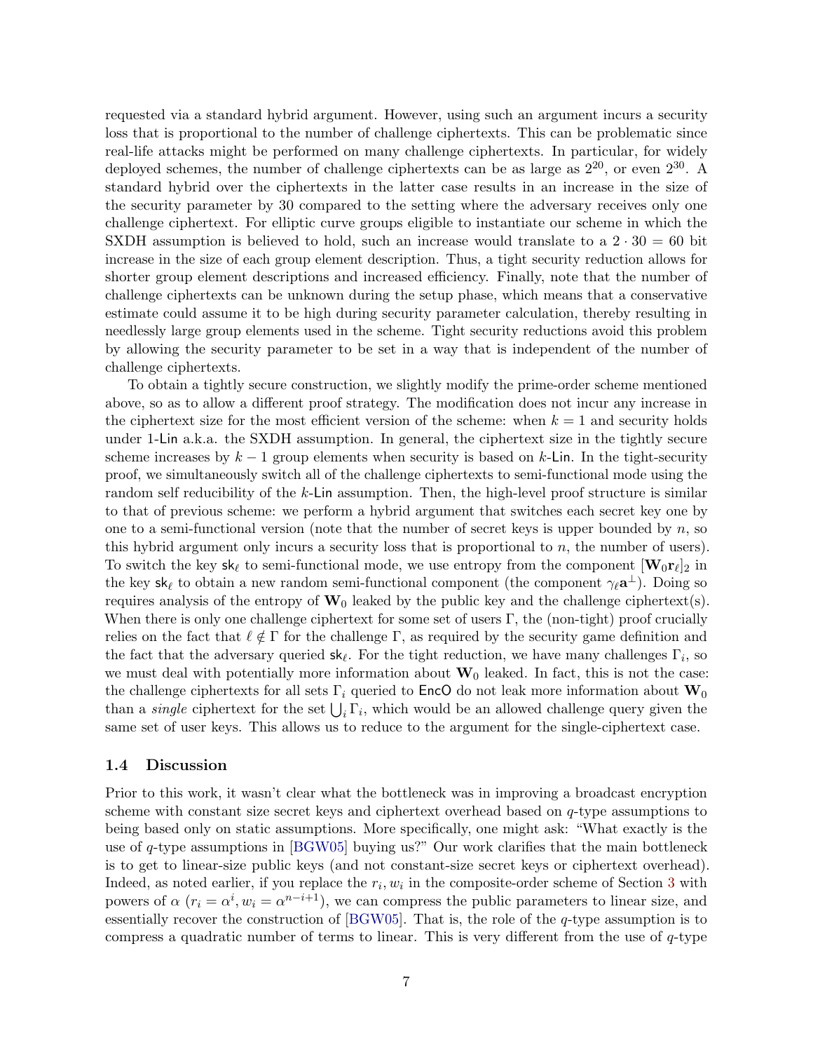requested via a standard hybrid argument. However, using such an argument incurs a security loss that is proportional to the number of challenge ciphertexts. This can be problematic since real-life attacks might be performed on many challenge ciphertexts. In particular, for widely deployed schemes, the number of challenge ciphertexts can be as large as $2^{20}$, or even $2^{30}$. A standard hybrid over the ciphertexts in the latter case results in an increase in the size of the security parameter by 30 compared to the setting where the adversary receives only one challenge ciphertext. For elliptic curve groups eligible to instantiate our scheme in which the SXDH assumption is believed to hold, such an increase would translate to a $2 \cdot 30 = 60$ bit increase in the size of each group element description. Thus, a tight security reduction allows for shorter group element descriptions and increased efficiency. Finally, note that the number of challenge ciphertexts can be unknown during the setup phase, which means that a conservative estimate could assume it to be high during security parameter calculation, thereby resulting in needlessly large group elements used in the scheme. Tight security reductions avoid this problem by allowing the security parameter to be set in a way that is independent of the number of challenge ciphertexts.

To obtain a tightly secure construction, we slightly modify the prime-order scheme mentioned above, so as to allow a different proof strategy. The modification does not incur any increase in the ciphertext size for the most efficient version of the scheme: when $k = 1$ and security holds under 1-Lin a.k.a. the SXDH assumption. In general, the ciphertext size in the tightly secure scheme increases by $k-1$ group elements when security is based on $k$-Lin. In the tight-security proof, we simultaneously switch all of the challenge ciphertexts to semi-functional mode using the random self reducibility of the $k$-Lin assumption. Then, the high-level proof structure is similar to that of previous scheme: we perform a hybrid argument that switches each secret key one by one to a semi-functional version (note that the number of secret keys is upper bounded by $n$, so this hybrid argument only incurs a security loss that is proportional to $n$, the number of users). To switch the key $\mathsf{sk}_\ell$ to semi-functional mode, we use entropy from the component $[\mathbf{W}_0\mathbf{r}_\ell]_2$ in the key $\mathsf{sk}_\ell$ to obtain a new random semi-functional component (the component $\gamma_\ell \mathbf{a}^\perp$). Doing so requires analysis of the entropy of $\mathbf{W}_0$ leaked by the public key and the challenge ciphertext(s). When there is only one challenge ciphertext for some set of users $\Gamma$, the (non-tight) proof crucially relies on the fact that $\ell \notin \Gamma$ for the challenge $\Gamma$, as required by the security game definition and the fact that the adversary queried $\mathsf{sk}_\ell$. For the tight reduction, we have many challenges $\Gamma_i$, so we must deal with potentially more information about $\mathbf{W}_0$ leaked. In fact, this is not the case: the challenge ciphertexts for all sets $\Gamma_i$ queried to $\mathsf{EncO}$ do not leak more information about $\mathbf{W}_0$ than a *single* ciphertext for the set $\bigcup_i \Gamma_i$, which would be an allowed challenge query given the same set of user keys. This allows us to reduce to the argument for the single-ciphertext case.

### 1.4 Discussion

Prior to this work, it wasn't clear what the bottleneck was in improving a broadcast encryption scheme with constant size secret keys and ciphertext overhead based on $q$-type assumptions to being based only on static assumptions. More specifically, one might ask: "What exactly is the use of $q$-type assumptions in [BGW05] buying us?" Our work clarifies that the main bottleneck is to get to linear-size public keys (and not constant-size secret keys or ciphertext overhead). Indeed, as noted earlier, if you replace the $r_i, w_i$ in the composite-order scheme of Section 3 with powers of $\alpha$ ($r_i = \alpha^i, w_i = \alpha^{n-i+1}$), we can compress the public parameters to linear size, and essentially recover the construction of [BGW05]. That is, the role of the $q$-type assumption is to compress a quadratic number of terms to linear. This is very different from the use of $q$-type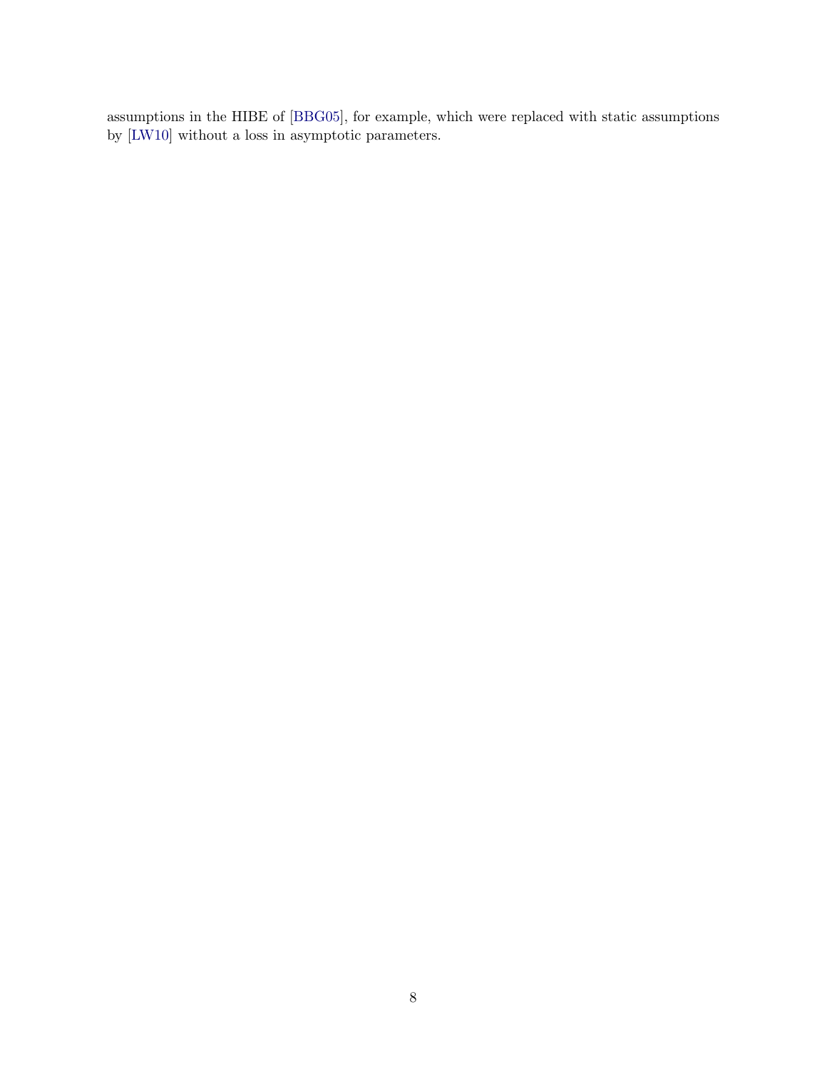assumptions in the HIBE of [BBG05], for example, which were replaced with static assumptions by [LW10] without a loss in asymptotic parameters.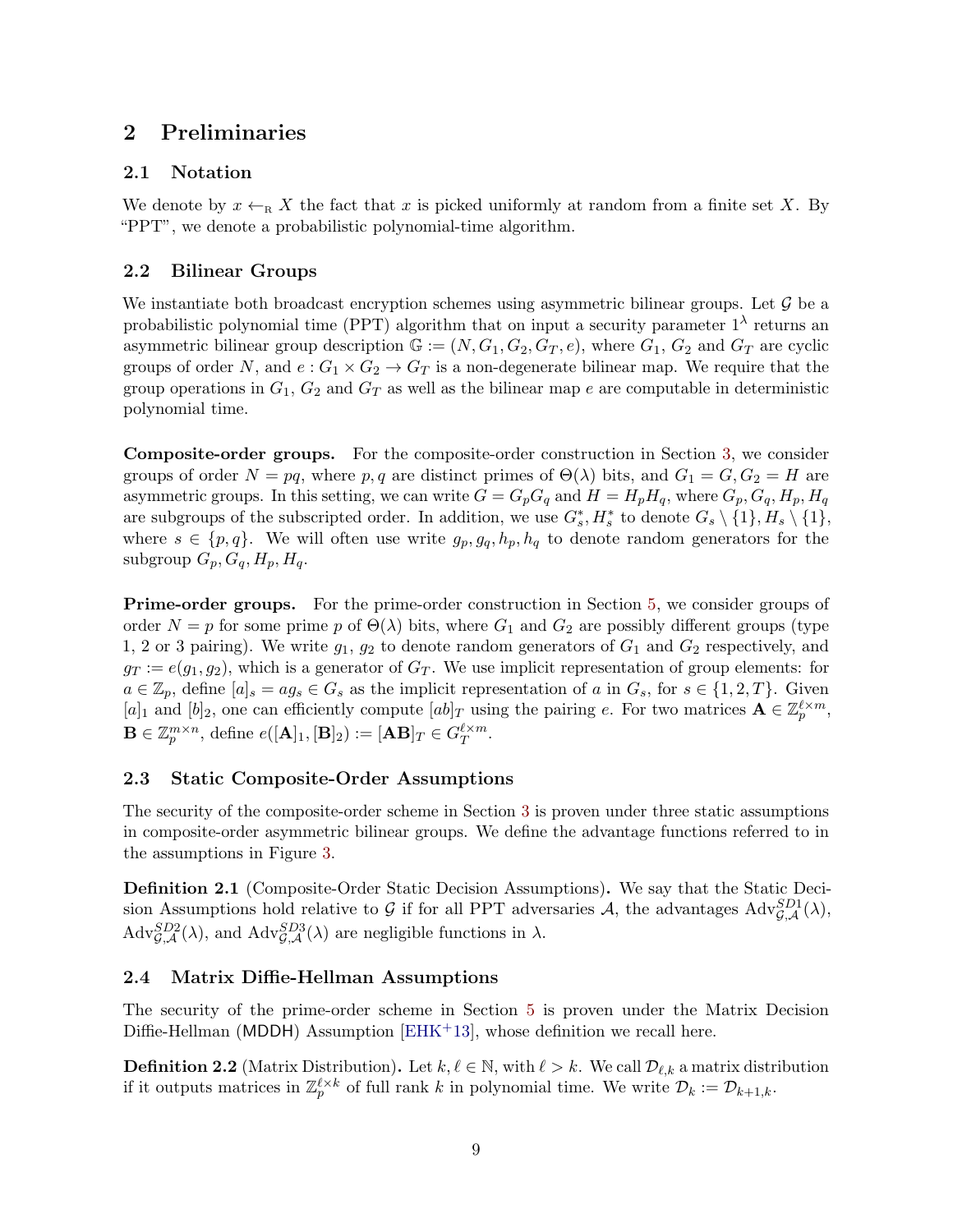# 2 Preliminaries

## 2.1 Notation

We denote by $x \leftarrow_{\mathrm{R}} X$ the fact that $x$ is picked uniformly at random from a finite set $X$. By "PPT", we denote a probabilistic polynomial-time algorithm.

## 2.2 Bilinear Groups

We instantiate both broadcast encryption schemes using asymmetric bilinear groups. Let $\mathcal{G}$ be a probabilistic polynomial time (PPT) algorithm that on input a security parameter $1^\lambda$ returns an asymmetric bilinear group description $\mathbb{G} := (N, G_1, G_2, G_T, e)$, where $G_1$, $G_2$ and $G_T$ are cyclic groups of order $N$, and $e : G_1 \times G_2 \to G_T$ is a non-degenerate bilinear map. We require that the group operations in $G_1$, $G_2$ and $G_T$ as well as the bilinear map $e$ are computable in deterministic polynomial time.

**Composite-order groups.** For the composite-order construction in Section 3, we consider groups of order $N = pq$, where $p, q$ are distinct primes of $\Theta(\lambda)$ bits, and $G_1 = G, G_2 = H$ are asymmetric groups. In this setting, we can write $G = G_p G_q$ and $H = H_p H_q$, where $G_p, G_q, H_p, H_q$ are subgroups of the subscripted order. In addition, we use $G_s^*, H_s^*$ to denote $G_s \setminus \{1\}, H_s \setminus \{1\}$, where $s \in \{p, q\}$. We will often use write $g_p, g_q, h_p, h_q$ to denote random generators for the subgroup $G_p, G_q, H_p, H_q$.

**Prime-order groups.** For the prime-order construction in Section 5, we consider groups of order $N = p$ for some prime $p$ of $\Theta(\lambda)$ bits, where $G_1$ and $G_2$ are possibly different groups (type 1, 2 or 3 pairing). We write $g_1$, $g_2$ to denote random generators of $G_1$ and $G_2$ respectively, and $g_T := e(g_1, g_2)$, which is a generator of $G_T$. We use implicit representation of group elements: for $a \in \mathbb{Z}_p$, define $[a]_s = a g_s \in G_s$ as the implicit representation of $a$ in $G_s$, for $s \in \{1, 2, T\}$. Given $[a]_1$ and $[b]_2$, one can efficiently compute $[ab]_T$ using the pairing $e$. For two matrices $\mathbf{A} \in \mathbb{Z}_p^{\ell \times m}$, $\mathbf{B} \in \mathbb{Z}_p^{m \times n}$, define $e([\mathbf{A}]_1, [\mathbf{B}]_2) := [\mathbf{AB}]_T \in G_T^{\ell \times m}$.

## 2.3 Static Composite-Order Assumptions

The security of the composite-order scheme in Section 3 is proven under three static assumptions in composite-order asymmetric bilinear groups. We define the advantage functions referred to in the assumptions in Figure 3.

**Definition 2.1** (Composite-Order Static Decision Assumptions)**.** We say that the Static Decision Assumptions hold relative to $\mathcal{G}$ if for all PPT adversaries $\mathcal{A}$, the advantages $\mathrm{Adv}_{\mathcal{G},\mathcal{A}}^{SD1}(\lambda)$, $\mathrm{Adv}_{\mathcal{G},\mathcal{A}}^{SD2}(\lambda)$, and $\mathrm{Adv}_{\mathcal{G},\mathcal{A}}^{SD3}(\lambda)$ are negligible functions in $\lambda$.

## 2.4 Matrix Diffie-Hellman Assumptions

The security of the prime-order scheme in Section 5 is proven under the Matrix Decision Diffie-Hellman (MDDH) Assumption [EHK+13], whose definition we recall here.

**Definition 2.2** (Matrix Distribution)**.** Let $k, \ell \in \mathbb{N}$, with $\ell > k$. We call $\mathcal{D}_{\ell,k}$ a matrix distribution if it outputs matrices in $\mathbb{Z}_p^{\ell \times k}$ of full rank $k$ in polynomial time. We write $\mathcal{D}_k := \mathcal{D}_{k+1,k}$.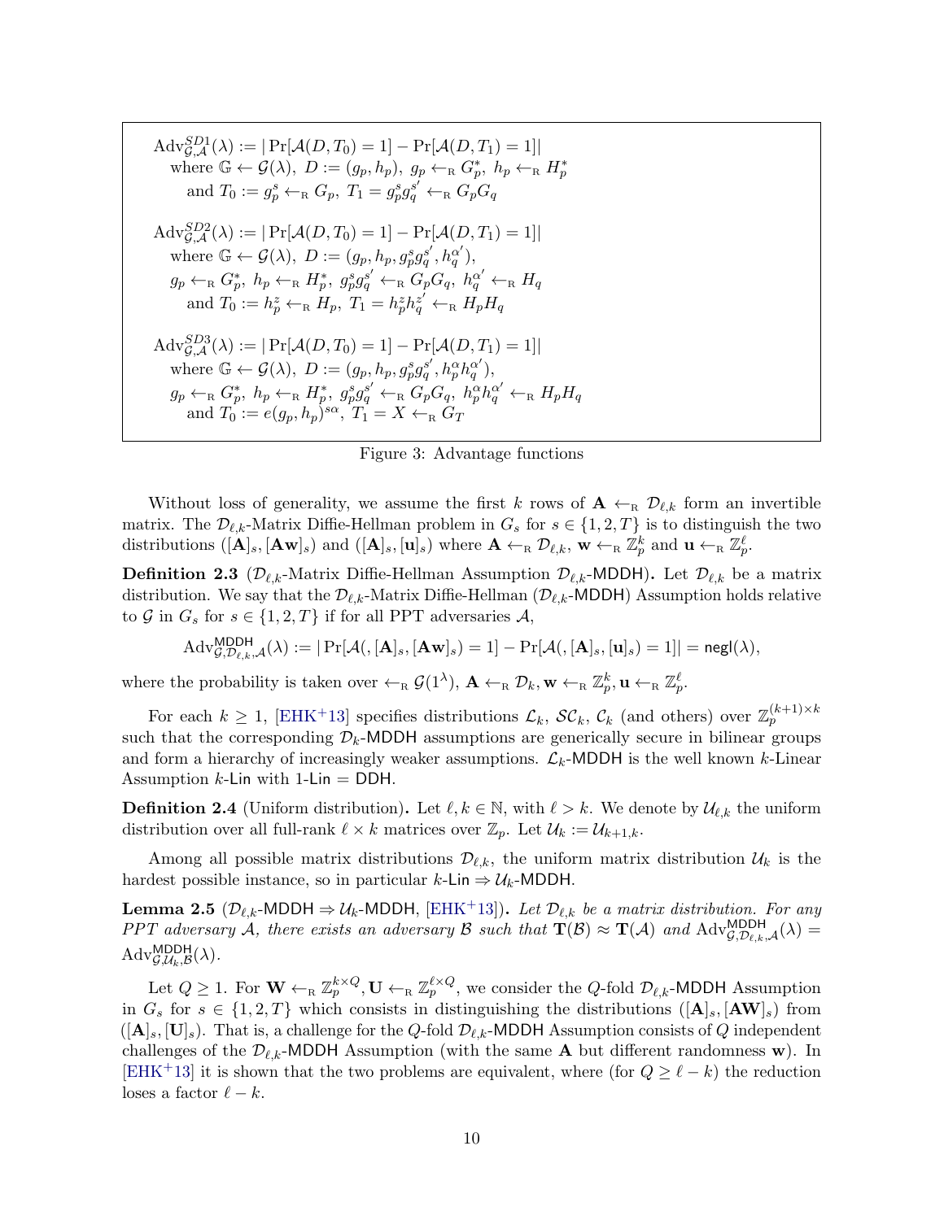$$\mathrm{Adv}^{SD1}_{\mathcal{G},\mathcal{A}}(\lambda) := |\Pr[\mathcal{A}(D, T_0) = 1] - \Pr[\mathcal{A}(D, T_1) = 1]|$$
where $\mathbb{G} \leftarrow \mathcal{G}(\lambda),\ D := (g_p, h_p),\ g_p \leftarrow_{\mathrm{R}} G_p^*,\ h_p \leftarrow_{\mathrm{R}} H_p^*$
and $T_0 := g_p^s \leftarrow_{\mathrm{R}} G_p,\ T_1 = g_p^s g_q^{s'} \leftarrow_{\mathrm{R}} G_p G_q$

$$\mathrm{Adv}^{SD2}_{\mathcal{G},\mathcal{A}}(\lambda) := |\Pr[\mathcal{A}(D, T_0) = 1] - \Pr[\mathcal{A}(D, T_1) = 1]|$$
where $\mathbb{G} \leftarrow \mathcal{G}(\lambda),\ D := (g_p, h_p, g_p^s g_q^{s'}, h_q^{\alpha'}),$
$g_p \leftarrow_{\mathrm{R}} G_p^*,\ h_p \leftarrow_{\mathrm{R}} H_p^*,\ g_p^s g_q^{s'} \leftarrow_{\mathrm{R}} G_p G_q,\ h_q^{\alpha'} \leftarrow_{\mathrm{R}} H_q$
and $T_0 := h_p^z \leftarrow_{\mathrm{R}} H_p,\ T_1 = h_p^z h_q^{z'} \leftarrow_{\mathrm{R}} H_p H_q$

$$\mathrm{Adv}^{SD3}_{\mathcal{G},\mathcal{A}}(\lambda) := |\Pr[\mathcal{A}(D, T_0) = 1] - \Pr[\mathcal{A}(D, T_1) = 1]|$$
where $\mathbb{G} \leftarrow \mathcal{G}(\lambda),\ D := (g_p, h_p, g_p^s g_q^{s'}, h_p^{\alpha} h_q^{\alpha'}),$
$g_p \leftarrow_{\mathrm{R}} G_p^*,\ h_p \leftarrow_{\mathrm{R}} H_p^*,\ g_p^s g_q^{s'} \leftarrow_{\mathrm{R}} G_p G_q,\ h_p^{\alpha} h_q^{\alpha'} \leftarrow_{\mathrm{R}} H_p H_q$
and $T_0 := e(g_p, h_p)^{s\alpha},\ T_1 = X \leftarrow_{\mathrm{R}} G_T$

Figure 3: Advantage functions

Without loss of generality, we assume the first $k$ rows of $\mathbf{A} \leftarrow_{\mathrm{R}} \mathcal{D}_{\ell,k}$ form an invertible matrix. The $\mathcal{D}_{\ell,k}$-Matrix Diffie-Hellman problem in $G_s$ for $s \in \{1, 2, T\}$ is to distinguish the two distributions $([\mathbf{A}]_s, [\mathbf{Aw}]_s)$ and $([\mathbf{A}]_s, [\mathbf{u}]_s)$ where $\mathbf{A} \leftarrow_{\mathrm{R}} \mathcal{D}_{\ell,k}$, $\mathbf{w} \leftarrow_{\mathrm{R}} \mathbb{Z}_p^k$ and $\mathbf{u} \leftarrow_{\mathrm{R}} \mathbb{Z}_p^{\ell}$.

**Definition 2.3** ($\mathcal{D}_{\ell,k}$-Matrix Diffie-Hellman Assumption $\mathcal{D}_{\ell,k}$-$\mathsf{MDDH}$)**.** Let $\mathcal{D}_{\ell,k}$ be a matrix distribution. We say that the $\mathcal{D}_{\ell,k}$-Matrix Diffie-Hellman ($\mathcal{D}_{\ell,k}$-$\mathsf{MDDH}$) Assumption holds relative to $\mathcal{G}$ in $G_s$ for $s \in \{1, 2, T\}$ if for all PPT adversaries $\mathcal{A}$,

$$\mathrm{Adv}^{\mathsf{MDDH}}_{\mathcal{G},\mathcal{D}_{\ell,k},\mathcal{A}}(\lambda) := |\Pr[\mathcal{A}(, [\mathbf{A}]_s, [\mathbf{Aw}]_s) = 1] - \Pr[\mathcal{A}(, [\mathbf{A}]_s, [\mathbf{u}]_s) = 1]| = \mathsf{negl}(\lambda),$$

where the probability is taken over $\leftarrow_{\mathrm{R}} \mathcal{G}(1^{\lambda})$, $\mathbf{A} \leftarrow_{\mathrm{R}} \mathcal{D}_k, \mathbf{w} \leftarrow_{\mathrm{R}} \mathbb{Z}_p^k, \mathbf{u} \leftarrow_{\mathrm{R}} \mathbb{Z}_p^{\ell}$.

For each $k \geq 1$, [EHK+13] specifies distributions $\mathcal{L}_k$, $\mathcal{SC}_k$, $\mathcal{C}_k$ (and others) over $\mathbb{Z}_p^{(k+1)\times k}$ such that the corresponding $\mathcal{D}_k$-$\mathsf{MDDH}$ assumptions are generically secure in bilinear groups and form a hierarchy of increasingly weaker assumptions. $\mathcal{L}_k$-$\mathsf{MDDH}$ is the well known $k$-Linear Assumption $k$-$\mathsf{Lin}$ with 1-$\mathsf{Lin}$ = $\mathsf{DDH}$.

**Definition 2.4** (Uniform distribution)**.** Let $\ell, k \in \mathbb{N}$, with $\ell > k$. We denote by $\mathcal{U}_{\ell,k}$ the uniform distribution over all full-rank $\ell \times k$ matrices over $\mathbb{Z}_p$. Let $\mathcal{U}_k := \mathcal{U}_{k+1,k}$.

Among all possible matrix distributions $\mathcal{D}_{\ell,k}$, the uniform matrix distribution $\mathcal{U}_k$ is the hardest possible instance, so in particular $k$-$\mathsf{Lin} \Rightarrow \mathcal{U}_k$-$\mathsf{MDDH}$.

**Lemma 2.5** ($\mathcal{D}_{\ell,k}$-$\mathsf{MDDH} \Rightarrow \mathcal{U}_k$-$\mathsf{MDDH}$, [EHK+13])**.** *Let $\mathcal{D}_{\ell,k}$ be a matrix distribution. For any PPT adversary $\mathcal{A}$, there exists an adversary $\mathcal{B}$ such that $\mathbf{T}(\mathcal{B}) \approx \mathbf{T}(\mathcal{A})$ and $\mathrm{Adv}^{\mathsf{MDDH}}_{\mathcal{G},\mathcal{D}_{\ell,k},\mathcal{A}}(\lambda) = \mathrm{Adv}^{\mathsf{MDDH}}_{\mathcal{G},\mathcal{U}_k,\mathcal{B}}(\lambda)$.*

Let $Q \geq 1$. For $\mathbf{W} \leftarrow_{\mathrm{R}} \mathbb{Z}_p^{k\times Q}, \mathbf{U} \leftarrow_{\mathrm{R}} \mathbb{Z}_p^{\ell\times Q}$, we consider the $Q$-fold $\mathcal{D}_{\ell,k}$-$\mathsf{MDDH}$ Assumption in $G_s$ for $s \in \{1, 2, T\}$ which consists in distinguishing the distributions $([\mathbf{A}]_s, [\mathbf{AW}]_s)$ from $([\mathbf{A}]_s, [\mathbf{U}]_s)$. That is, a challenge for the $Q$-fold $\mathcal{D}_{\ell,k}$-$\mathsf{MDDH}$ Assumption consists of $Q$ independent challenges of the $\mathcal{D}_{\ell,k}$-$\mathsf{MDDH}$ Assumption (with the same $\mathbf{A}$ but different randomness $\mathbf{w}$). In [EHK+13] it is shown that the two problems are equivalent, where (for $Q \geq \ell - k$) the reduction loses a factor $\ell - k$.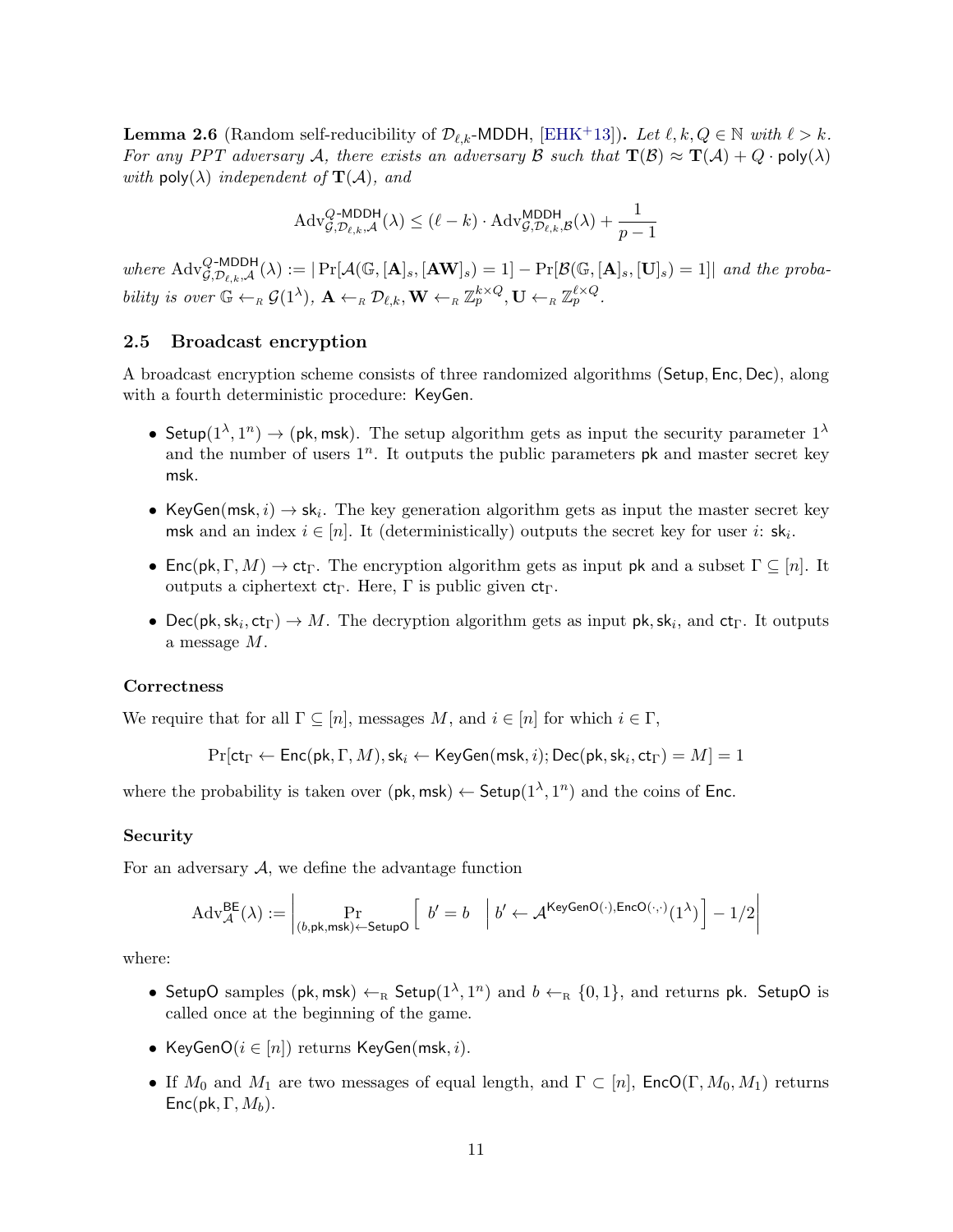**Lemma 2.6** (Random self-reducibility of $\mathcal{D}_{\ell,k}$-MDDH, [EHK+13])**.** *Let $\ell, k, Q \in \mathbb{N}$ with $\ell > k$. For any PPT adversary $\mathcal{A}$, there exists an adversary $\mathcal{B}$ such that $\mathbf{T}(\mathcal{B}) \approx \mathbf{T}(\mathcal{A}) + Q \cdot \mathsf{poly}(\lambda)$ with $\mathsf{poly}(\lambda)$ independent of $\mathbf{T}(\mathcal{A})$, and*

$$\mathrm{Adv}^{Q\text{-}\mathsf{MDDH}}_{\mathcal{G},\mathcal{D}_{\ell,k},\mathcal{A}}(\lambda) \leq (\ell - k) \cdot \mathrm{Adv}^{\mathsf{MDDH}}_{\mathcal{G},\mathcal{D}_{\ell,k},\mathcal{B}}(\lambda) + \frac{1}{p-1}$$

*where $\mathrm{Adv}^{Q\text{-}\mathsf{MDDH}}_{\mathcal{G},\mathcal{D}_{\ell,k},\mathcal{A}}(\lambda) := |\Pr[\mathcal{A}(\mathbb{G}, [\mathbf{A}]_s, [\mathbf{AW}]_s) = 1] - \Pr[\mathcal{B}(\mathbb{G}, [\mathbf{A}]_s, [\mathbf{U}]_s) = 1]|$ and the probability is over $\mathbb{G} \leftarrow_R \mathcal{G}(1^\lambda)$, $\mathbf{A} \leftarrow_R \mathcal{D}_{\ell,k}, \mathbf{W} \leftarrow_R \mathbb{Z}_p^{k \times Q}, \mathbf{U} \leftarrow_R \mathbb{Z}_p^{\ell \times Q}$.*

## 2.5 Broadcast encryption

A broadcast encryption scheme consists of three randomized algorithms ($\mathsf{Setup}, \mathsf{Enc}, \mathsf{Dec}$), along with a fourth deterministic procedure: $\mathsf{KeyGen}$.

- $\mathsf{Setup}(1^\lambda, 1^n) \to (\mathsf{pk}, \mathsf{msk})$. The setup algorithm gets as input the security parameter $1^\lambda$ and the number of users $1^n$. It outputs the public parameters $\mathsf{pk}$ and master secret key $\mathsf{msk}$.
- $\mathsf{KeyGen}(\mathsf{msk}, i) \to \mathsf{sk}_i$. The key generation algorithm gets as input the master secret key $\mathsf{msk}$ and an index $i \in [n]$. It (deterministically) outputs the secret key for user $i$: $\mathsf{sk}_i$.
- $\mathsf{Enc}(\mathsf{pk}, \Gamma, M) \to \mathsf{ct}_\Gamma$. The encryption algorithm gets as input $\mathsf{pk}$ and a subset $\Gamma \subseteq [n]$. It outputs a ciphertext $\mathsf{ct}_\Gamma$. Here, $\Gamma$ is public given $\mathsf{ct}_\Gamma$.
- $\mathsf{Dec}(\mathsf{pk}, \mathsf{sk}_i, \mathsf{ct}_\Gamma) \to M$. The decryption algorithm gets as input $\mathsf{pk}, \mathsf{sk}_i$, and $\mathsf{ct}_\Gamma$. It outputs a message $M$.

### Correctness

We require that for all $\Gamma \subseteq [n]$, messages $M$, and $i \in [n]$ for which $i \in \Gamma$,

$$\Pr[\mathsf{ct}_\Gamma \leftarrow \mathsf{Enc}(\mathsf{pk}, \Gamma, M), \mathsf{sk}_i \leftarrow \mathsf{KeyGen}(\mathsf{msk}, i); \mathsf{Dec}(\mathsf{pk}, \mathsf{sk}_i, \mathsf{ct}_\Gamma) = M] = 1$$

where the probability is taken over $(\mathsf{pk}, \mathsf{msk}) \leftarrow \mathsf{Setup}(1^\lambda, 1^n)$ and the coins of $\mathsf{Enc}$.

### Security

For an adversary $\mathcal{A}$, we define the advantage function

$$\mathrm{Adv}^{\mathsf{BE}}_{\mathcal{A}}(\lambda) := \left| \Pr_{(b,\mathsf{pk},\mathsf{msk}) \leftarrow \mathsf{SetupO}} \left[ \; b' = b \quad \middle| \, b' \leftarrow \mathcal{A}^{\mathsf{KeyGenO}(\cdot),\mathsf{EncO}(\cdot,\cdot)}(1^\lambda) \right] - 1/2 \right|$$

where:

- $\mathsf{SetupO}$ samples $(\mathsf{pk}, \mathsf{msk}) \leftarrow_{\mathrm{R}} \mathsf{Setup}(1^\lambda, 1^n)$ and $b \leftarrow_{\mathrm{R}} \{0, 1\}$, and returns $\mathsf{pk}$. $\mathsf{SetupO}$ is called once at the beginning of the game.
- $\mathsf{KeyGenO}(i \in [n])$ returns $\mathsf{KeyGen}(\mathsf{msk}, i)$.
- If $M_0$ and $M_1$ are two messages of equal length, and $\Gamma \subset [n]$, $\mathsf{EncO}(\Gamma, M_0, M_1)$ returns $\mathsf{Enc}(\mathsf{pk}, \Gamma, M_b)$.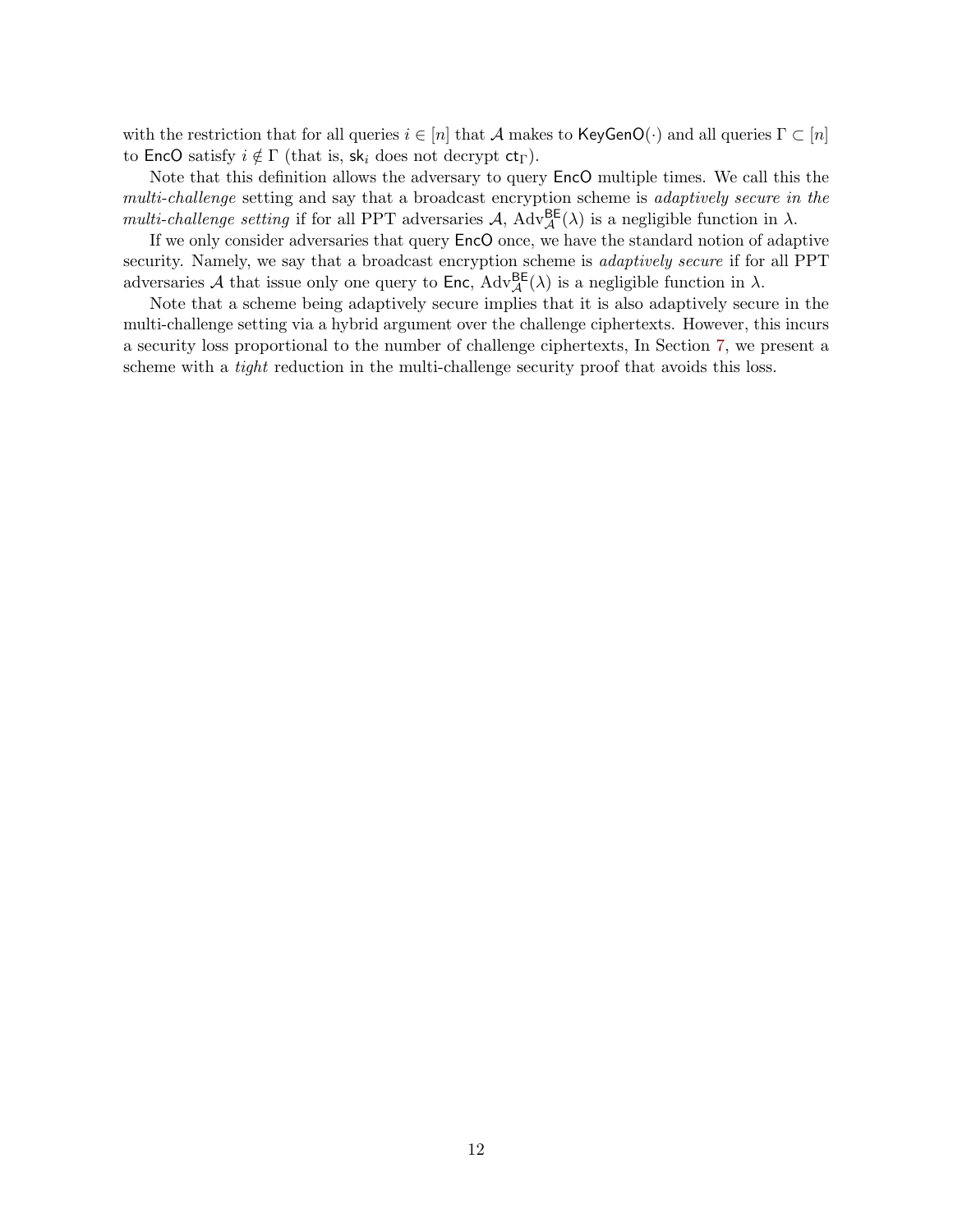with the restriction that for all queries $i \in [n]$ that $\mathcal{A}$ makes to $\mathsf{KeyGenO}(\cdot)$ and all queries $\Gamma \subset [n]$ to $\mathsf{EncO}$ satisfy $i \notin \Gamma$ (that is, $\mathsf{sk}_i$ does not decrypt $\mathsf{ct}_\Gamma$).

Note that this definition allows the adversary to query $\mathsf{EncO}$ multiple times. We call this the *multi-challenge* setting and say that a broadcast encryption scheme is *adaptively secure in the multi-challenge setting* if for all PPT adversaries $\mathcal{A}$, $\mathrm{Adv}^{\mathsf{BE}}_{\mathcal{A}}(\lambda)$ is a negligible function in $\lambda$.

If we only consider adversaries that query $\mathsf{EncO}$ once, we have the standard notion of adaptive security. Namely, we say that a broadcast encryption scheme is *adaptively secure* if for all PPT adversaries $\mathcal{A}$ that issue only one query to $\mathsf{Enc}$, $\mathrm{Adv}^{\mathsf{BE}}_{\mathcal{A}}(\lambda)$ is a negligible function in $\lambda$.

Note that a scheme being adaptively secure implies that it is also adaptively secure in the multi-challenge setting via a hybrid argument over the challenge ciphertexts. However, this incurs a security loss proportional to the number of challenge ciphertexts, In Section 7, we present a scheme with a *tight* reduction in the multi-challenge security proof that avoids this loss.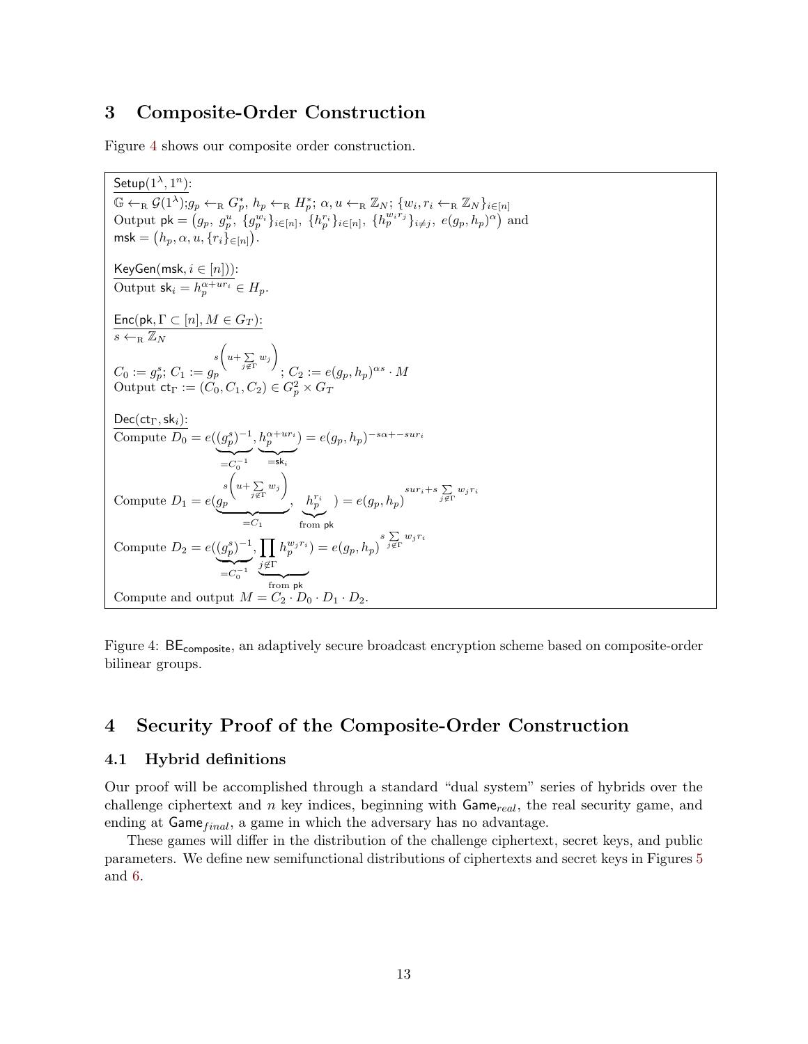# 3 Composite-Order Construction

Figure 4 shows our composite order construction.

$\underline{\mathsf{Setup}(1^\lambda, 1^n)}$:
$\mathbb{G} \leftarrow_{\mathrm{R}} \mathcal{G}(1^\lambda)$;$g_p \leftarrow_{\mathrm{R}} G_p^*$, $h_p \leftarrow_{\mathrm{R}} H_p^*$; $\alpha, u \leftarrow_{\mathrm{R}} \mathbb{Z}_N$; $\{w_i, r_i \leftarrow_{\mathrm{R}} \mathbb{Z}_N\}_{i\in[n]}$
Output $\mathsf{pk} = \big(g_p,\ g_p^u,\ \{g_p^{w_i}\}_{i\in[n]},\ \{h_p^{r_i}\}_{i\in[n]},\ \{h_p^{w_i r_j}\}_{i\neq j},\ e(g_p, h_p)^\alpha\big)$ and
$\mathsf{msk} = \big(h_p, \alpha, u, \{r_i\}_{\in[n]}\big)$.

$\underline{\mathsf{KeyGen}(\mathsf{msk}, i \in [n]))}$:
Output $\mathsf{sk}_i = h_p^{\alpha + ur_i} \in H_p$.

$\underline{\mathsf{Enc}(\mathsf{pk}, \Gamma \subset [n], M \in G_T)}$:
$s \leftarrow_{\mathrm{R}} \mathbb{Z}_N$
$C_0 := g_p^s$; $C_1 := g_p^{s\left(u + \sum_{j\notin\Gamma} w_j\right)}$; $C_2 := e(g_p, h_p)^{\alpha s} \cdot M$
Output $\mathsf{ct}_\Gamma := (C_0, C_1, C_2) \in G_p^2 \times G_T$

$\underline{\mathsf{Dec}(\mathsf{ct}_\Gamma, \mathsf{sk}_i)}$:
Compute $D_0 = e(\underbrace{(g_p^s)^{-1}}_{=C_0^{-1}}, \underbrace{h_p^{\alpha+ur_i}}_{=\mathsf{sk}_i}) = e(g_p, h_p)^{-s\alpha + -sur_i}$
Compute $D_1 = e(\underbrace{g_p^{s\left(u+\sum_{j\notin\Gamma} w_j\right)}}_{=C_1}, \underbrace{h_p^{r_i}}_{\text{from } \mathsf{pk}}) = e(g_p, h_p)^{sur_i + s\sum_{j\notin\Gamma} w_j r_i}$
Compute $D_2 = e(\underbrace{(g_p^s)^{-1}}_{=C_0^{-1}}, \underbrace{\prod_{j\notin\Gamma} h_p^{w_j r_i}}_{\text{from } \mathsf{pk}}) = e(g_p, h_p)^{s\sum_{j\notin\Gamma} w_j r_i}$
Compute and output $M = C_2 \cdot D_0 \cdot D_1 \cdot D_2$.

Figure 4: $\mathsf{BE}_{\mathsf{composite}}$, an adaptively secure broadcast encryption scheme based on composite-order bilinear groups.

# 4 Security Proof of the Composite-Order Construction

## 4.1 Hybrid definitions

Our proof will be accomplished through a standard "dual system" series of hybrids over the challenge ciphertext and $n$ key indices, beginning with $\mathsf{Game}_{real}$, the real security game, and ending at $\mathsf{Game}_{final}$, a game in which the adversary has no advantage.

These games will differ in the distribution of the challenge ciphertext, secret keys, and public parameters. We define new semifunctional distributions of ciphertexts and secret keys in Figures 5 and 6.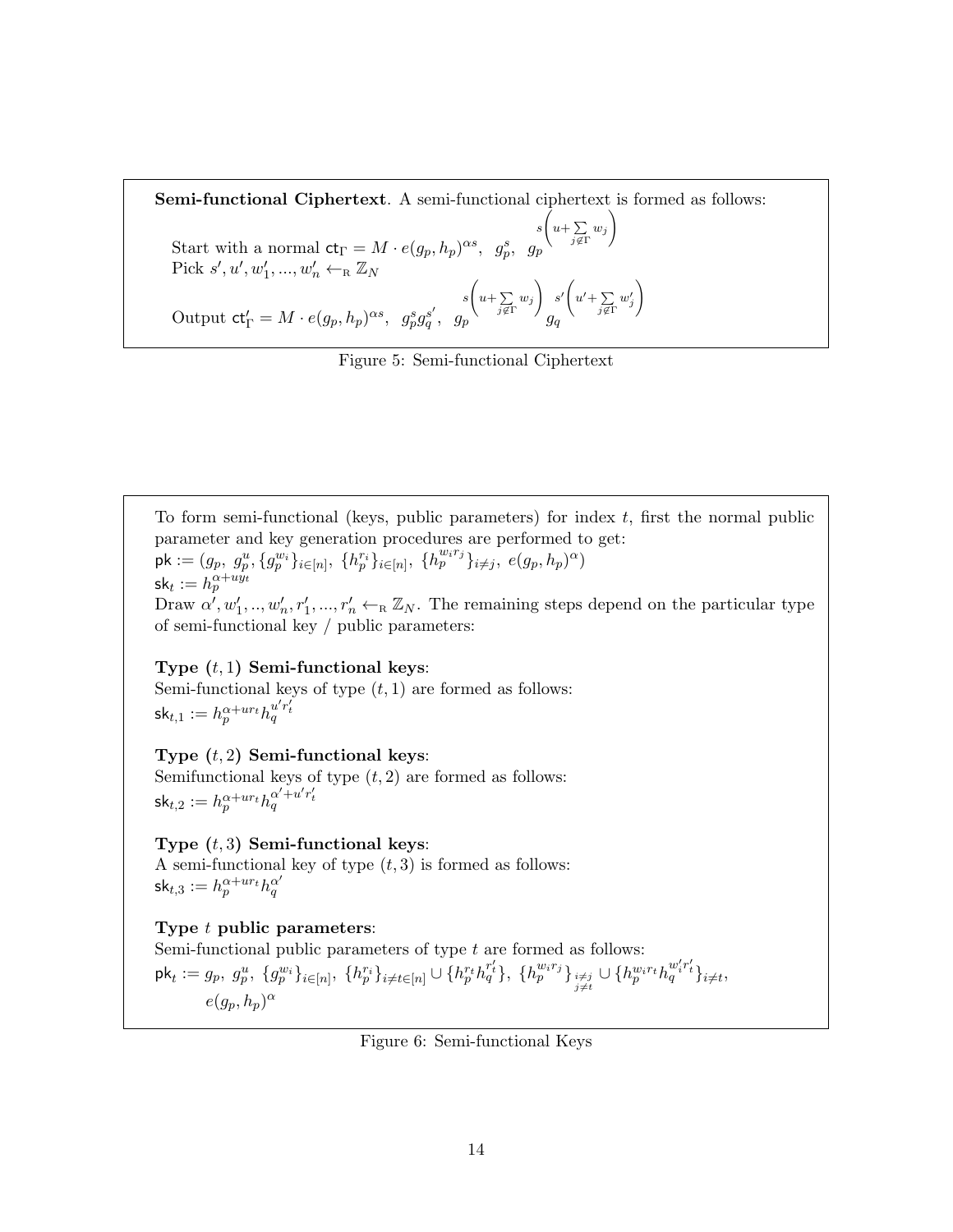**Semi-functional Ciphertext**. A semi-functional ciphertext is formed as follows:

Start with a normal $\mathsf{ct}_\Gamma = M \cdot e(g_p, h_p)^{\alpha s}, \;\; g_p^s, \;\; g_p^{s\left(u + \sum_{j \notin \Gamma} w_j\right)}$

Pick $s', u', w_1', ..., w_n' \leftarrow_{\mathrm{R}} \mathbb{Z}_N$

Output $\mathsf{ct}_\Gamma' = M \cdot e(g_p, h_p)^{\alpha s}, \;\; g_p^s g_q^{s'}, \;\; g_p^{s\left(u + \sum_{j \notin \Gamma} w_j\right)} g_q^{s'\left(u' + \sum_{j \notin \Gamma} w_j'\right)}$

Figure 5: Semi-functional Ciphertext

To form semi-functional (keys, public parameters) for index $t$, first the normal public parameter and key generation procedures are performed to get:

$\mathsf{pk} := (g_p, \; g_p^u, \{g_p^{w_i}\}_{i \in [n]}, \; \{h_p^{r_i}\}_{i \in [n]}, \; \{h_p^{w_i r_j}\}_{i \neq j}, \; e(g_p, h_p)^\alpha)$

$\mathsf{sk}_t := h_p^{\alpha + u y_t}$

Draw $\alpha', w_1', .., w_n', r_1', ..., r_n' \leftarrow_{\mathrm{R}} \mathbb{Z}_N$. The remaining steps depend on the particular type of semi-functional key / public parameters:

**Type $(t, 1)$ Semi-functional keys**:

Semi-functional keys of type $(t, 1)$ are formed as follows:

$\mathsf{sk}_{t,1} := h_p^{\alpha + u r_t} h_q^{u' r_t'}$

**Type $(t, 2)$ Semi-functional keys**:

Semifunctional keys of type $(t, 2)$ are formed as follows:

$\mathsf{sk}_{t,2} := h_p^{\alpha + u r_t} h_q^{\alpha' + u' r_t'}$

**Type $(t, 3)$ Semi-functional keys**:

A semi-functional key of type $(t, 3)$ is formed as follows:

$\mathsf{sk}_{t,3} := h_p^{\alpha + u r_t} h_q^{\alpha'}$

**Type $t$ public parameters**:

Semi-functional public parameters of type $t$ are formed as follows:

$\mathsf{pk}_t := g_p, \; g_p^u, \; \{g_p^{w_i}\}_{i \in [n]}, \; \{h_p^{r_i}\}_{i \neq t \in [n]} \cup \{h_p^{r_t} h_q^{r_t'}\}, \; \{h_p^{w_i r_j}\}_{\substack{i \neq j \\ j \neq t}} \cup \{h_p^{w_i r_t} h_q^{w_i' r_t'}\}_{i \neq t},$
$\quad e(g_p, h_p)^\alpha$

Figure 6: Semi-functional Keys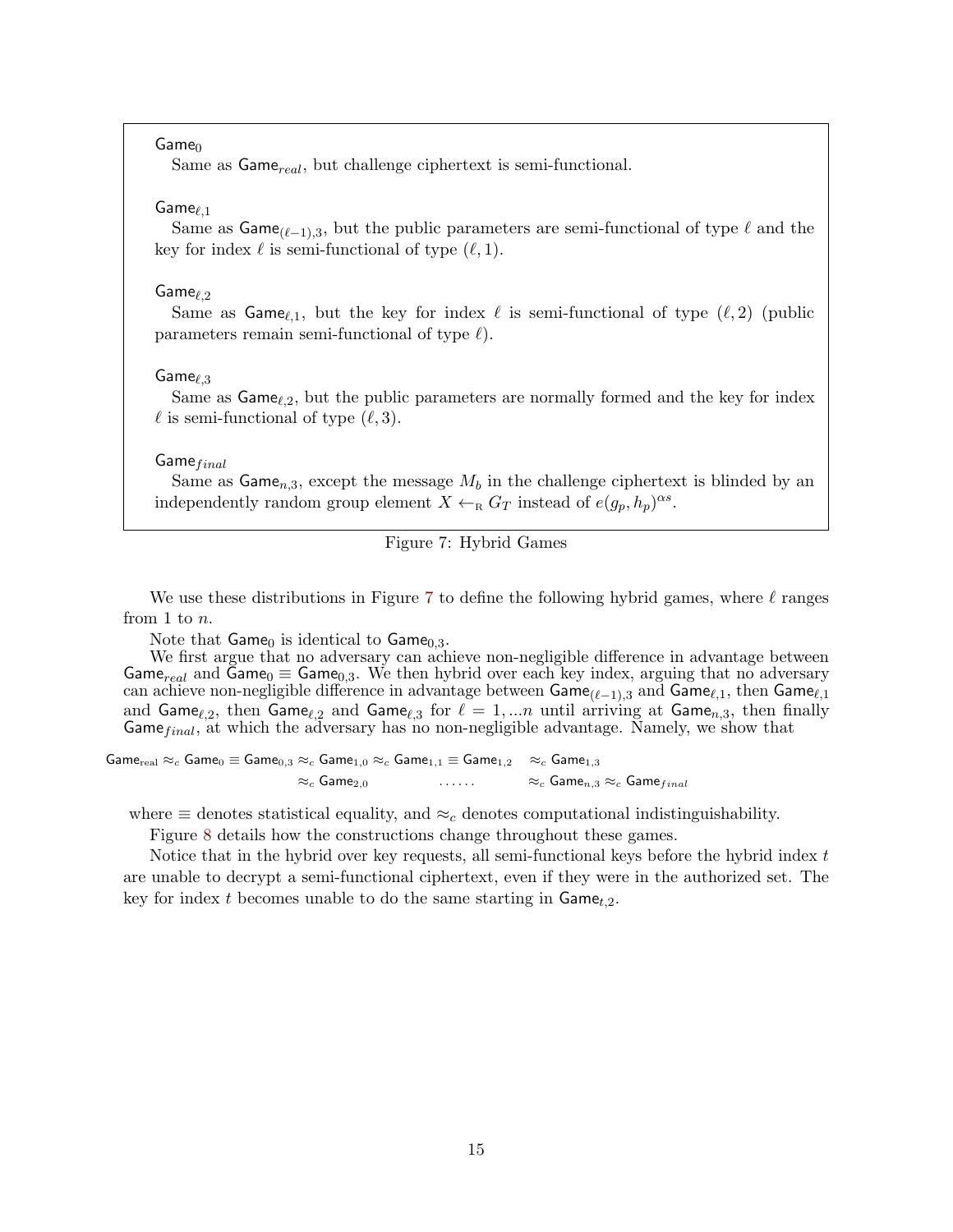$\mathsf{Game}_0$

Same as $\mathsf{Game}_{real}$, but challenge ciphertext is semi-functional.

$\mathsf{Game}_{\ell,1}$

Same as $\mathsf{Game}_{(\ell-1),3}$, but the public parameters are semi-functional of type $\ell$ and the key for index $\ell$ is semi-functional of type $(\ell, 1)$.

$\mathsf{Game}_{\ell,2}$

Same as $\mathsf{Game}_{\ell,1}$, but the key for index $\ell$ is semi-functional of type $(\ell, 2)$ (public parameters remain semi-functional of type $\ell$).

$\mathsf{Game}_{\ell,3}$

Same as $\mathsf{Game}_{\ell,2}$, but the public parameters are normally formed and the key for index $\ell$ is semi-functional of type $(\ell, 3)$.

$\mathsf{Game}_{final}$

Same as $\mathsf{Game}_{n,3}$, except the message $M_b$ in the challenge ciphertext is blinded by an independently random group element $X \leftarrow_{\text{R}} G_T$ instead of $e(g_p, h_p)^{\alpha s}$.

Figure 7: Hybrid Games

We use these distributions in Figure 7 to define the following hybrid games, where $\ell$ ranges from 1 to $n$.

Note that $\mathsf{Game}_0$ is identical to $\mathsf{Game}_{0,3}$.

We first argue that no adversary can achieve non-negligible difference in advantage between $\mathsf{Game}_{real}$ and $\mathsf{Game}_0 \equiv \mathsf{Game}_{0,3}$. We then hybrid over each key index, arguing that no adversary can achieve non-negligible difference in advantage between $\mathsf{Game}_{(\ell-1),3}$ and $\mathsf{Game}_{\ell,1}$, then $\mathsf{Game}_{\ell,1}$ and $\mathsf{Game}_{\ell,2}$, then $\mathsf{Game}_{\ell,2}$ and $\mathsf{Game}_{\ell,3}$ for $\ell = 1, ...n$ until arriving at $\mathsf{Game}_{n,3}$, then finally $\mathsf{Game}_{final}$, at which the adversary has no non-negligible advantage. Namely, we show that

$$
\begin{aligned}
\mathsf{Game}_{\text{real}} \approx_c \mathsf{Game}_0 \equiv \mathsf{Game}_{0,3} &\approx_c \mathsf{Game}_{1,0} \approx_c \mathsf{Game}_{1,1} \equiv \mathsf{Game}_{1,2} \quad \approx_c \mathsf{Game}_{1,3} \\
&\approx_c \mathsf{Game}_{2,0} \qquad\qquad \ldots\ldots \qquad\quad \approx_c \mathsf{Game}_{n,3} \approx_c \mathsf{Game}_{final}
\end{aligned}
$$

where $\equiv$ denotes statistical equality, and $\approx_c$ denotes computational indistinguishability.

Figure 8 details how the constructions change throughout these games.

Notice that in the hybrid over key requests, all semi-functional keys before the hybrid index $t$ are unable to decrypt a semi-functional ciphertext, even if they were in the authorized set. The key for index $t$ becomes unable to do the same starting in $\mathsf{Game}_{t,2}$.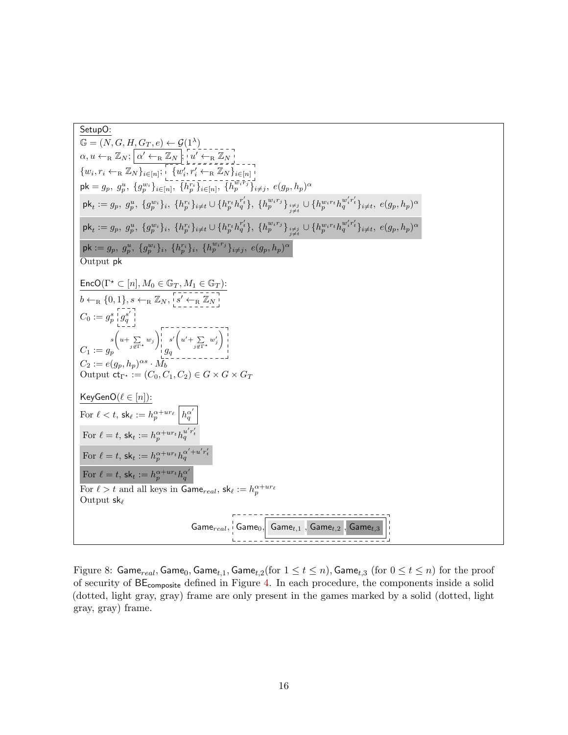SetupO:

$\mathbb{G} = (N, G, H, G_T, e) \leftarrow \mathcal{G}(1^\lambda)$

$\alpha, u \leftarrow_{\mathrm{R}} \mathbb{Z}_N$; $\boxed{\alpha' \leftarrow_{\mathrm{R}} \mathbb{Z}_N}$; $u' \leftarrow_{\mathrm{R}} \mathbb{Z}_N$ (dotted)

$\{w_i, r_i \leftarrow_{\mathrm{R}} \mathbb{Z}_N\}_{i\in[n]}$; $\{w'_i, r'_i \leftarrow_{\mathrm{R}} \mathbb{Z}_N\}_{i\in[n]}$ (dotted)

$\mathsf{pk} = g_p,\ g_p^u,\ \{g_p^{w_i}\}_{i\in[n]},\ \{h_p^{r_i}\}_{i\in[n]},\ \{h_p^{w_i r_j}\}_{i\neq j},\ e(g_p,h_p)^\alpha$

(light gray) $\mathsf{pk}_t := g_p,\ g_p^u,\ \{g_p^{w_i}\}_i,\ \{h_p^{r_i}\}_{i\neq t} \cup \{h_p^{r_t} h_q^{r'_t}\},\ \{h_p^{w_i r_j}\}_{\substack{i\neq j\\ j\neq t}} \cup \{h_p^{w_i r_t} h_q^{w'_i r'_t}\}_{i\neq t},\ e(g_p,h_p)^\alpha$

(gray) $\mathsf{pk}_t := g_p,\ g_p^u,\ \{g_p^{w_i}\}_i,\ \{h_p^{r_i}\}_{i\neq t} \cup \{h_p^{r_t} h_q^{r'_t}\},\ \{h_p^{w_i r_j}\}_{\substack{i\neq j\\ j\neq t}} \cup \{h_p^{w_i r_t} h_q^{w'_i r'_t}\}_{i\neq t},\ e(g_p,h_p)^\alpha$

(dark gray) $\mathsf{pk} := g_p,\ g_p^u,\ \{g_p^{w_i}\}_i,\ \{h_p^{r_i}\}_i,\ \{h_p^{w_i r_j}\}_{i\neq j},\ e(g_p,h_p)^\alpha$

Output $\mathsf{pk}$

EncO($\Gamma^\star \subset [n], M_0 \in \mathbb{G}_T, M_1 \in \mathbb{G}_T$):

$b \leftarrow_{\mathrm{R}} \{0,1\}, s \leftarrow_{\mathrm{R}} \mathbb{Z}_N$, $s' \leftarrow_{\mathrm{R}} \mathbb{Z}_N$ (dotted)

$C_0 := g_p^s$ $g_q^{s'}$ (dotted)

$C_1 := g_p^{s\left(u + \sum_{j\notin\Gamma^\star} w_j\right)}$ $g_q^{s'\left(u' + \sum_{j\notin\Gamma^\star} w'_j\right)}$ (dotted)

$C_2 := e(g_p,h_p)^{\alpha s} \cdot M_b$

Output $\mathsf{ct}_{\Gamma^\star} := (C_0, C_1, C_2) \in G \times G \times G_T$

KeyGenO($\ell \in [n]$):

For $\ell < t$, $\mathsf{sk}_\ell := h_p^{\alpha + u r_\ell}$ $\boxed{h_q^{\alpha'}}$

(light gray) For $\ell = t$, $\mathsf{sk}_t := h_p^{\alpha + u r_t} h_q^{u' r'_t}$

(gray) For $\ell = t$, $\mathsf{sk}_t := h_p^{\alpha + u r_t} h_q^{\alpha' + u' r'_t}$

(dark gray) For $\ell = t$, $\mathsf{sk}_t := h_p^{\alpha + u r_t} h_q^{\alpha'}$

For $\ell > t$ and all keys in $\mathsf{Game}_{real}$, $\mathsf{sk}_\ell := h_p^{\alpha + u r_\ell}$

Output $\mathsf{sk}_\ell$

$\mathsf{Game}_{real}$, $\mathsf{Game}_0$, $\mathsf{Game}_{t,1}$, $\mathsf{Game}_{t,2}$, $\mathsf{Game}_{t,3}$

Figure 8: $\mathsf{Game}_{real}, \mathsf{Game}_0, \mathsf{Game}_{t,1}, \mathsf{Game}_{t,2}$(for $1 \le t \le n$), $\mathsf{Game}_{t,3}$ (for $0 \le t \le n$) for the proof of security of $\mathsf{BE}_{\mathsf{composite}}$ defined in Figure 4. In each procedure, the components inside a solid (dotted, light gray, gray) frame are only present in the games marked by a solid (dotted, light gray, gray) frame.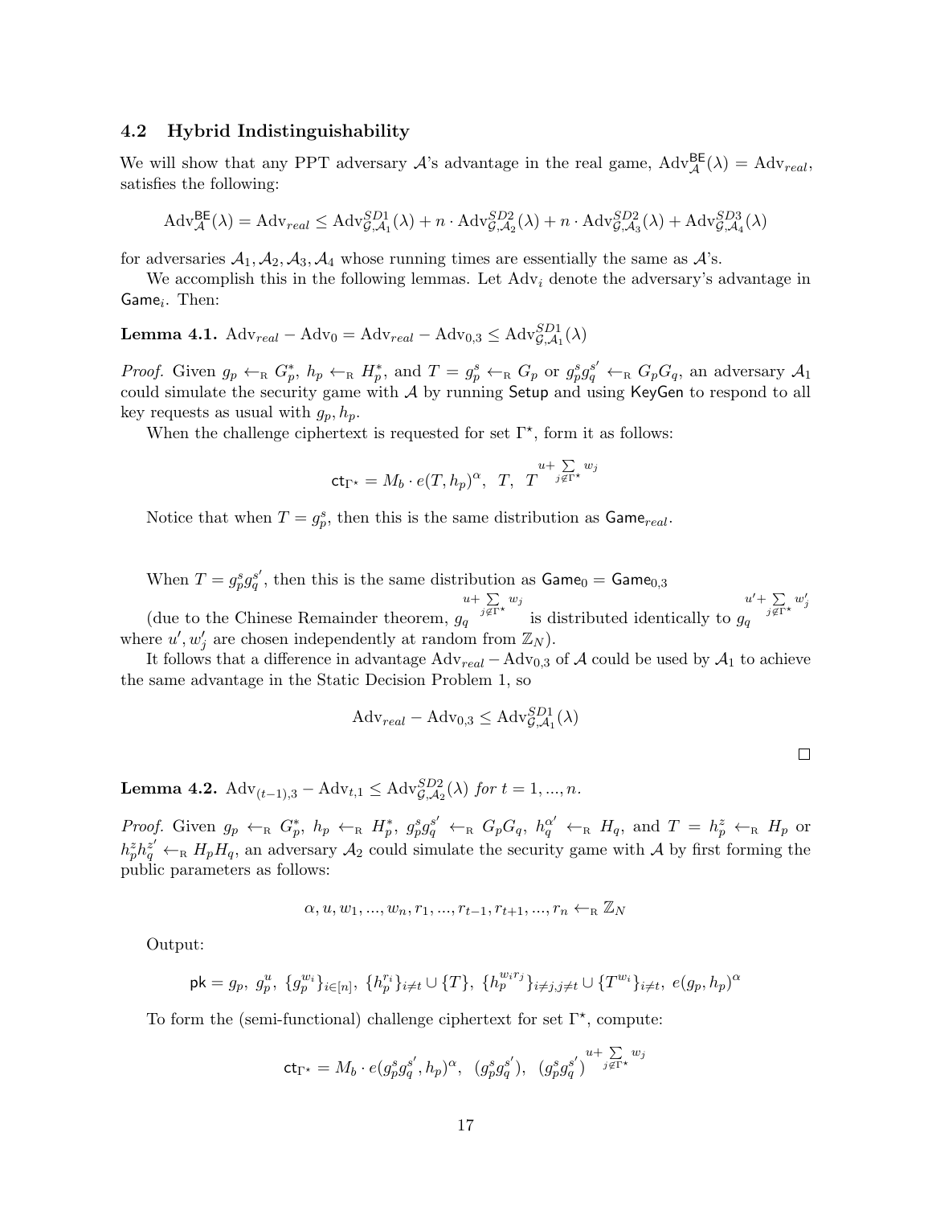### 4.2 Hybrid Indistinguishability

We will show that any PPT adversary $\mathcal{A}$'s advantage in the real game, $\mathrm{Adv}_{\mathcal{A}}^{\mathsf{BE}}(\lambda) = \mathrm{Adv}_{real}$, satisfies the following:

$$\mathrm{Adv}_{\mathcal{A}}^{\mathsf{BE}}(\lambda) = \mathrm{Adv}_{real} \leq \mathrm{Adv}_{\mathcal{G},\mathcal{A}_1}^{SD1}(\lambda) + n \cdot \mathrm{Adv}_{\mathcal{G},\mathcal{A}_2}^{SD2}(\lambda) + n \cdot \mathrm{Adv}_{\mathcal{G},\mathcal{A}_3}^{SD2}(\lambda) + \mathrm{Adv}_{\mathcal{G},\mathcal{A}_4}^{SD3}(\lambda)$$

for adversaries $\mathcal{A}_1, \mathcal{A}_2, \mathcal{A}_3, \mathcal{A}_4$ whose running times are essentially the same as $\mathcal{A}$'s.

We accomplish this in the following lemmas. Let $\mathrm{Adv}_i$ denote the adversary's advantage in $\mathsf{Game}_i$. Then:

**Lemma 4.1.** $\mathrm{Adv}_{real} - \mathrm{Adv}_0 = \mathrm{Adv}_{real} - \mathrm{Adv}_{0,3} \leq \mathrm{Adv}_{\mathcal{G},\mathcal{A}_1}^{SD1}(\lambda)$

*Proof.* Given $g_p \leftarrow_{\mathrm{R}} G_p^*$, $h_p \leftarrow_{\mathrm{R}} H_p^*$, and $T = g_p^s \leftarrow_{\mathrm{R}} G_p$ or $g_p^s g_q^{s'} \leftarrow_{\mathrm{R}} G_p G_q$, an adversary $\mathcal{A}_1$ could simulate the security game with $\mathcal{A}$ by running $\mathsf{Setup}$ and using $\mathsf{KeyGen}$ to respond to all key requests as usual with $g_p, h_p$.

When the challenge ciphertext is requested for set $\Gamma^\star$, form it as follows:

$$\mathsf{ct}_{\Gamma^\star} = M_b \cdot e(T, h_p)^{\alpha}, \;\; T, \;\; T^{u + \sum_{j \notin \Gamma^\star} w_j}$$

Notice that when $T = g_p^s$, then this is the same distribution as $\mathsf{Game}_{real}$.

When $T = g_p^s g_q^{s'}$, then this is the same distribution as $\mathsf{Game}_0 = \mathsf{Game}_{0,3}$

(due to the Chinese Remainder theorem, $g_q^{u + \sum_{j \notin \Gamma^\star} w_j}$ is distributed identically to $g_q^{u' + \sum_{j \notin \Gamma^\star} w'_j}$ where $u', w'_j$ are chosen independently at random from $\mathbb{Z}_N$).

It follows that a difference in advantage $\mathrm{Adv}_{real} - \mathrm{Adv}_{0,3}$ of $\mathcal{A}$ could be used by $\mathcal{A}_1$ to achieve the same advantage in the Static Decision Problem 1, so

$$\mathrm{Adv}_{real} - \mathrm{Adv}_{0,3} \leq \mathrm{Adv}_{\mathcal{G},\mathcal{A}_1}^{SD1}(\lambda)$$

□

**Lemma 4.2.** $\mathrm{Adv}_{(t-1),3} - \mathrm{Adv}_{t,1} \leq \mathrm{Adv}_{\mathcal{G},\mathcal{A}_2}^{SD2}(\lambda)$ *for* $t = 1, ..., n$.

*Proof.* Given $g_p \leftarrow_{\mathrm{R}} G_p^*$, $h_p \leftarrow_{\mathrm{R}} H_p^*$, $g_p^s g_q^{s'} \leftarrow_{\mathrm{R}} G_p G_q$, $h_q^{\alpha'} \leftarrow_{\mathrm{R}} H_q$, and $T = h_p^z \leftarrow_{\mathrm{R}} H_p$ or $h_p^z h_q^{z'} \leftarrow_{\mathrm{R}} H_p H_q$, an adversary $\mathcal{A}_2$ could simulate the security game with $\mathcal{A}$ by first forming the public parameters as follows:

$$\alpha, u, w_1, ..., w_n, r_1, ..., r_{t-1}, r_{t+1}, ..., r_n \leftarrow_{\mathrm{R}} \mathbb{Z}_N$$

Output:

$$\mathsf{pk} = g_p, \; g_p^u, \; \{g_p^{w_i}\}_{i \in [n]}, \; \{h_p^{r_i}\}_{i \neq t} \cup \{T\}, \; \{h_p^{w_i r_j}\}_{i \neq j, j \neq t} \cup \{T^{w_i}\}_{i \neq t}, \; e(g_p, h_p)^{\alpha}$$

To form the (semi-functional) challenge ciphertext for set $\Gamma^\star$, compute:

$$\mathsf{ct}_{\Gamma^\star} = M_b \cdot e(g_p^s g_q^{s'}, h_p)^{\alpha}, \;\; (g_p^s g_q^{s'}), \;\; (g_p^s g_q^{s'})^{u + \sum_{j \notin \Gamma^\star} w_j}$$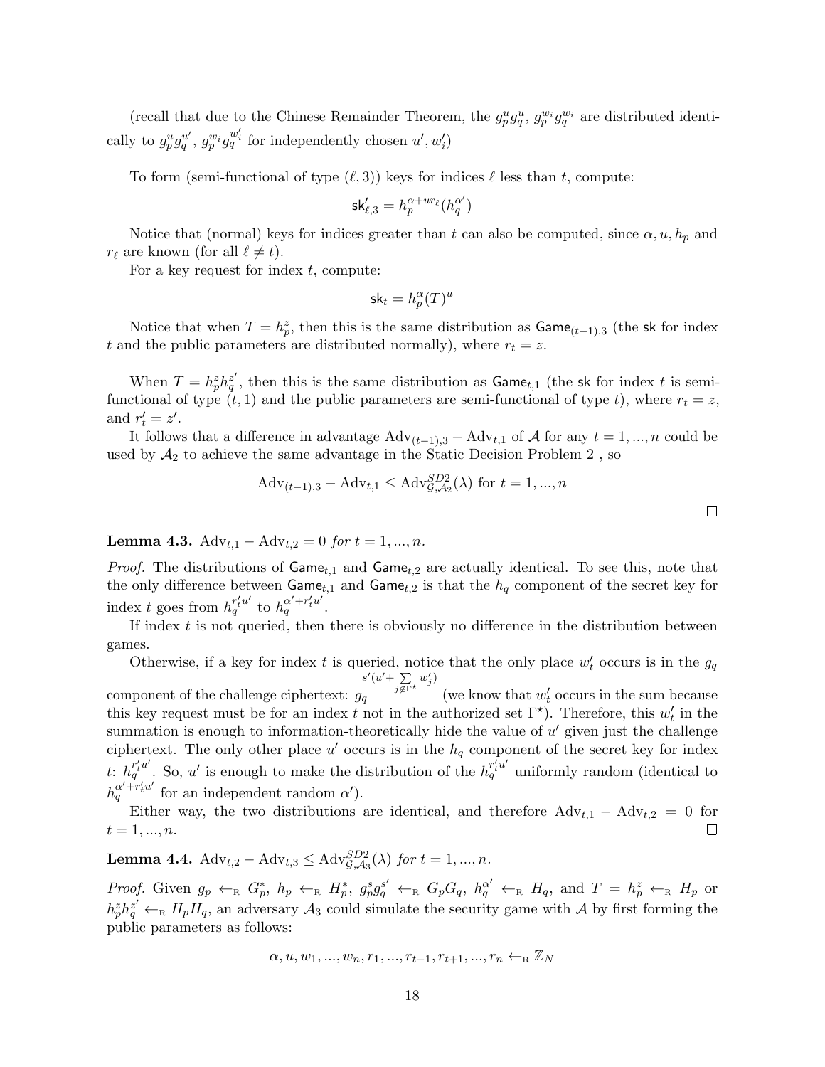(recall that due to the Chinese Remainder Theorem, the $g_p^u g_q^u$, $g_p^{w_i} g_q^{w_i}$ are distributed identically to $g_p^u g_q^{u'}$, $g_p^{w_i} g_q^{w_i'}$ for independently chosen $u', w_i'$)

To form (semi-functional of type $(\ell, 3)$) keys for indices $\ell$ less than $t$, compute:

$$\mathsf{sk}'_{\ell,3} = h_p^{\alpha + ur_\ell}(h_q^{\alpha'})$$

Notice that (normal) keys for indices greater than $t$ can also be computed, since $\alpha, u, h_p$ and $r_\ell$ are known (for all $\ell \neq t$).

For a key request for index $t$, compute:

$$\mathsf{sk}_t = h_p^{\alpha}(T)^u$$

Notice that when $T = h_p^z$, then this is the same distribution as $\mathsf{Game}_{(t-1),3}$ (the $\mathsf{sk}$ for index $t$ and the public parameters are distributed normally), where $r_t = z$.

When $T = h_p^z h_q^{z'}$, then this is the same distribution as $\mathsf{Game}_{t,1}$ (the $\mathsf{sk}$ for index $t$ is semi-functional of type $(t, 1)$ and the public parameters are semi-functional of type $t$), where $r_t = z$, and $r_t' = z'$.

It follows that a difference in advantage $\mathrm{Adv}_{(t-1),3} - \mathrm{Adv}_{t,1}$ of $\mathcal{A}$ for any $t = 1, ..., n$ could be used by $\mathcal{A}_2$ to achieve the same advantage in the Static Decision Problem 2 , so

$$\mathrm{Adv}_{(t-1),3} - \mathrm{Adv}_{t,1} \leq \mathrm{Adv}^{SD2}_{\mathcal{G},\mathcal{A}_2}(\lambda) \text{ for } t = 1, ..., n$$

□

**Lemma 4.3.** $\mathrm{Adv}_{t,1} - \mathrm{Adv}_{t,2} = 0$ *for* $t = 1, ..., n$.

*Proof.* The distributions of $\mathsf{Game}_{t,1}$ and $\mathsf{Game}_{t,2}$ are actually identical. To see this, note that the only difference between $\mathsf{Game}_{t,1}$ and $\mathsf{Game}_{t,2}$ is that the $h_q$ component of the secret key for index $t$ goes from $h_q^{r_t' u'}$ to $h_q^{\alpha' + r_t' u'}$.

If index $t$ is not queried, then there is obviously no difference in the distribution between games.

Otherwise, if a key for index $t$ is queried, notice that the only place $w_t'$ occurs is in the $g_q$ component of the challenge ciphertext: $g_q^{s'(u' + \sum_{j \notin \Gamma^\star} w_j')}$ (we know that $w_t'$ occurs in the sum because this key request must be for an index $t$ not in the authorized set $\Gamma^\star$). Therefore, this $w_t'$ in the summation is enough to information-theoretically hide the value of $u'$ given just the challenge ciphertext. The only other place $u'$ occurs is in the $h_q$ component of the secret key for index $t$: $h_q^{r_t' u'}$. So, $u'$ is enough to make the distribution of the $h_q^{r_t' u'}$ uniformly random (identical to $h_q^{\alpha' + r_t' u'}$ for an independent random $\alpha'$).

Either way, the two distributions are identical, and therefore $\mathrm{Adv}_{t,1} - \mathrm{Adv}_{t,2} = 0$ for $t = 1, ..., n$. □

**Lemma 4.4.** $\mathrm{Adv}_{t,2} - \mathrm{Adv}_{t,3} \leq \mathrm{Adv}^{SD2}_{\mathcal{G},\mathcal{A}_3}(\lambda)$ *for* $t = 1, ..., n$.

*Proof.* Given $g_p \leftarrow_{\mathrm{R}} G_p^*$, $h_p \leftarrow_{\mathrm{R}} H_p^*$, $g_p^s g_q^{s'} \leftarrow_{\mathrm{R}} G_p G_q$, $h_q^{\alpha'} \leftarrow_{\mathrm{R}} H_q$, and $T = h_p^z \leftarrow_{\mathrm{R}} H_p$ or $h_p^z h_q^{z'} \leftarrow_{\mathrm{R}} H_p H_q$, an adversary $\mathcal{A}_3$ could simulate the security game with $\mathcal{A}$ by first forming the public parameters as follows:

$$\alpha, u, w_1, ..., w_n, r_1, ..., r_{t-1}, r_{t+1}, ..., r_n \leftarrow_{\mathrm{R}} \mathbb{Z}_N$$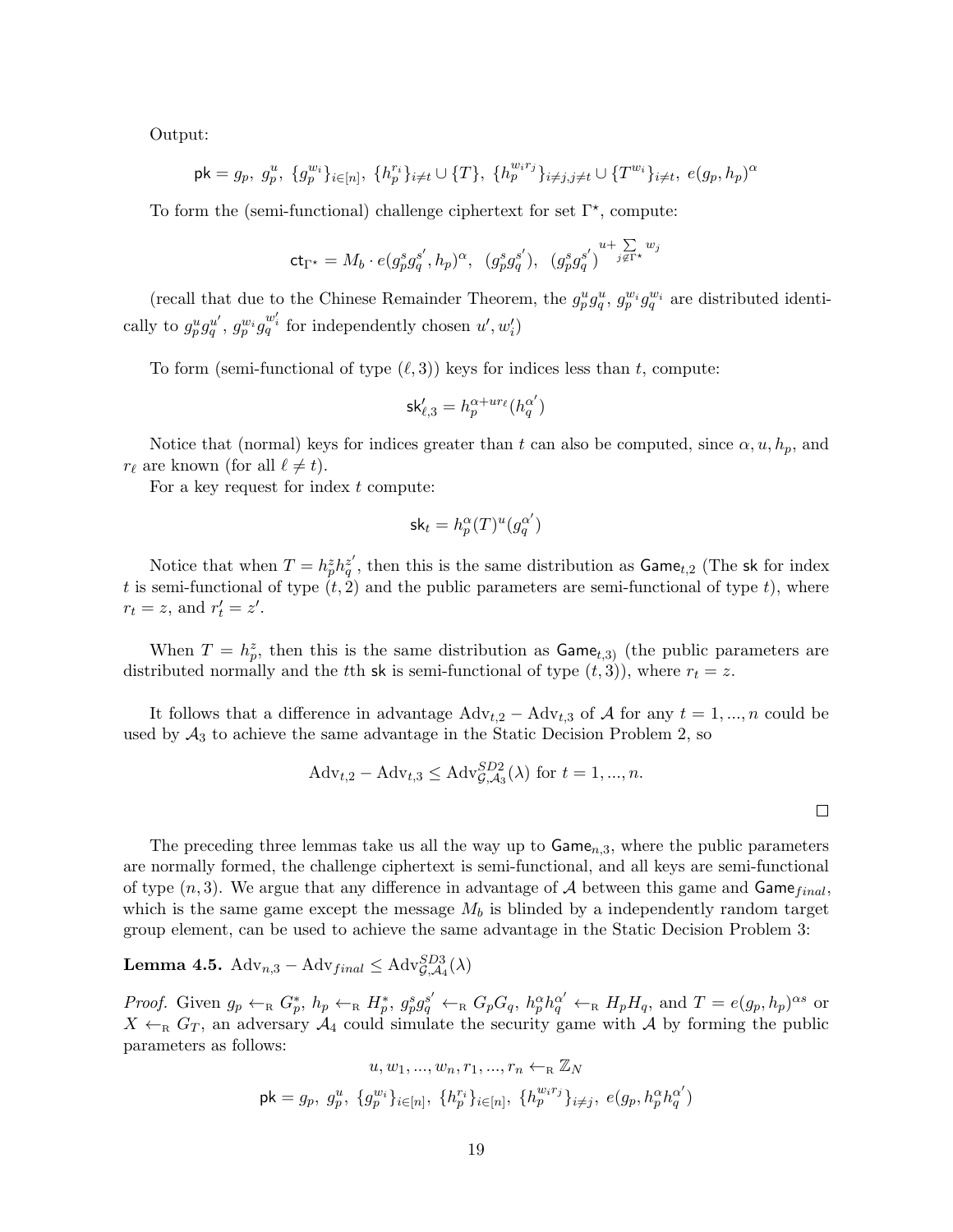Output:

$$\mathsf{pk} = g_p,\ g_p^u,\ \{g_p^{w_i}\}_{i\in[n]},\ \{h_p^{r_i}\}_{i\neq t} \cup \{T\},\ \{h_p^{w_i r_j}\}_{i\neq j, j\neq t} \cup \{T^{w_i}\}_{i\neq t},\ e(g_p, h_p)^\alpha$$

To form the (semi-functional) challenge ciphertext for set $\Gamma^\star$, compute:

$$\mathsf{ct}_{\Gamma^\star} = M_b \cdot e(g_p^s g_q^{s'}, h_p)^\alpha,\ \ (g_p^s g_q^{s'}),\ \ (g_p^s g_q^{s'})^{u+\sum_{j\notin\Gamma^\star} w_j}$$

(recall that due to the Chinese Remainder Theorem, the $g_p^u g_q^u$, $g_p^{w_i} g_q^{w_i}$ are distributed identically to $g_p^u g_q^{u'}$, $g_p^{w_i} g_q^{w_i'}$ for independently chosen $u', w_i'$)

To form (semi-functional of type $(\ell, 3)$) keys for indices less than $t$, compute:

$$\mathsf{sk}_{\ell,3}' = h_p^{\alpha + u r_\ell}(h_q^{\alpha'})$$

Notice that (normal) keys for indices greater than $t$ can also be computed, since $\alpha, u, h_p$, and $r_\ell$ are known (for all $\ell \neq t$).

For a key request for index $t$ compute:

$$\mathsf{sk}_t = h_p^\alpha (T)^u (g_q^{\alpha'})$$

Notice that when $T = h_p^z h_q^{z'}$, then this is the same distribution as $\mathsf{Game}_{t,2}$ (The $\mathsf{sk}$ for index $t$ is semi-functional of type $(t, 2)$ and the public parameters are semi-functional of type $t$), where $r_t = z$, and $r_t' = z'$.

When $T = h_p^z$, then this is the same distribution as $\mathsf{Game}_{t,3)}$ (the public parameters are distributed normally and the $t$th $\mathsf{sk}$ is semi-functional of type $(t, 3)$), where $r_t = z$.

It follows that a difference in advantage $\mathrm{Adv}_{t,2} - \mathrm{Adv}_{t,3}$ of $\mathcal{A}$ for any $t = 1, ..., n$ could be used by $\mathcal{A}_3$ to achieve the same advantage in the Static Decision Problem 2, so

$$\mathrm{Adv}_{t,2} - \mathrm{Adv}_{t,3} \leq \mathrm{Adv}^{SD2}_{\mathcal{G},\mathcal{A}_3}(\lambda) \text{ for } t = 1, ..., n.$$

□

The preceding three lemmas take us all the way up to $\mathsf{Game}_{n,3}$, where the public parameters are normally formed, the challenge ciphertext is semi-functional, and all keys are semi-functional of type $(n, 3)$. We argue that any difference in advantage of $\mathcal{A}$ between this game and $\mathsf{Game}_{final}$, which is the same game except the message $M_b$ is blinded by a independently random target group element, can be used to achieve the same advantage in the Static Decision Problem 3:

**Lemma 4.5.** $\mathrm{Adv}_{n,3} - \mathrm{Adv}_{final} \leq \mathrm{Adv}^{SD3}_{\mathcal{G},\mathcal{A}_4}(\lambda)$

*Proof.* Given $g_p \leftarrow_{\mathrm{R}} G_p^*$, $h_p \leftarrow_{\mathrm{R}} H_p^*$, $g_p^s g_q^{s'} \leftarrow_{\mathrm{R}} G_p G_q$, $h_p^\alpha h_q^{\alpha'} \leftarrow_{\mathrm{R}} H_p H_q$, and $T = e(g_p, h_p)^{\alpha s}$ or $X \leftarrow_{\mathrm{R}} G_T$, an adversary $\mathcal{A}_4$ could simulate the security game with $\mathcal{A}$ by forming the public parameters as follows:

$$u, w_1, ..., w_n, r_1, ..., r_n \leftarrow_{\mathrm{R}} \mathbb{Z}_N$$

$$\mathsf{pk} = g_p,\ g_p^u,\ \{g_p^{w_i}\}_{i\in[n]},\ \{h_p^{r_i}\}_{i\in[n]},\ \{h_p^{w_i r_j}\}_{i\neq j},\ e(g_p, h_p^\alpha h_q^{\alpha'})$$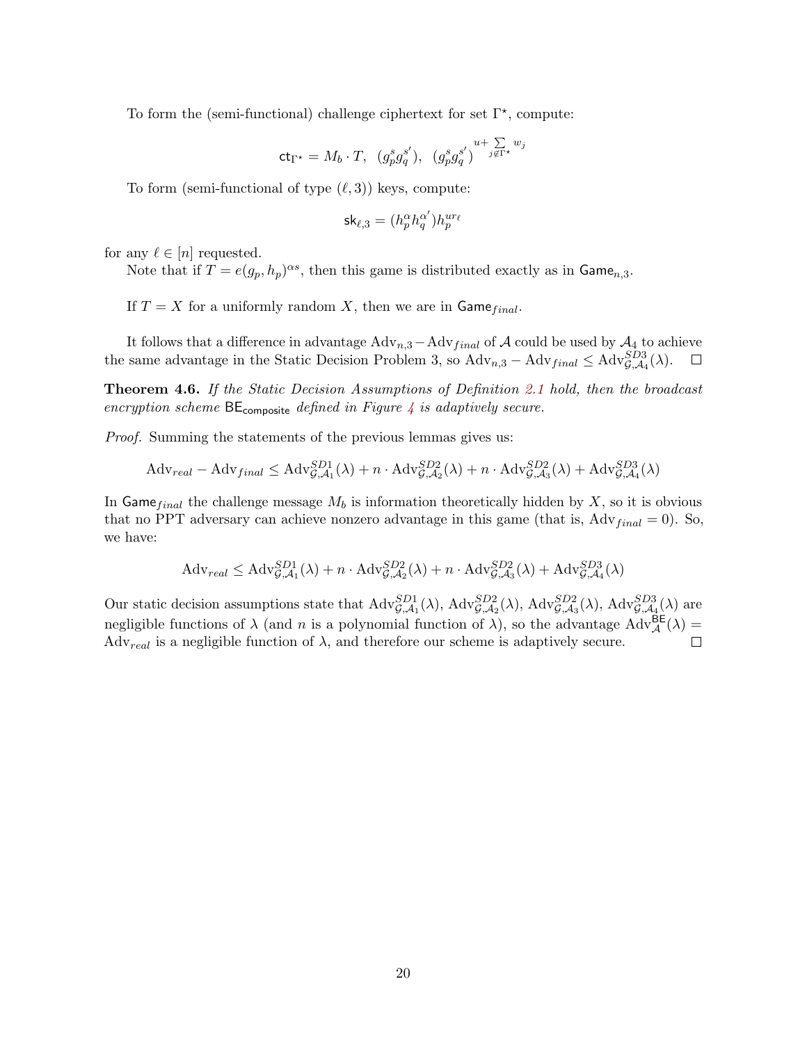To form the (semi-functional) challenge ciphertext for set $\Gamma^\star$, compute:

$$\mathsf{ct}_{\Gamma^\star} = M_b \cdot T, \ \ (g_p^s g_q^{s'}), \ \ (g_p^s g_q^{s'})^{u+\sum_{j \notin \Gamma^\star} w_j}$$

To form (semi-functional of type $(\ell, 3)$) keys, compute:

$$\mathsf{sk}_{\ell,3} = (h_p^\alpha h_q^{\alpha'}) h_p^{ur_\ell}$$

for any $\ell \in [n]$ requested.

Note that if $T = e(g_p, h_p)^{\alpha s}$, then this game is distributed exactly as in $\mathsf{Game}_{n,3}$.

If $T = X$ for a uniformly random $X$, then we are in $\mathsf{Game}_{final}$.

It follows that a difference in advantage $\mathrm{Adv}_{n,3} - \mathrm{Adv}_{final}$ of $\mathcal{A}$ could be used by $\mathcal{A}_4$ to achieve the same advantage in the Static Decision Problem 3, so $\mathrm{Adv}_{n,3} - \mathrm{Adv}_{final} \leq \mathrm{Adv}^{SD3}_{\mathcal{G},\mathcal{A}_4}(\lambda)$. $\square$

**Theorem 4.6.** *If the Static Decision Assumptions of Definition 2.1 hold, then the broadcast encryption scheme $\mathsf{BE}_{\mathsf{composite}}$ defined in Figure 4 is adaptively secure.*

*Proof.* Summing the statements of the previous lemmas gives us:

$$\mathrm{Adv}_{real} - \mathrm{Adv}_{final} \leq \mathrm{Adv}^{SD1}_{\mathcal{G},\mathcal{A}_1}(\lambda) + n \cdot \mathrm{Adv}^{SD2}_{\mathcal{G},\mathcal{A}_2}(\lambda) + n \cdot \mathrm{Adv}^{SD2}_{\mathcal{G},\mathcal{A}_3}(\lambda) + \mathrm{Adv}^{SD3}_{\mathcal{G},\mathcal{A}_4}(\lambda)$$

In $\mathsf{Game}_{final}$ the challenge message $M_b$ is information theoretically hidden by $X$, so it is obvious that no PPT adversary can achieve nonzero advantage in this game (that is, $\mathrm{Adv}_{final} = 0$). So, we have:

$$\mathrm{Adv}_{real} \leq \mathrm{Adv}^{SD1}_{\mathcal{G},\mathcal{A}_1}(\lambda) + n \cdot \mathrm{Adv}^{SD2}_{\mathcal{G},\mathcal{A}_2}(\lambda) + n \cdot \mathrm{Adv}^{SD2}_{\mathcal{G},\mathcal{A}_3}(\lambda) + \mathrm{Adv}^{SD3}_{\mathcal{G},\mathcal{A}_4}(\lambda)$$

Our static decision assumptions state that $\mathrm{Adv}^{SD1}_{\mathcal{G},\mathcal{A}_1}(\lambda)$, $\mathrm{Adv}^{SD2}_{\mathcal{G},\mathcal{A}_2}(\lambda)$, $\mathrm{Adv}^{SD2}_{\mathcal{G},\mathcal{A}_3}(\lambda)$, $\mathrm{Adv}^{SD3}_{\mathcal{G},\mathcal{A}_4}(\lambda)$ are negligible functions of $\lambda$ (and $n$ is a polynomial function of $\lambda$), so the advantage $\mathrm{Adv}^{\mathsf{BE}}_{\mathcal{A}}(\lambda) = \mathrm{Adv}_{real}$ is a negligible function of $\lambda$, and therefore our scheme is adaptively secure. $\square$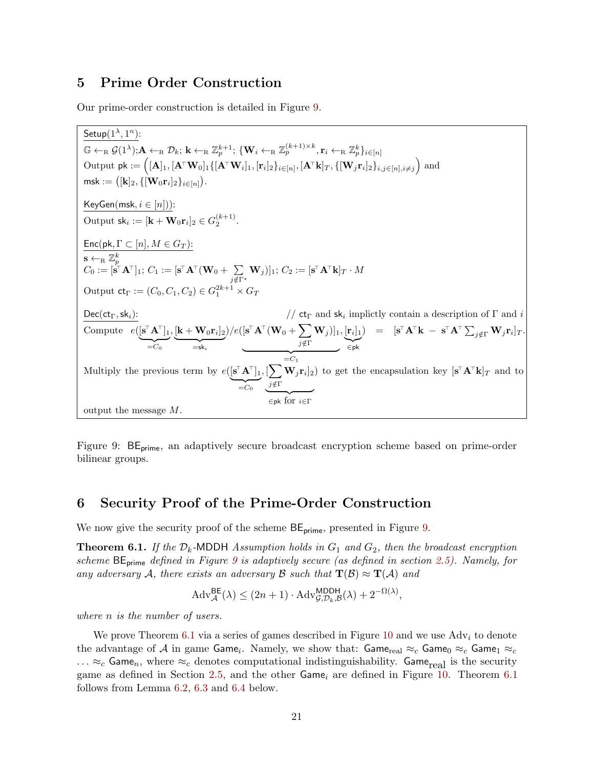## 5 Prime Order Construction

Our prime-order construction is detailed in Figure 9.

---

$\underline{\mathsf{Setup}(1^\lambda, 1^n)}$:

$\mathbb{G} \leftarrow_{\mathrm{R}} \mathcal{G}(1^\lambda)$; $\mathbf{A} \leftarrow_{\mathrm{R}} \mathcal{D}_k$; $\mathbf{k} \leftarrow_{\mathrm{R}} \mathbb{Z}_p^{k+1}$; $\{\mathbf{W}_i \leftarrow_{\mathrm{R}} \mathbb{Z}_p^{(k+1)\times k}, \mathbf{r}_i \leftarrow_{\mathrm{R}} \mathbb{Z}_p^k\}_{i\in[n]}$

Output $\mathsf{pk} := \Big([\mathbf{A}]_1, [\mathbf{A}^\top \mathbf{W}_0]_1 \{[\mathbf{A}^\top \mathbf{W}_i]_1, [\mathbf{r}_i]_2\}_{i\in[n]}, [\mathbf{A}^\top \mathbf{k}]_T, \{[\mathbf{W}_j \mathbf{r}_i]_2\}_{i,j\in[n], i\neq j}\Big)$ and $\mathsf{msk} := \big([\mathbf{k}]_2, \{[\mathbf{W}_0 \mathbf{r}_i]_2\}_{i\in[n]}\big)$.

$\underline{\mathsf{KeyGen}(\mathsf{msk}, i \in [n]))}$:

Output $\mathsf{sk}_i := [\mathbf{k} + \mathbf{W}_0 \mathbf{r}_i]_2 \in G_2^{(k+1)}$.

$\underline{\mathsf{Enc}(\mathsf{pk}, \Gamma \subset [n], M \in G_T)}$:

$\mathbf{s} \leftarrow_{\mathrm{R}} \mathbb{Z}_p^k$

$C_0 := [\mathbf{s}^\top \mathbf{A}^\top]_1$; $C_1 := [\mathbf{s}^\top \mathbf{A}^\top (\mathbf{W}_0 + \sum_{j\notin\Gamma^\star} \mathbf{W}_j)]_1$; $C_2 := [\mathbf{s}^\top \mathbf{A}^\top \mathbf{k}]_T \cdot M$

Output $\mathsf{ct}_\Gamma := (C_0, C_1, C_2) \in G_1^{2k+1} \times G_T$

$\underline{\mathsf{Dec}(\mathsf{ct}_\Gamma, \mathsf{sk}_i)}$: // $\mathsf{ct}_\Gamma$ and $\mathsf{sk}_i$ implictly contain a description of $\Gamma$ and $i$

Compute $e(\underbrace{[\mathbf{s}^\top \mathbf{A}^\top]_1}_{=C_0}, \underbrace{[\mathbf{k} + \mathbf{W}_0 \mathbf{r}_i]_2}_{=\mathsf{sk}_i}) / e(\underbrace{[\mathbf{s}^\top \mathbf{A}^\top (\mathbf{W}_0 + \sum_{j\notin\Gamma} \mathbf{W}_j)]_1}_{=C_1}, \underbrace{[\mathbf{r}_i]_1}_{\in\mathsf{pk}}) = [\mathbf{s}^\top \mathbf{A}^\top \mathbf{k} - \mathbf{s}^\top \mathbf{A}^\top \sum_{j\notin\Gamma} \mathbf{W}_j \mathbf{r}_i]_T$.

Multiply the previous term by $e(\underbrace{[\mathbf{s}^\top \mathbf{A}^\top]_1}_{=C_0}, \underbrace{[\sum_{j\notin\Gamma} \mathbf{W}_j \mathbf{r}_i]_2}_{\in\mathsf{pk}\text{ for } i\in\Gamma})$ to get the encapsulation key $[\mathbf{s}^\top \mathbf{A}^\top \mathbf{k}]_T$ and to output the message $M$.

---

Figure 9: $\mathsf{BE}_{\mathsf{prime}}$, an adaptively secure broadcast encryption scheme based on prime-order bilinear groups.

## 6 Security Proof of the Prime-Order Construction

We now give the security proof of the scheme $\mathsf{BE}_{\mathsf{prime}}$, presented in Figure 9.

**Theorem 6.1.** *If the $\mathcal{D}_k$-$\mathsf{MDDH}$ Assumption holds in $G_1$ and $G_2$, then the broadcast encryption scheme $\mathsf{BE}_{\mathsf{prime}}$ defined in Figure 9 is adaptively secure (as defined in section 2.5). Namely, for any adversary $\mathcal{A}$, there exists an adversary $\mathcal{B}$ such that $\mathbf{T}(\mathcal{B}) \approx \mathbf{T}(\mathcal{A})$ and*

$$\mathrm{Adv}_{\mathcal{A}}^{\mathsf{BE}}(\lambda) \leq (2n+1) \cdot \mathrm{Adv}_{\mathcal{G},\mathcal{D}_k,\mathcal{B}}^{\mathsf{MDDH}}(\lambda) + 2^{-\Omega(\lambda)},$$

*where $n$ is the number of users.*

We prove Theorem 6.1 via a series of games described in Figure 10 and we use $\mathrm{Adv}_i$ to denote the advantage of $\mathcal{A}$ in game $\mathsf{Game}_i$. Namely, we show that: $\mathsf{Game}_{\mathrm{real}} \approx_c \mathsf{Game}_0 \approx_c \mathsf{Game}_1 \approx_c \ldots \approx_c \mathsf{Game}_n$, where $\approx_c$ denotes computational indistinguishability. $\mathsf{Game}_{\mathrm{real}}$ is the security game as defined in Section 2.5, and the other $\mathsf{Game}_i$ are defined in Figure 10. Theorem 6.1 follows from Lemma 6.2, 6.3 and 6.4 below.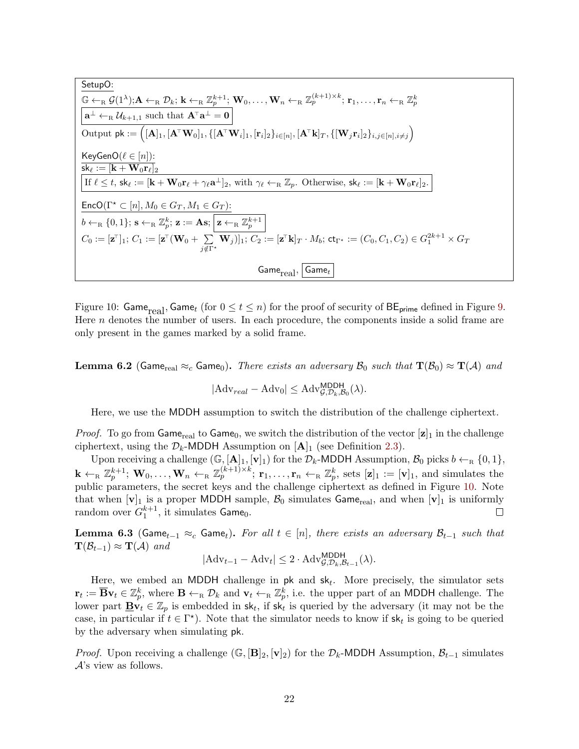SetupO:

$\mathbb{G} \leftarrow_{\mathrm{R}} \mathcal{G}(1^\lambda); \mathbf{A} \leftarrow_{\mathrm{R}} \mathcal{D}_k; \mathbf{k} \leftarrow_{\mathrm{R}} \mathbb{Z}_p^{k+1}; \mathbf{W}_0, \ldots, \mathbf{W}_n \leftarrow_{\mathrm{R}} \mathbb{Z}_p^{(k+1)\times k}; \mathbf{r}_1, \ldots, \mathbf{r}_n \leftarrow_{\mathrm{R}} \mathbb{Z}_p^k$

$\boxed{\mathbf{a}^\perp \leftarrow_{\mathrm{R}} \mathcal{U}_{k+1,1} \text{ such that } \mathbf{A}^\top \mathbf{a}^\perp = \mathbf{0}}$

Output $\mathsf{pk} := \Big([\mathbf{A}]_1, [\mathbf{A}^\top \mathbf{W}_0]_1, \{[\mathbf{A}^\top \mathbf{W}_i]_1, [\mathbf{r}_i]_2\}_{i\in[n]}, [\mathbf{A}^\top \mathbf{k}]_T, \{[\mathbf{W}_j \mathbf{r}_i]_2\}_{i,j\in[n], i\neq j}\Big)$

KeyGenO($\ell \in [n]$):

$\mathsf{sk}_\ell := [\mathbf{k} + \mathbf{W}_0 \mathbf{r}_\ell]_2$

$\boxed{\text{If } \ell \leq t,\ \mathsf{sk}_\ell := [\mathbf{k} + \mathbf{W}_0\mathbf{r}_\ell + \gamma_\ell \mathbf{a}^\perp]_2, \text{ with } \gamma_\ell \leftarrow_{\mathrm{R}} \mathbb{Z}_p. \text{ Otherwise, } \mathsf{sk}_\ell := [\mathbf{k} + \mathbf{W}_0 \mathbf{r}_\ell]_2.}$

EncO($\Gamma^\star \subset [n], M_0 \in G_T, M_1 \in G_T$):

$b \leftarrow_{\mathrm{R}} \{0,1\}$; $\mathbf{s} \leftarrow_{\mathrm{R}} \mathbb{Z}_p^k$; $\mathbf{z} := \mathbf{A}\mathbf{s}$; $\boxed{\mathbf{z} \leftarrow_{\mathrm{R}} \mathbb{Z}_p^{k+1}}$

$C_0 := [\mathbf{z}^\top]_1$; $C_1 := [\mathbf{z}^\top(\mathbf{W}_0 + \sum_{j\notin\Gamma^\star} \mathbf{W}_j)]_1$; $C_2 := [\mathbf{z}^\top \mathbf{k}]_T \cdot M_b$; $\mathsf{ct}_{\Gamma^\star} := (C_0, C_1, C_2) \in G_1^{2k+1} \times G_T$

$\mathsf{Game}_{\mathrm{real}}$, $\boxed{\mathsf{Game}_t}$

Figure 10: $\mathsf{Game}_{\mathrm{real}}, \mathsf{Game}_t$ (for $0 \leq t \leq n$) for the proof of security of $\mathsf{BE}_{\mathsf{prime}}$ defined in Figure 9. Here $n$ denotes the number of users. In each procedure, the components inside a solid frame are only present in the games marked by a solid frame.

**Lemma 6.2** ($\mathsf{Game}_{\mathrm{real}} \approx_c \mathsf{Game}_0$)**.** *There exists an adversary $\mathcal{B}_0$ such that $\mathbf{T}(\mathcal{B}_0) \approx \mathbf{T}(\mathcal{A})$ and*

$$|\mathrm{Adv}_{real} - \mathrm{Adv}_0| \leq \mathrm{Adv}^{\mathsf{MDDH}}_{\mathcal{G},\mathcal{D}_k,\mathcal{B}_0}(\lambda).$$

Here, we use the MDDH assumption to switch the distribution of the challenge ciphertext.

*Proof.* To go from $\mathsf{Game}_{\mathrm{real}}$ to $\mathsf{Game}_0$, we switch the distribution of the vector $[\mathbf{z}]_1$ in the challenge ciphertext, using the $\mathcal{D}_k$-MDDH Assumption on $[\mathbf{A}]_1$ (see Definition 2.3).

Upon receiving a challenge $(\mathbb{G}, [\mathbf{A}]_1, [\mathbf{v}]_1)$ for the $\mathcal{D}_k$-MDDH Assumption, $\mathcal{B}_0$ picks $b \leftarrow_{\mathrm{R}} \{0,1\}$, $\mathbf{k} \leftarrow_{\mathrm{R}} \mathbb{Z}_p^{k+1}$; $\mathbf{W}_0, \ldots, \mathbf{W}_n \leftarrow_{\mathrm{R}} \mathbb{Z}_p^{(k+1)\times k}$; $\mathbf{r}_1, \ldots, \mathbf{r}_n \leftarrow_{\mathrm{R}} \mathbb{Z}_p^k$, sets $[\mathbf{z}]_1 := [\mathbf{v}]_1$, and simulates the public parameters, the secret keys and the challenge ciphertext as defined in Figure 10. Note that when $[\mathbf{v}]_1$ is a proper MDDH sample, $\mathcal{B}_0$ simulates $\mathsf{Game}_{\mathrm{real}}$, and when $[\mathbf{v}]_1$ is uniformly random over $G_1^{k+1}$, it simulates $\mathsf{Game}_0$. $\square$

**Lemma 6.3** ($\mathsf{Game}_{t-1} \approx_c \mathsf{Game}_t$)**.** *For all $t \in [n]$, there exists an adversary $\mathcal{B}_{t-1}$ such that $\mathbf{T}(\mathcal{B}_{t-1}) \approx \mathbf{T}(\mathcal{A})$ and*

$$|\mathrm{Adv}_{t-1} - \mathrm{Adv}_t| \leq 2 \cdot \mathrm{Adv}^{\mathsf{MDDH}}_{\mathcal{G},\mathcal{D}_k,\mathcal{B}_{t-1}}(\lambda).$$

Here, we embed an MDDH challenge in $\mathsf{pk}$ and $\mathsf{sk}_t$. More precisely, the simulator sets $\mathbf{r}_t := \overline{\mathbf{B}}\mathbf{v}_t \in \mathbb{Z}_p^k$, where $\mathbf{B} \leftarrow_{\mathrm{R}} \mathcal{D}_k$ and $\mathbf{v}_t \leftarrow_{\mathrm{R}} \mathbb{Z}_p^k$, i.e. the upper part of an MDDH challenge. The lower part $\underline{\mathbf{B}}\mathbf{v}_t \in \mathbb{Z}_p$ is embedded in $\mathsf{sk}_t$, if $\mathsf{sk}_t$ is queried by the adversary (it may not be the case, in particular if $t \in \Gamma^\star$). Note that the simulator needs to know if $\mathsf{sk}_t$ is going to be queried by the adversary when simulating $\mathsf{pk}$.

*Proof.* Upon receiving a challenge $(\mathbb{G}, [\mathbf{B}]_2, [\mathbf{v}]_2)$ for the $\mathcal{D}_k$-MDDH Assumption, $\mathcal{B}_{t-1}$ simulates $\mathcal{A}$'s view as follows.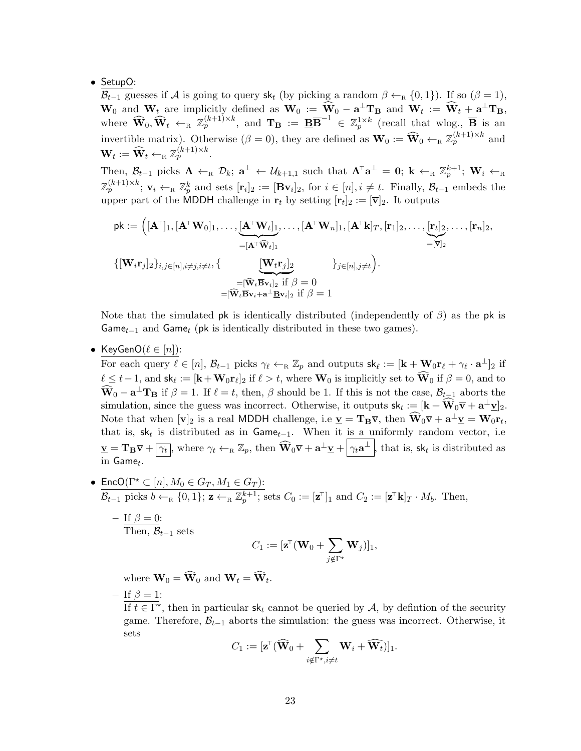- SetupO:
  $\mathcal{B}_{t-1}$ guesses if $\mathcal{A}$ is going to query $\mathsf{sk}_t$ (by picking a random $\beta \leftarrow_{\mathrm{R}} \{0,1\}$). If so ($\beta = 1$), $\mathbf{W}_0$ and $\mathbf{W}_t$ are implicitly defined as $\mathbf{W}_0 := \widehat{\mathbf{W}}_0 - \mathbf{a}^{\perp}\mathbf{T}_{\mathbf{B}}$ and $\mathbf{W}_t := \widehat{\mathbf{W}}_t + \mathbf{a}^{\perp}\mathbf{T}_{\mathbf{B}}$, where $\widehat{\mathbf{W}}_0, \widehat{\mathbf{W}}_t \leftarrow_{\mathrm{R}} \mathbb{Z}_p^{(k+1)\times k}$, and $\mathbf{T}_{\mathbf{B}} := \underline{\mathbf{B}}\overline{\mathbf{B}}^{-1} \in \mathbb{Z}_p^{1\times k}$ (recall that wlog., $\overline{\mathbf{B}}$ is an invertible matrix). Otherwise ($\beta = 0$), they are defined as $\mathbf{W}_0 := \widehat{\mathbf{W}}_0 \leftarrow_{\mathrm{R}} \mathbb{Z}_p^{(k+1)\times k}$ and $\mathbf{W}_t := \widehat{\mathbf{W}}_t \leftarrow_{\mathrm{R}} \mathbb{Z}_p^{(k+1)\times k}$.

  Then, $\mathcal{B}_{t-1}$ picks $\mathbf{A} \leftarrow_{\mathrm{R}} \mathcal{D}_k$; $\mathbf{a}^{\perp} \leftarrow \mathcal{U}_{k+1,1}$ such that $\mathbf{A}^{\top}\mathbf{a}^{\perp} = \mathbf{0}$; $\mathbf{k} \leftarrow_{\mathrm{R}} \mathbb{Z}_p^{k+1}$; $\mathbf{W}_i \leftarrow_{\mathrm{R}} \mathbb{Z}_p^{(k+1)\times k}$; $\mathbf{v}_i \leftarrow_{\mathrm{R}} \mathbb{Z}_p^{k}$ and sets $[\mathbf{r}_i]_2 := [\overline{\mathbf{B}}\mathbf{v}_i]_2$, for $i \in [n], i \neq t$. Finally, $\mathcal{B}_{t-1}$ embeds the upper part of the MDDH challenge in $\mathbf{r}_t$ by setting $[\mathbf{r}_t]_2 := [\overline{\mathbf{v}}]_2$. It outputs

$$\mathsf{pk} := \Big([\mathbf{A}^{\top}]_1, [\mathbf{A}^{\top}\mathbf{W}_0]_1, \ldots, \underbrace{[\mathbf{A}^{\top}\mathbf{W}_t]_1}_{=[\mathbf{A}^{\top}\widehat{\mathbf{W}}_t]_1}, \ldots, [\mathbf{A}^{\top}\mathbf{W}_n]_1, [\mathbf{A}^{\top}\mathbf{k}]_T, [\mathbf{r}_1]_2, \ldots, \underbrace{[\mathbf{r}_t]_2}_{=[\overline{\mathbf{v}}]_2}, \ldots, [\mathbf{r}_n]_2,$$

$$\{[\mathbf{W}_i\mathbf{r}_j]_2\}_{i,j\in[n], i\neq j, i\neq t}, \{\underbrace{[\mathbf{W}_t\mathbf{r}_j]_2}_{\substack{=[\widehat{\mathbf{W}}_t\overline{\mathbf{B}}\mathbf{v}_i]_2 \text{ if } \beta=0 \\ =[\widehat{\mathbf{W}}_t\overline{\mathbf{B}}\mathbf{v}_i + \mathbf{a}^{\perp}\underline{\mathbf{B}}\mathbf{v}_i]_2 \text{ if } \beta=1}}\}_{j\in[n], j\neq t}\Big).$$

  Note that the simulated pk is identically distributed (independently of $\beta$) as the pk is $\mathsf{Game}_{t-1}$ and $\mathsf{Game}_t$ (pk is identically distributed in these two games).

- KeyGenO($\ell \in [n]$):
  For each query $\ell \in [n]$, $\mathcal{B}_{t-1}$ picks $\gamma_\ell \leftarrow_{\mathrm{R}} \mathbb{Z}_p$ and outputs $\mathsf{sk}_\ell := [\mathbf{k} + \mathbf{W}_0\mathbf{r}_\ell + \gamma_\ell \cdot \mathbf{a}^{\perp}]_2$ if $\ell \leq t-1$, and $\mathsf{sk}_\ell := [\mathbf{k} + \mathbf{W}_0\mathbf{r}_\ell]_2$ if $\ell > t$, where $\mathbf{W}_0$ is implicitly set to $\widehat{\mathbf{W}}_0$ if $\beta = 0$, and to $\widehat{\mathbf{W}}_0 - \mathbf{a}^{\perp}\mathbf{T}_{\mathbf{B}}$ if $\beta = 1$. If $\ell = t$, then, $\beta$ should be 1. If this is not the case, $\mathcal{B}_{t-1}$ aborts the simulation, since the guess was incorrect. Otherwise, it outputs $\mathsf{sk}_t := [\mathbf{k} + \widehat{\mathbf{W}}_0\overline{\mathbf{v}} + \mathbf{a}^{\perp}\underline{\mathbf{v}}]_2$. Note that when $[\mathbf{v}]_2$ is a real MDDH challenge, i.e $\underline{\mathbf{v}} = \mathbf{T}_{\mathbf{B}}\overline{\mathbf{v}}$, then $\widehat{\mathbf{W}}_0\overline{\mathbf{v}} + \mathbf{a}^{\perp}\underline{\mathbf{v}} = \mathbf{W}_0\mathbf{r}_t$, that is, $\mathsf{sk}_t$ is distributed as in $\mathsf{Game}_{t-1}$. When it is a uniformly random vector, i.e $\underline{\mathbf{v}} = \mathbf{T}_{\mathbf{B}}\overline{\mathbf{v}} + \boxed{\gamma_t}$, where $\gamma_t \leftarrow_{\mathrm{R}} \mathbb{Z}_p$, then $\widehat{\mathbf{W}}_0\overline{\mathbf{v}} + \mathbf{a}^{\perp}\underline{\mathbf{v}} + \boxed{\gamma_t\mathbf{a}^{\perp}}$, that is, $\mathsf{sk}_t$ is distributed as in $\mathsf{Game}_t$.

- EncO($\Gamma^\star \subset [n], M_0 \in G_T, M_1 \in G_T$):
  $\mathcal{B}_{t-1}$ picks $b \leftarrow_{\mathrm{R}} \{0,1\}$; $\mathbf{z} \leftarrow_{\mathrm{R}} \mathbb{Z}_p^{k+1}$; sets $C_0 := [\mathbf{z}^{\top}]_1$ and $C_2 := [\mathbf{z}^{\top}\mathbf{k}]_T \cdot M_b$. Then,

  - If $\beta = 0$:
    Then, $\mathcal{B}_{t-1}$ sets

$$C_1 := [\mathbf{z}^{\top}(\mathbf{W}_0 + \sum_{j\notin\Gamma^\star} \mathbf{W}_j)]_1,$$

    where $\mathbf{W}_0 = \widehat{\mathbf{W}}_0$ and $\mathbf{W}_t = \widehat{\mathbf{W}}_t$.

  - If $\beta = 1$:
    If $t \in \Gamma^\star$, then in particular $\mathsf{sk}_t$ cannot be queried by $\mathcal{A}$, by defintion of the security game. Therefore, $\mathcal{B}_{t-1}$ aborts the simulation: the guess was incorrect. Otherwise, it sets

$$C_1 := [\mathbf{z}^{\top}(\widehat{\mathbf{W}}_0 + \sum_{i\notin\Gamma^\star, i\neq t} \mathbf{W}_i + \widehat{\mathbf{W}}_t)]_1.$$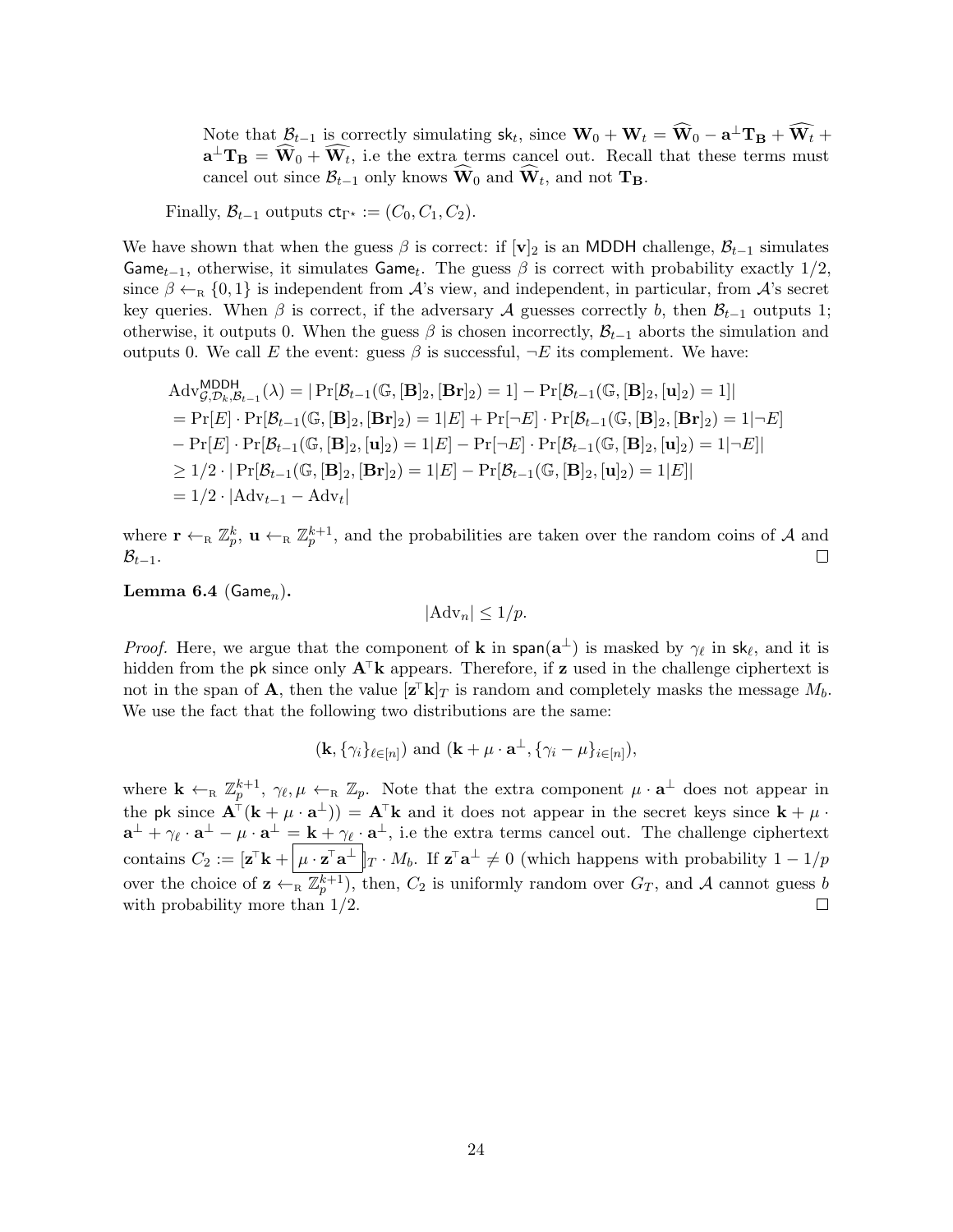Note that $\mathcal{B}_{t-1}$ is correctly simulating $\mathsf{sk}_t$, since $\mathbf{W}_0 + \mathbf{W}_t = \widehat{\mathbf{W}}_0 - \mathbf{a}^{\perp}\mathbf{T_B} + \widehat{\mathbf{W}_t} + \mathbf{a}^{\perp}\mathbf{T_B} = \widehat{\mathbf{W}}_0 + \widehat{\mathbf{W}_t}$, i.e the extra terms cancel out. Recall that these terms must cancel out since $\mathcal{B}_{t-1}$ only knows $\widehat{\mathbf{W}}_0$ and $\widehat{\mathbf{W}_t}$, and not $\mathbf{T_B}$.

Finally, $\mathcal{B}_{t-1}$ outputs $\mathsf{ct}_{\Gamma^\star} := (C_0, C_1, C_2)$.

We have shown that when the guess $\beta$ is correct: if $[\mathbf{v}]_2$ is an MDDH challenge, $\mathcal{B}_{t-1}$ simulates $\mathsf{Game}_{t-1}$, otherwise, it simulates $\mathsf{Game}_t$. The guess $\beta$ is correct with probability exactly 1/2, since $\beta \leftarrow_{\mathrm{R}} \{0,1\}$ is independent from $\mathcal{A}$'s view, and independent, in particular, from $\mathcal{A}$'s secret key queries. When $\beta$ is correct, if the adversary $\mathcal{A}$ guesses correctly $b$, then $\mathcal{B}_{t-1}$ outputs 1; otherwise, it outputs 0. When the guess $\beta$ is chosen incorrectly, $\mathcal{B}_{t-1}$ aborts the simulation and outputs 0. We call $E$ the event: guess $\beta$ is successful, $\neg E$ its complement. We have:

$$
\begin{aligned}
&\mathrm{Adv}^{\mathsf{MDDH}}_{\mathcal{G},\mathcal{D}_k,\mathcal{B}_{t-1}}(\lambda) = |\Pr[\mathcal{B}_{t-1}(\mathbb{G}, [\mathbf{B}]_2, [\mathbf{Br}]_2) = 1] - \Pr[\mathcal{B}_{t-1}(\mathbb{G}, [\mathbf{B}]_2, [\mathbf{u}]_2) = 1]| \\
&= \Pr[E] \cdot \Pr[\mathcal{B}_{t-1}(\mathbb{G}, [\mathbf{B}]_2, [\mathbf{Br}]_2) = 1|E] + \Pr[\neg E] \cdot \Pr[\mathcal{B}_{t-1}(\mathbb{G}, [\mathbf{B}]_2, [\mathbf{Br}]_2) = 1|\neg E] \\
&- \Pr[E] \cdot \Pr[\mathcal{B}_{t-1}(\mathbb{G}, [\mathbf{B}]_2, [\mathbf{u}]_2) = 1|E] - \Pr[\neg E] \cdot \Pr[\mathcal{B}_{t-1}(\mathbb{G}, [\mathbf{B}]_2, [\mathbf{u}]_2) = 1|\neg E]| \\
&\geq 1/2 \cdot |\Pr[\mathcal{B}_{t-1}(\mathbb{G}, [\mathbf{B}]_2, [\mathbf{Br}]_2) = 1|E] - \Pr[\mathcal{B}_{t-1}(\mathbb{G}, [\mathbf{B}]_2, [\mathbf{u}]_2) = 1|E]| \\
&= 1/2 \cdot |\mathrm{Adv}_{t-1} - \mathrm{Adv}_t|
\end{aligned}
$$

where $\mathbf{r} \leftarrow_{\mathrm{R}} \mathbb{Z}_p^k$, $\mathbf{u} \leftarrow_{\mathrm{R}} \mathbb{Z}_p^{k+1}$, and the probabilities are taken over the random coins of $\mathcal{A}$ and $\mathcal{B}_{t-1}$. $\square$

**Lemma 6.4** ($\mathsf{Game}_n$).

$$|\mathrm{Adv}_n| \leq 1/p.$$

*Proof.* Here, we argue that the component of $\mathbf{k}$ in $\mathsf{span}(\mathbf{a}^{\perp})$ is masked by $\gamma_\ell$ in $\mathsf{sk}_\ell$, and it is hidden from the $\mathsf{pk}$ since only $\mathbf{A}^\top\mathbf{k}$ appears. Therefore, if $\mathbf{z}$ used in the challenge ciphertext is not in the span of $\mathbf{A}$, then the value $[\mathbf{z}^\top\mathbf{k}]_T$ is random and completely masks the message $M_b$. We use the fact that the following two distributions are the same:

$$(\mathbf{k}, \{\gamma_i\}_{\ell \in [n]}) \text{ and } (\mathbf{k} + \mu \cdot \mathbf{a}^{\perp}, \{\gamma_i - \mu\}_{i \in [n]}),$$

where $\mathbf{k} \leftarrow_{\mathrm{R}} \mathbb{Z}_p^{k+1}$, $\gamma_\ell, \mu \leftarrow_{\mathrm{R}} \mathbb{Z}_p$. Note that the extra component $\mu \cdot \mathbf{a}^{\perp}$ does not appear in the $\mathsf{pk}$ since $\mathbf{A}^\top(\mathbf{k} + \mu \cdot \mathbf{a}^{\perp})) = \mathbf{A}^\top\mathbf{k}$ and it does not appear in the secret keys since $\mathbf{k} + \mu \cdot \mathbf{a}^{\perp} + \gamma_\ell \cdot \mathbf{a}^{\perp} - \mu \cdot \mathbf{a}^{\perp} = \mathbf{k} + \gamma_\ell \cdot \mathbf{a}^{\perp}$, i.e the extra terms cancel out. The challenge ciphertext contains $C_2 := [\mathbf{z}^\top\mathbf{k} + \boxed{\mu \cdot \mathbf{z}^\top\mathbf{a}^{\perp}}]_T \cdot M_b$. If $\mathbf{z}^\top\mathbf{a}^{\perp} \neq 0$ (which happens with probability $1 - 1/p$ over the choice of $\mathbf{z} \leftarrow_{\mathrm{R}} \mathbb{Z}_p^{k+1}$), then, $C_2$ is uniformly random over $G_T$, and $\mathcal{A}$ cannot guess $b$ with probability more than 1/2. $\square$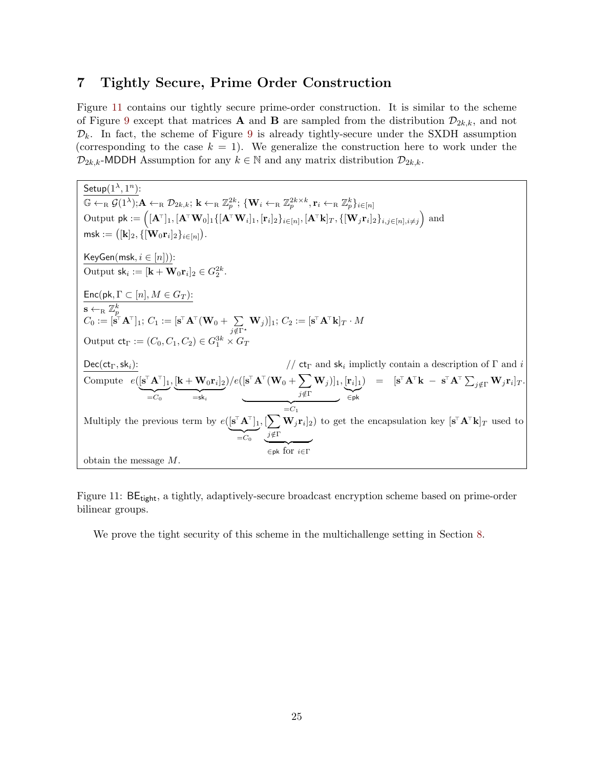## 7 Tightly Secure, Prime Order Construction

Figure 11 contains our tightly secure prime-order construction. It is similar to the scheme of Figure 9 except that matrices $\mathbf{A}$ and $\mathbf{B}$ are sampled from the distribution $\mathcal{D}_{2k,k}$, and not $\mathcal{D}_k$. In fact, the scheme of Figure 9 is already tightly-secure under the SXDH assumption (corresponding to the case $k = 1$). We generalize the construction here to work under the $\mathcal{D}_{2k,k}$-MDDH Assumption for any $k \in \mathbb{N}$ and any matrix distribution $\mathcal{D}_{2k,k}$.

---

$\underline{\mathsf{Setup}(1^\lambda, 1^n)}$:

$\mathbb{G} \leftarrow_{\mathrm{R}} \mathcal{G}(1^\lambda)$; $\mathbf{A} \leftarrow_{\mathrm{R}} \mathcal{D}_{2k,k}$; $\mathbf{k} \leftarrow_{\mathrm{R}} \mathbb{Z}_p^{2k}$; $\{\mathbf{W}_i \leftarrow_{\mathrm{R}} \mathbb{Z}_p^{2k \times k}, \mathbf{r}_i \leftarrow_{\mathrm{R}} \mathbb{Z}_p^k\}_{i \in [n]}$

Output $\mathsf{pk} := \Big([\mathbf{A}^\top]_1, [\mathbf{A}^\top \mathbf{W}_0]_1 \{[\mathbf{A}^\top \mathbf{W}_i]_1, [\mathbf{r}_i]_2\}_{i \in [n]}, [\mathbf{A}^\top \mathbf{k}]_T, \{[\mathbf{W}_j \mathbf{r}_i]_2\}_{i,j \in [n], i \neq j}\Big)$ and $\mathsf{msk} := \big([\mathbf{k}]_2, \{[\mathbf{W}_0 \mathbf{r}_i]_2\}_{i \in [n]}\big)$.

$\underline{\mathsf{KeyGen}(\mathsf{msk}, i \in [n]))}$:

Output $\mathsf{sk}_i := [\mathbf{k} + \mathbf{W}_0 \mathbf{r}_i]_2 \in G_2^{2k}$.

$\underline{\mathsf{Enc}(\mathsf{pk}, \Gamma \subset [n], M \in G_T)}$:

$\mathbf{s} \leftarrow_{\mathrm{R}} \mathbb{Z}_p^k$

$C_0 := [\mathbf{s}^\top \mathbf{A}^\top]_1$; $C_1 := [\mathbf{s}^\top \mathbf{A}^\top (\mathbf{W}_0 + \sum_{j \notin \Gamma^\star} \mathbf{W}_j)]_1$; $C_2 := [\mathbf{s}^\top \mathbf{A}^\top \mathbf{k}]_T \cdot M$

Output $\mathsf{ct}_\Gamma := (C_0, C_1, C_2) \in G_1^{3k} \times G_T$

$\underline{\mathsf{Dec}(\mathsf{ct}_\Gamma, \mathsf{sk}_i)}$: // $\mathsf{ct}_\Gamma$ and $\mathsf{sk}_i$ implictly contain a description of $\Gamma$ and $i$

Compute $e(\underbrace{[\mathbf{s}^\top \mathbf{A}^\top]_1}_{=C_0}, \underbrace{[\mathbf{k} + \mathbf{W}_0 \mathbf{r}_i]_2}_{=\mathsf{sk}_i}) / e(\underbrace{[\mathbf{s}^\top \mathbf{A}^\top (\mathbf{W}_0 + \sum_{j \notin \Gamma} \mathbf{W}_j)]_1}_{=C_1}, \underbrace{[\mathbf{r}_i]_1}_{\in \mathsf{pk}}) \;=\; [\mathbf{s}^\top \mathbf{A}^\top \mathbf{k} \;-\; \mathbf{s}^\top \mathbf{A}^\top \sum_{j \notin \Gamma} \mathbf{W}_j \mathbf{r}_i]_T$.

Multiply the previous term by $e(\underbrace{[\mathbf{s}^\top \mathbf{A}^\top]_1}_{=C_0}, \underbrace{[\sum_{j \notin \Gamma} \mathbf{W}_j \mathbf{r}_i]_2}_{\in \mathsf{pk} \text{ for } i \in \Gamma})$ to get the encapsulation key $[\mathbf{s}^\top \mathbf{A}^\top \mathbf{k}]_T$ used to obtain the message $M$.

---

Figure 11: $\mathsf{BE}_{\mathsf{tight}}$, a tightly, adaptively-secure broadcast encryption scheme based on prime-order bilinear groups.

We prove the tight security of this scheme in the multichallenge setting in Section 8.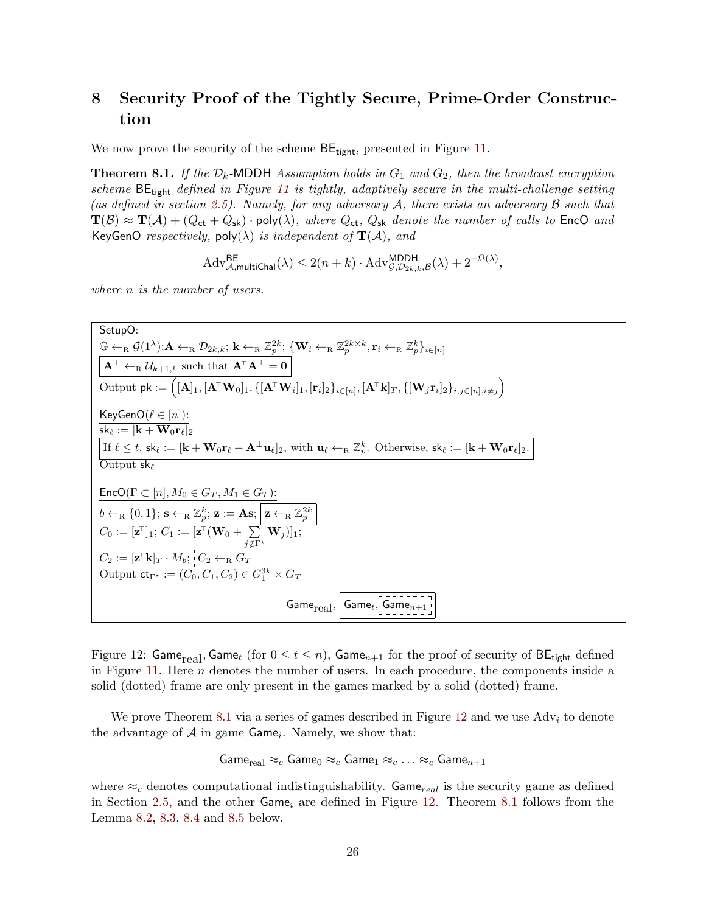## 8 Security Proof of the Tightly Secure, Prime-Order Construction

We now prove the security of the scheme $\mathsf{BE}_{\mathsf{tight}}$, presented in Figure 11.

**Theorem 8.1.** *If the $\mathcal{D}_k$-MDDH Assumption holds in $G_1$ and $G_2$, then the broadcast encryption scheme $\mathsf{BE}_{\mathsf{tight}}$ defined in Figure 11 is tightly, adaptively secure in the multi-challenge setting (as defined in section 2.5). Namely, for any adversary $\mathcal{A}$, there exists an adversary $\mathcal{B}$ such that $\mathbf{T}(\mathcal{B}) \approx \mathbf{T}(\mathcal{A}) + (Q_{\mathsf{ct}} + Q_{\mathsf{sk}}) \cdot \mathsf{poly}(\lambda)$, where $Q_{\mathsf{ct}}$, $Q_{\mathsf{sk}}$ denote the number of calls to $\mathsf{EncO}$ and $\mathsf{KeyGenO}$ respectively, $\mathsf{poly}(\lambda)$ is independent of $\mathbf{T}(\mathcal{A})$, and*

$$\mathrm{Adv}^{\mathsf{BE}}_{\mathcal{A},\mathsf{multiChal}}(\lambda) \leq 2(n+k) \cdot \mathrm{Adv}^{\mathsf{MDDH}}_{\mathcal{G},\mathcal{D}_{2k,k},\mathcal{B}}(\lambda) + 2^{-\Omega(\lambda)},$$

*where $n$ is the number of users.*

---

$\underline{\mathsf{SetupO}}$:

$\mathbb{G} \leftarrow_{\mathrm{R}} \mathcal{G}(1^\lambda)$; $\mathbf{A} \leftarrow_{\mathrm{R}} \mathcal{D}_{2k,k}$; $\mathbf{k} \leftarrow_{\mathrm{R}} \mathbb{Z}_p^{2k}$; $\{\mathbf{W}_i \leftarrow_{\mathrm{R}} \mathbb{Z}_p^{2k \times k}, \mathbf{r}_i \leftarrow_{\mathrm{R}} \mathbb{Z}_p^k\}_{i \in [n]}$

$\boxed{\mathbf{A}^\perp \leftarrow_{\mathrm{R}} \mathcal{U}_{k+1,k} \text{ such that } \mathbf{A}^\top \mathbf{A}^\perp = \mathbf{0}}$

Output $\mathsf{pk} := \Big([\mathbf{A}]_1, [\mathbf{A}^\top \mathbf{W}_0]_1, \{[\mathbf{A}^\top \mathbf{W}_i]_1, [\mathbf{r}_i]_2\}_{i\in[n]}, [\mathbf{A}^\top \mathbf{k}]_T, \{[\mathbf{W}_j \mathbf{r}_i]_2\}_{i,j \in [n], i \neq j}\Big)$

$\underline{\mathsf{KeyGenO}(\ell \in [n])}$:

$\mathsf{sk}_\ell := [\mathbf{k} + \mathbf{W}_0 \mathbf{r}_\ell]_2$

$\boxed{\text{If } \ell \leq t,\ \mathsf{sk}_\ell := [\mathbf{k} + \mathbf{W}_0 \mathbf{r}_\ell + \mathbf{A}^\perp \mathbf{u}_\ell]_2, \text{ with } \mathbf{u}_\ell \leftarrow_{\mathrm{R}} \mathbb{Z}_p^k. \text{ Otherwise, } \mathsf{sk}_\ell := [\mathbf{k} + \mathbf{W}_0 \mathbf{r}_\ell]_2.}$

Output $\mathsf{sk}_\ell$

$\underline{\mathsf{EncO}(\Gamma \subset [n], M_0 \in G_T, M_1 \in G_T)}$:

$b \leftarrow_{\mathrm{R}} \{0,1\}$; $\mathbf{s} \leftarrow_{\mathrm{R}} \mathbb{Z}_p^k$; $\mathbf{z} := \mathbf{A}\mathbf{s}$; $\boxed{\mathbf{z} \leftarrow_{\mathrm{R}} \mathbb{Z}_p^{2k}}$

$C_0 := [\mathbf{z}^\top]_1$; $C_1 := [\mathbf{z}^\top(\mathbf{W}_0 + \sum_{j \notin \Gamma^\star} \mathbf{W}_j)]_1$;

$C_2 := [\mathbf{z}^\top \mathbf{k}]_T \cdot M_b$; [dotted box: $C_2 \leftarrow_{\mathrm{R}} G_T$]

Output $\mathsf{ct}_{\Gamma^\star} := (C_0, C_1, C_2) \in G_1^{3k} \times G_T$

$\mathsf{Game}_{\text{real}}$, $\boxed{\mathsf{Game}_t, \text{[dotted box: } \mathsf{Game}_{n+1}\text{]}}$

---

Figure 12: $\mathsf{Game}_{\text{real}}, \mathsf{Game}_t$ (for $0 \leq t \leq n$), $\mathsf{Game}_{n+1}$ for the proof of security of $\mathsf{BE}_{\mathsf{tight}}$ defined in Figure 11. Here $n$ denotes the number of users. In each procedure, the components inside a solid (dotted) frame are only present in the games marked by a solid (dotted) frame.

We prove Theorem 8.1 via a series of games described in Figure 12 and we use $\mathrm{Adv}_i$ to denote the advantage of $\mathcal{A}$ in game $\mathsf{Game}_i$. Namely, we show that:

$$\mathsf{Game}_{\text{real}} \approx_c \mathsf{Game}_0 \approx_c \mathsf{Game}_1 \approx_c \ldots \approx_c \mathsf{Game}_{n+1}$$

where $\approx_c$ denotes computational indistinguishability. $\mathsf{Game}_{real}$ is the security game as defined in Section 2.5, and the other $\mathsf{Game}_i$ are defined in Figure 12. Theorem 8.1 follows from the Lemma 8.2, 8.3, 8.4 and 8.5 below.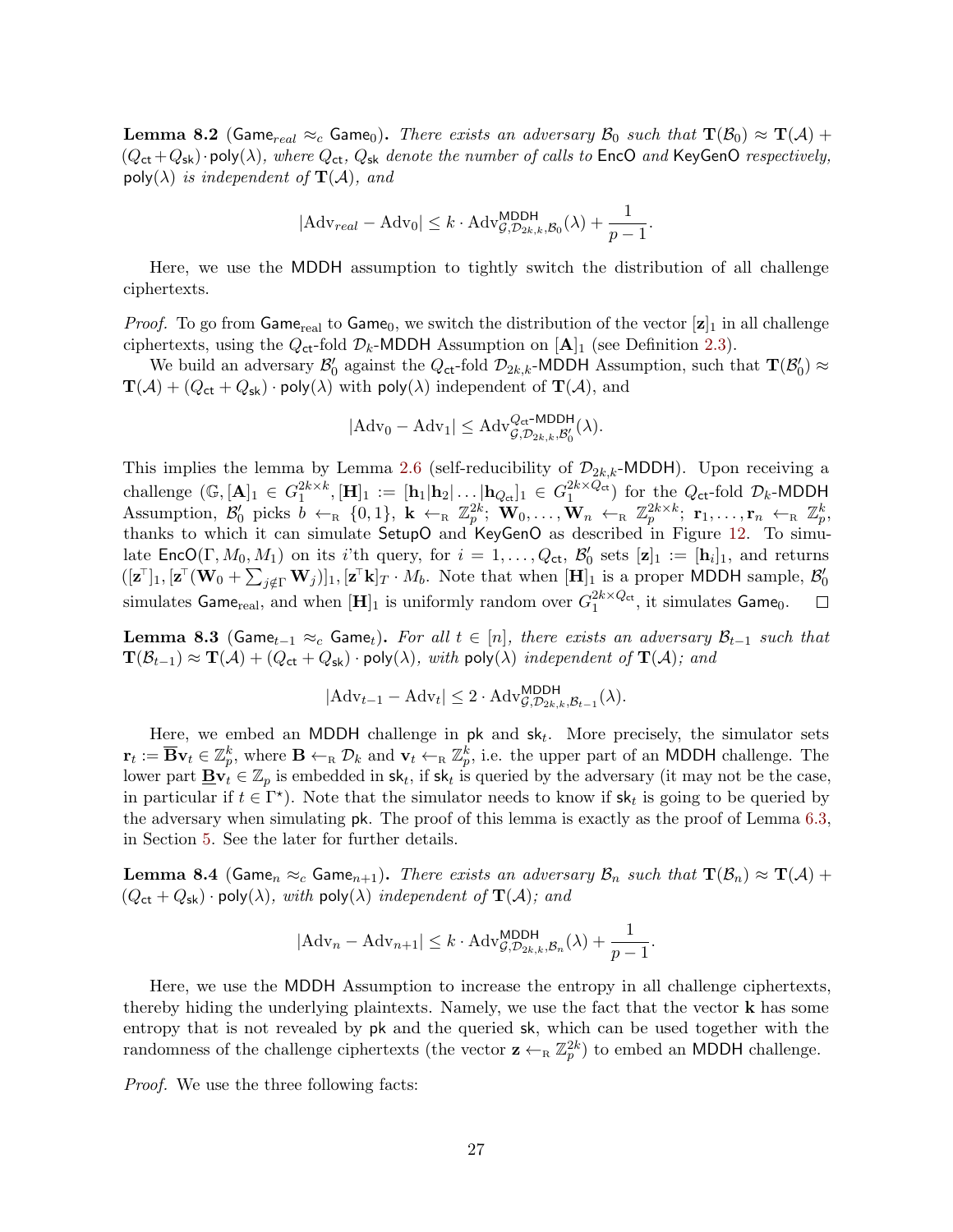**Lemma 8.2** (Game$_{real}$ $\approx_c$ Game$_0$)**.** *There exists an adversary $\mathcal{B}_0$ such that $\mathbf{T}(\mathcal{B}_0) \approx \mathbf{T}(\mathcal{A}) + (Q_{\mathsf{ct}} + Q_{\mathsf{sk}}) \cdot \mathsf{poly}(\lambda)$, where $Q_{\mathsf{ct}}$, $Q_{\mathsf{sk}}$ denote the number of calls to* EncO *and* KeyGenO *respectively,* $\mathsf{poly}(\lambda)$ *is independent of $\mathbf{T}(\mathcal{A})$, and*

$$|\mathrm{Adv}_{real} - \mathrm{Adv}_0| \leq k \cdot \mathrm{Adv}^{\mathsf{MDDH}}_{\mathcal{G},\mathcal{D}_{2k,k},\mathcal{B}_0}(\lambda) + \frac{1}{p-1}.$$

Here, we use the MDDH assumption to tightly switch the distribution of all challenge ciphertexts.

*Proof.* To go from Game$_{\mathrm{real}}$ to Game$_0$, we switch the distribution of the vector $[\mathbf{z}]_1$ in all challenge ciphertexts, using the $Q_{\mathsf{ct}}$-fold $\mathcal{D}_k$-MDDH Assumption on $[\mathbf{A}]_1$ (see Definition 2.3).

We build an adversary $\mathcal{B}'_0$ against the $Q_{\mathsf{ct}}$-fold $\mathcal{D}_{2k,k}$-MDDH Assumption, such that $\mathbf{T}(\mathcal{B}'_0) \approx \mathbf{T}(\mathcal{A}) + (Q_{\mathsf{ct}} + Q_{\mathsf{sk}}) \cdot \mathsf{poly}(\lambda)$ with $\mathsf{poly}(\lambda)$ independent of $\mathbf{T}(\mathcal{A})$, and

$$|\mathrm{Adv}_0 - \mathrm{Adv}_1| \leq \mathrm{Adv}^{Q_{\mathsf{ct}}\text{-}\mathsf{MDDH}}_{\mathcal{G},\mathcal{D}_{2k,k},\mathcal{B}'_0}(\lambda).$$

This implies the lemma by Lemma 2.6 (self-reducibility of $\mathcal{D}_{2k,k}$-MDDH). Upon receiving a challenge $(\mathbb{G}, [\mathbf{A}]_1 \in G_1^{2k\times k}, [\mathbf{H}]_1 := [\mathbf{h}_1|\mathbf{h}_2|\ldots|\mathbf{h}_{Q_{\mathsf{ct}}}]_1 \in G_1^{2k\times Q_{\mathsf{ct}}})$ for the $Q_{\mathsf{ct}}$-fold $\mathcal{D}_k$-MDDH Assumption, $\mathcal{B}'_0$ picks $b \leftarrow_{\mathrm{R}} \{0,1\}$, $\mathbf{k} \leftarrow_{\mathrm{R}} \mathbb{Z}_p^{2k}$; $\mathbf{W}_0, \ldots, \mathbf{W}_n \leftarrow_{\mathrm{R}} \mathbb{Z}_p^{2k\times k}$; $\mathbf{r}_1, \ldots, \mathbf{r}_n \leftarrow_{\mathrm{R}} \mathbb{Z}_p^k$, thanks to which it can simulate SetupO and KeyGenO as described in Figure 12. To simulate $\mathsf{EncO}(\Gamma, M_0, M_1)$ on its $i$'th query, for $i = 1, \ldots, Q_{\mathsf{ct}}$, $\mathcal{B}'_0$ sets $[\mathbf{z}]_1 := [\mathbf{h}_i]_1$, and returns $([\mathbf{z}^\top]_1, [\mathbf{z}^\top(\mathbf{W}_0 + \sum_{j\notin\Gamma} \mathbf{W}_j)]_1, [\mathbf{z}^\top\mathbf{k}]_T \cdot M_b$. Note that when $[\mathbf{H}]_1$ is a proper MDDH sample, $\mathcal{B}'_0$ simulates Game$_{\mathrm{real}}$, and when $[\mathbf{H}]_1$ is uniformly random over $G_1^{2k\times Q_{\mathsf{ct}}}$, it simulates Game$_0$. $\square$

**Lemma 8.3** (Game$_{t-1}$ $\approx_c$ Game$_t$)**.** *For all $t \in [n]$, there exists an adversary $\mathcal{B}_{t-1}$ such that $\mathbf{T}(\mathcal{B}_{t-1}) \approx \mathbf{T}(\mathcal{A}) + (Q_{\mathsf{ct}} + Q_{\mathsf{sk}}) \cdot \mathsf{poly}(\lambda)$, with $\mathsf{poly}(\lambda)$ independent of $\mathbf{T}(\mathcal{A})$; and*

$$|\mathrm{Adv}_{t-1} - \mathrm{Adv}_t| \leq 2 \cdot \mathrm{Adv}^{\mathsf{MDDH}}_{\mathcal{G},\mathcal{D}_{2k,k},\mathcal{B}_{t-1}}(\lambda).$$

Here, we embed an MDDH challenge in pk and sk$_t$. More precisely, the simulator sets $\mathbf{r}_t := \overline{\mathbf{B}}\mathbf{v}_t \in \mathbb{Z}_p^k$, where $\mathbf{B} \leftarrow_{\mathrm{R}} \mathcal{D}_k$ and $\mathbf{v}_t \leftarrow_{\mathrm{R}} \mathbb{Z}_p^k$, i.e. the upper part of an MDDH challenge. The lower part $\underline{\mathbf{B}}\mathbf{v}_t \in \mathbb{Z}_p$ is embedded in sk$_t$, if sk$_t$ is queried by the adversary (it may not be the case, in particular if $t \in \Gamma^\star$). Note that the simulator needs to know if sk$_t$ is going to be queried by the adversary when simulating pk. The proof of this lemma is exactly as the proof of Lemma 6.3, in Section 5. See the later for further details.

**Lemma 8.4** (Game$_n$ $\approx_c$ Game$_{n+1}$)**.** *There exists an adversary $\mathcal{B}_n$ such that $\mathbf{T}(\mathcal{B}_n) \approx \mathbf{T}(\mathcal{A}) + (Q_{\mathsf{ct}} + Q_{\mathsf{sk}}) \cdot \mathsf{poly}(\lambda)$, with $\mathsf{poly}(\lambda)$ independent of $\mathbf{T}(\mathcal{A})$; and*

$$|\mathrm{Adv}_n - \mathrm{Adv}_{n+1}| \leq k \cdot \mathrm{Adv}^{\mathsf{MDDH}}_{\mathcal{G},\mathcal{D}_{2k,k},\mathcal{B}_n}(\lambda) + \frac{1}{p-1}.$$

Here, we use the MDDH Assumption to increase the entropy in all challenge ciphertexts, thereby hiding the underlying plaintexts. Namely, we use the fact that the vector $\mathbf{k}$ has some entropy that is not revealed by pk and the queried sk, which can be used together with the randomness of the challenge ciphertexts (the vector $\mathbf{z} \leftarrow_{\mathrm{R}} \mathbb{Z}_p^{2k}$) to embed an MDDH challenge.

*Proof.* We use the three following facts: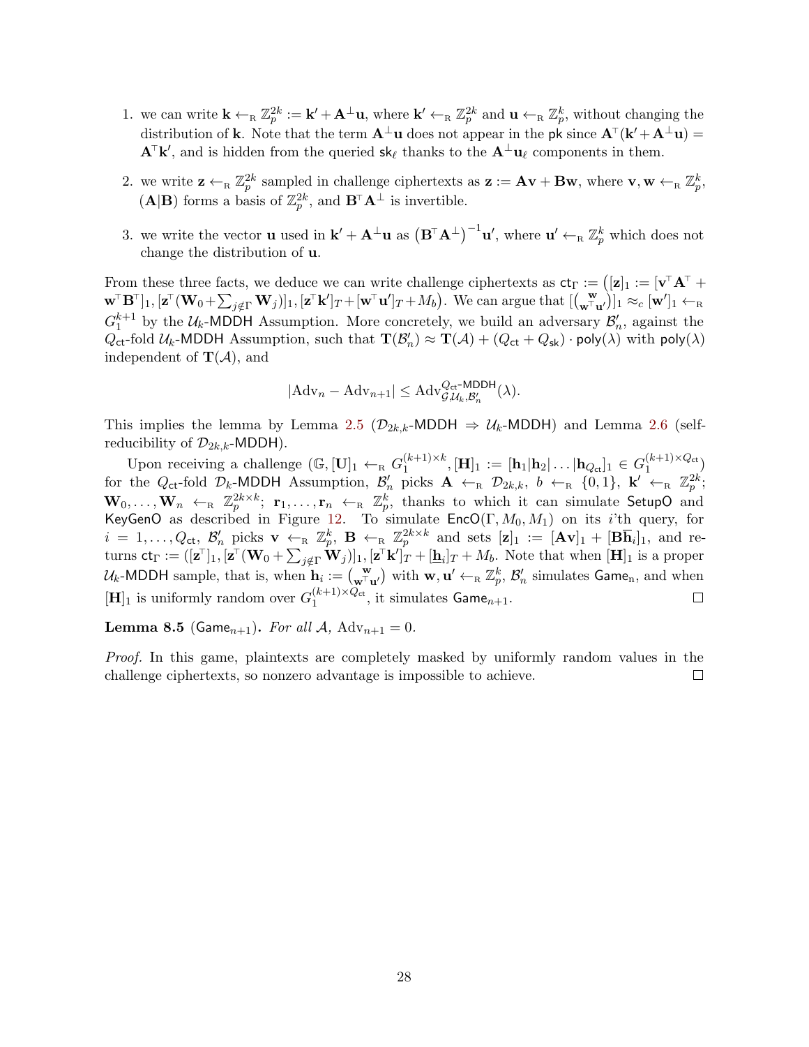1. we can write $\mathbf{k} \leftarrow_{\mathrm{R}} \mathbb{Z}_p^{2k} := \mathbf{k}' + \mathbf{A}^\perp \mathbf{u}$, where $\mathbf{k}' \leftarrow_{\mathrm{R}} \mathbb{Z}_p^{2k}$ and $\mathbf{u} \leftarrow_{\mathrm{R}} \mathbb{Z}_p^k$, without changing the distribution of $\mathbf{k}$. Note that the term $\mathbf{A}^\perp \mathbf{u}$ does not appear in the $\mathsf{pk}$ since $\mathbf{A}^\top(\mathbf{k}' + \mathbf{A}^\perp \mathbf{u}) = \mathbf{A}^\top \mathbf{k}'$, and is hidden from the queried $\mathsf{sk}_\ell$ thanks to the $\mathbf{A}^\perp \mathbf{u}_\ell$ components in them.

2. we write $\mathbf{z} \leftarrow_{\mathrm{R}} \mathbb{Z}_p^{2k}$ sampled in challenge ciphertexts as $\mathbf{z} := \mathbf{A}\mathbf{v} + \mathbf{B}\mathbf{w}$, where $\mathbf{v}, \mathbf{w} \leftarrow_{\mathrm{R}} \mathbb{Z}_p^k$, $(\mathbf{A}|\mathbf{B})$ forms a basis of $\mathbb{Z}_p^{2k}$, and $\mathbf{B}^\top \mathbf{A}^\perp$ is invertible.

3. we write the vector $\mathbf{u}$ used in $\mathbf{k}' + \mathbf{A}^\perp \mathbf{u}$ as $\left(\mathbf{B}^\top \mathbf{A}^\perp\right)^{-1} \mathbf{u}'$, where $\mathbf{u}' \leftarrow_{\mathrm{R}} \mathbb{Z}_p^k$ which does not change the distribution of $\mathbf{u}$.

From these three facts, we deduce we can write challenge ciphertexts as $\mathsf{ct}_\Gamma := \big([\mathbf{z}]_1 := [\mathbf{v}^\top \mathbf{A}^\top + \mathbf{w}^\top \mathbf{B}^\top]_1, [\mathbf{z}^\top(\mathbf{W}_0 + \sum_{j \notin \Gamma} \mathbf{W}_j)]_1, [\mathbf{z}^\top \mathbf{k}']_T + [\mathbf{w}^\top \mathbf{u}']_T + M_b\big)$. We can argue that $[\binom{\mathbf{w}}{\mathbf{w}^\top \mathbf{u}'}]_1 \approx_c [\mathbf{w}']_1 \leftarrow_{\mathrm{R}} G_1^{k+1}$ by the $\mathcal{U}_k$-$\mathsf{MDDH}$ Assumption. More concretely, we build an adversary $\mathcal{B}'_n$, against the $Q_{\mathsf{ct}}$-fold $\mathcal{U}_k$-$\mathsf{MDDH}$ Assumption, such that $\mathbf{T}(\mathcal{B}'_n) \approx \mathbf{T}(\mathcal{A}) + (Q_{\mathsf{ct}} + Q_{\mathsf{sk}}) \cdot \mathsf{poly}(\lambda)$ with $\mathsf{poly}(\lambda)$ independent of $\mathbf{T}(\mathcal{A})$, and

$$|\mathrm{Adv}_n - \mathrm{Adv}_{n+1}| \leq \mathrm{Adv}^{Q_{\mathsf{ct}}\text{-}\mathsf{MDDH}}_{\mathcal{G},\mathcal{U}_k,\mathcal{B}'_n}(\lambda).$$

This implies the lemma by Lemma 2.5 ($\mathcal{D}_{2k,k}$-$\mathsf{MDDH} \Rightarrow \mathcal{U}_k$-$\mathsf{MDDH}$) and Lemma 2.6 (self-reducibility of $\mathcal{D}_{2k,k}$-$\mathsf{MDDH}$).

Upon receiving a challenge $(\mathbb{G}, [\mathbf{U}]_1 \leftarrow_{\mathrm{R}} G_1^{(k+1)\times k}, [\mathbf{H}]_1 := [\mathbf{h}_1|\mathbf{h}_2|\ldots|\mathbf{h}_{Q_{\mathsf{ct}}}]_1 \in G_1^{(k+1)\times Q_{\mathsf{ct}}})$ for the $Q_{\mathsf{ct}}$-fold $\mathcal{D}_k$-$\mathsf{MDDH}$ Assumption, $\mathcal{B}'_n$ picks $\mathbf{A} \leftarrow_{\mathrm{R}} \mathcal{D}_{2k,k}$, $b \leftarrow_{\mathrm{R}} \{0,1\}$, $\mathbf{k}' \leftarrow_{\mathrm{R}} \mathbb{Z}_p^{2k}$; $\mathbf{W}_0, \ldots, \mathbf{W}_n \leftarrow_{\mathrm{R}} \mathbb{Z}_p^{2k \times k}$; $\mathbf{r}_1, \ldots, \mathbf{r}_n \leftarrow_{\mathrm{R}} \mathbb{Z}_p^k$, thanks to which it can simulate $\mathsf{SetupO}$ and $\mathsf{KeyGenO}$ as described in Figure 12. To simulate $\mathsf{EncO}(\Gamma, M_0, M_1)$ on its $i$'th query, for $i = 1, \ldots, Q_{\mathsf{ct}}$, $\mathcal{B}'_n$ picks $\mathbf{v} \leftarrow_{\mathrm{R}} \mathbb{Z}_p^k$, $\mathbf{B} \leftarrow_{\mathrm{R}} \mathbb{Z}_p^{2k\times k}$ and sets $[\mathbf{z}]_1 := [\mathbf{A}\mathbf{v}]_1 + [\mathbf{B}\overline{\mathbf{h}}_i]_1$, and returns $\mathsf{ct}_\Gamma := ([\mathbf{z}^\top]_1, [\mathbf{z}^\top(\mathbf{W}_0 + \sum_{j \notin \Gamma} \mathbf{W}_j)]_1, [\mathbf{z}^\top \mathbf{k}']_T + [\underline{\mathbf{h}}_i]_T + M_b$. Note that when $[\mathbf{H}]_1$ is a proper $\mathcal{U}_k$-$\mathsf{MDDH}$ sample, that is, when $\mathbf{h}_i := \binom{\mathbf{w}}{\mathbf{w}^\top \mathbf{u}'}$ with $\mathbf{w}, \mathbf{u}' \leftarrow_{\mathrm{R}} \mathbb{Z}_p^k$, $\mathcal{B}'_n$ simulates $\mathsf{Game}_n$, and when $[\mathbf{H}]_1$ is uniformly random over $G_1^{(k+1)\times Q_{\mathsf{ct}}}$, it simulates $\mathsf{Game}_{n+1}$. ◻

**Lemma 8.5** ($\mathsf{Game}_{n+1}$)**.** *For all $\mathcal{A}$, $\mathrm{Adv}_{n+1} = 0$.*

*Proof.* In this game, plaintexts are completely masked by uniformly random values in the challenge ciphertexts, so nonzero advantage is impossible to achieve. ◻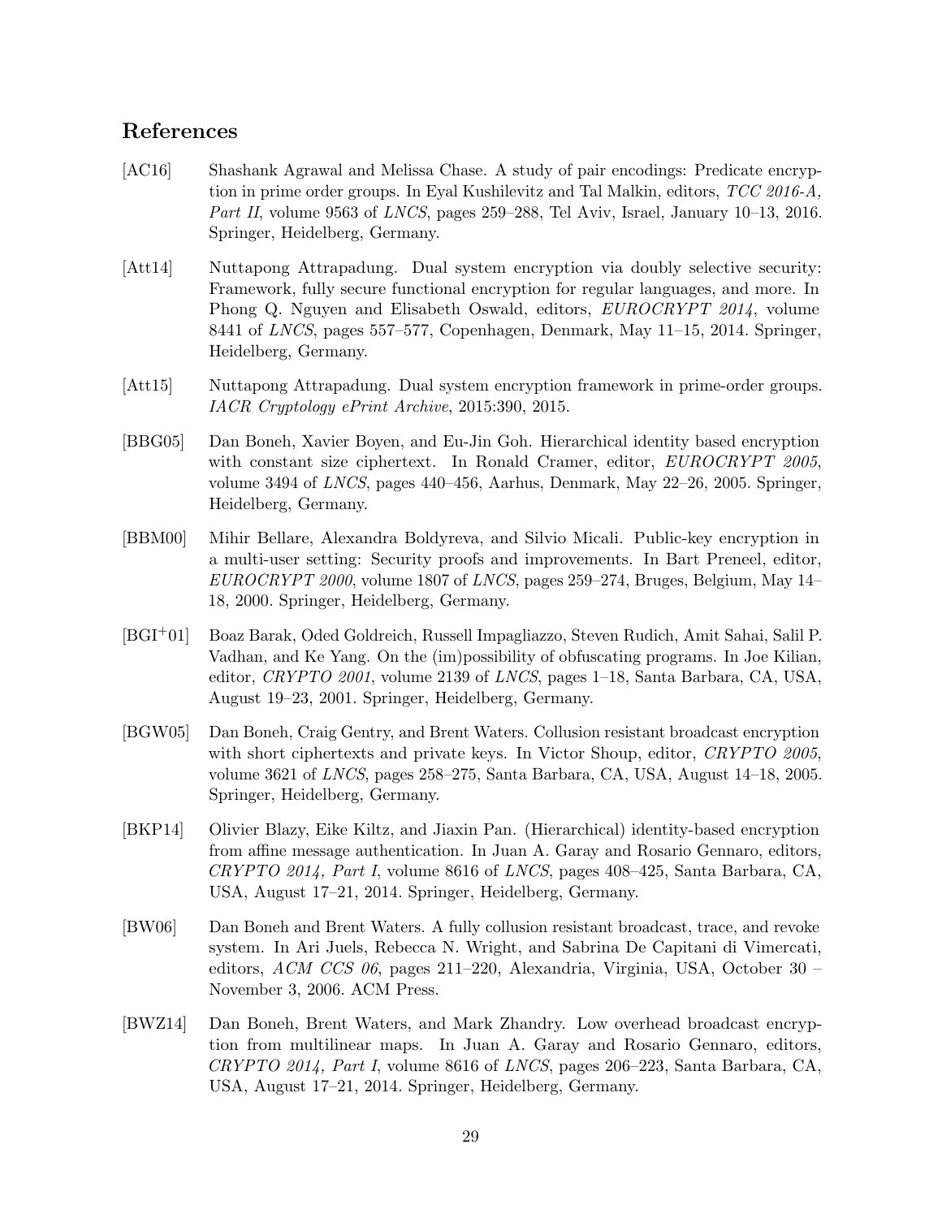## References

[AC16] Shashank Agrawal and Melissa Chase. A study of pair encodings: Predicate encryption in prime order groups. In Eyal Kushilevitz and Tal Malkin, editors, *TCC 2016-A, Part II*, volume 9563 of *LNCS*, pages 259–288, Tel Aviv, Israel, January 10–13, 2016. Springer, Heidelberg, Germany.

[Att14] Nuttapong Attrapadung. Dual system encryption via doubly selective security: Framework, fully secure functional encryption for regular languages, and more. In Phong Q. Nguyen and Elisabeth Oswald, editors, *EUROCRYPT 2014*, volume 8441 of *LNCS*, pages 557–577, Copenhagen, Denmark, May 11–15, 2014. Springer, Heidelberg, Germany.

[Att15] Nuttapong Attrapadung. Dual system encryption framework in prime-order groups. *IACR Cryptology ePrint Archive*, 2015:390, 2015.

[BBG05] Dan Boneh, Xavier Boyen, and Eu-Jin Goh. Hierarchical identity based encryption with constant size ciphertext. In Ronald Cramer, editor, *EUROCRYPT 2005*, volume 3494 of *LNCS*, pages 440–456, Aarhus, Denmark, May 22–26, 2005. Springer, Heidelberg, Germany.

[BBM00] Mihir Bellare, Alexandra Boldyreva, and Silvio Micali. Public-key encryption in a multi-user setting: Security proofs and improvements. In Bart Preneel, editor, *EUROCRYPT 2000*, volume 1807 of *LNCS*, pages 259–274, Bruges, Belgium, May 14–18, 2000. Springer, Heidelberg, Germany.

[BGI+01] Boaz Barak, Oded Goldreich, Russell Impagliazzo, Steven Rudich, Amit Sahai, Salil P. Vadhan, and Ke Yang. On the (im)possibility of obfuscating programs. In Joe Kilian, editor, *CRYPTO 2001*, volume 2139 of *LNCS*, pages 1–18, Santa Barbara, CA, USA, August 19–23, 2001. Springer, Heidelberg, Germany.

[BGW05] Dan Boneh, Craig Gentry, and Brent Waters. Collusion resistant broadcast encryption with short ciphertexts and private keys. In Victor Shoup, editor, *CRYPTO 2005*, volume 3621 of *LNCS*, pages 258–275, Santa Barbara, CA, USA, August 14–18, 2005. Springer, Heidelberg, Germany.

[BKP14] Olivier Blazy, Eike Kiltz, and Jiaxin Pan. (Hierarchical) identity-based encryption from affine message authentication. In Juan A. Garay and Rosario Gennaro, editors, *CRYPTO 2014, Part I*, volume 8616 of *LNCS*, pages 408–425, Santa Barbara, CA, USA, August 17–21, 2014. Springer, Heidelberg, Germany.

[BW06] Dan Boneh and Brent Waters. A fully collusion resistant broadcast, trace, and revoke system. In Ari Juels, Rebecca N. Wright, and Sabrina De Capitani di Vimercati, editors, *ACM CCS 06*, pages 211–220, Alexandria, Virginia, USA, October 30 – November 3, 2006. ACM Press.

[BWZ14] Dan Boneh, Brent Waters, and Mark Zhandry. Low overhead broadcast encryption from multilinear maps. In Juan A. Garay and Rosario Gennaro, editors, *CRYPTO 2014, Part I*, volume 8616 of *LNCS*, pages 206–223, Santa Barbara, CA, USA, August 17–21, 2014. Springer, Heidelberg, Germany.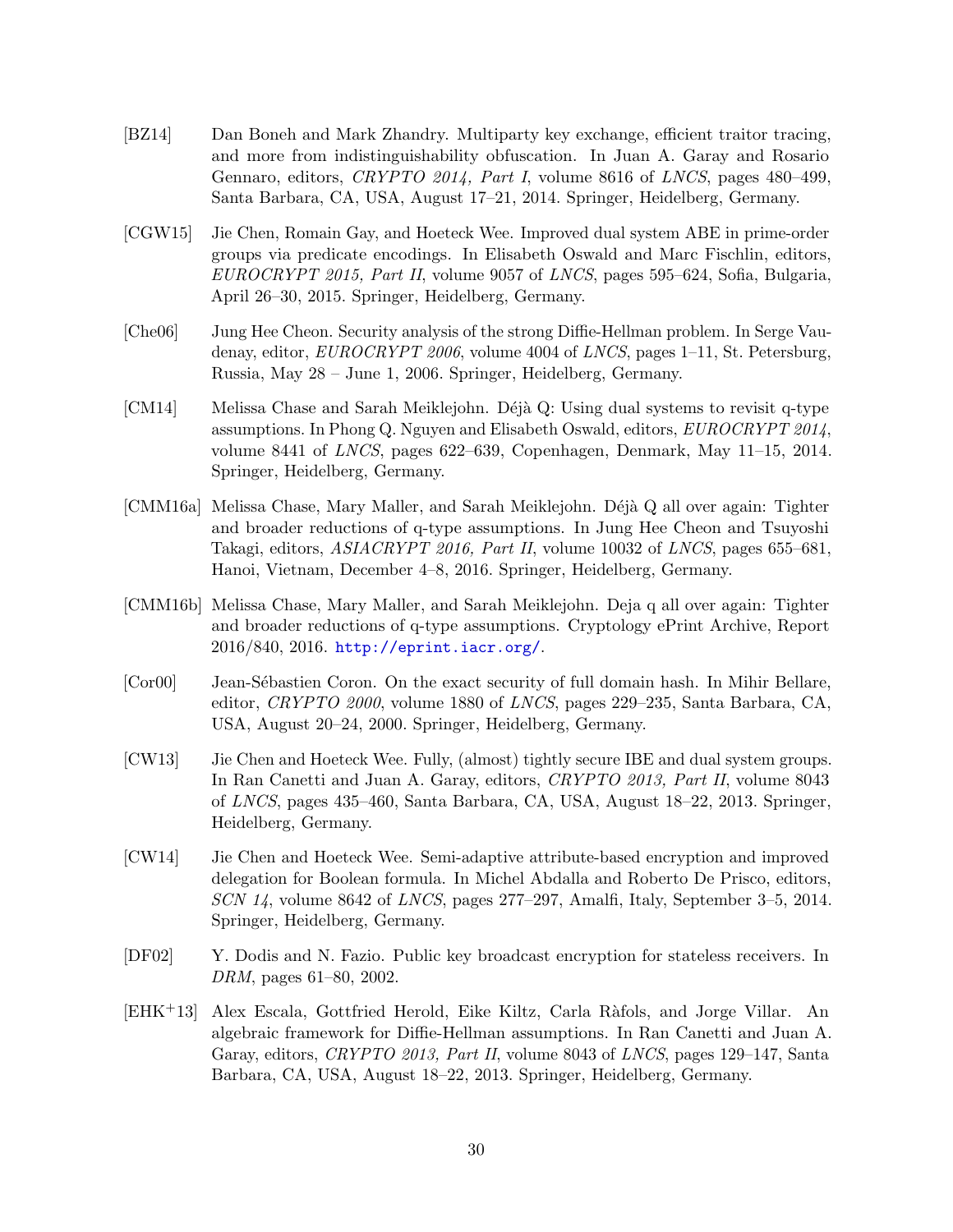[BZ14] Dan Boneh and Mark Zhandry. Multiparty key exchange, efficient traitor tracing, and more from indistinguishability obfuscation. In Juan A. Garay and Rosario Gennaro, editors, *CRYPTO 2014, Part I*, volume 8616 of *LNCS*, pages 480–499, Santa Barbara, CA, USA, August 17–21, 2014. Springer, Heidelberg, Germany.

[CGW15] Jie Chen, Romain Gay, and Hoeteck Wee. Improved dual system ABE in prime-order groups via predicate encodings. In Elisabeth Oswald and Marc Fischlin, editors, *EUROCRYPT 2015, Part II*, volume 9057 of *LNCS*, pages 595–624, Sofia, Bulgaria, April 26–30, 2015. Springer, Heidelberg, Germany.

[Che06] Jung Hee Cheon. Security analysis of the strong Diffie-Hellman problem. In Serge Vaudenay, editor, *EUROCRYPT 2006*, volume 4004 of *LNCS*, pages 1–11, St. Petersburg, Russia, May 28 – June 1, 2006. Springer, Heidelberg, Germany.

[CM14] Melissa Chase and Sarah Meiklejohn. Déjà Q: Using dual systems to revisit q-type assumptions. In Phong Q. Nguyen and Elisabeth Oswald, editors, *EUROCRYPT 2014*, volume 8441 of *LNCS*, pages 622–639, Copenhagen, Denmark, May 11–15, 2014. Springer, Heidelberg, Germany.

[CMM16a] Melissa Chase, Mary Maller, and Sarah Meiklejohn. Déjà Q all over again: Tighter and broader reductions of q-type assumptions. In Jung Hee Cheon and Tsuyoshi Takagi, editors, *ASIACRYPT 2016, Part II*, volume 10032 of *LNCS*, pages 655–681, Hanoi, Vietnam, December 4–8, 2016. Springer, Heidelberg, Germany.

[CMM16b] Melissa Chase, Mary Maller, and Sarah Meiklejohn. Deja q all over again: Tighter and broader reductions of q-type assumptions. Cryptology ePrint Archive, Report 2016/840, 2016. http://eprint.iacr.org/.

[Cor00] Jean-Sébastien Coron. On the exact security of full domain hash. In Mihir Bellare, editor, *CRYPTO 2000*, volume 1880 of *LNCS*, pages 229–235, Santa Barbara, CA, USA, August 20–24, 2000. Springer, Heidelberg, Germany.

[CW13] Jie Chen and Hoeteck Wee. Fully, (almost) tightly secure IBE and dual system groups. In Ran Canetti and Juan A. Garay, editors, *CRYPTO 2013, Part II*, volume 8043 of *LNCS*, pages 435–460, Santa Barbara, CA, USA, August 18–22, 2013. Springer, Heidelberg, Germany.

[CW14] Jie Chen and Hoeteck Wee. Semi-adaptive attribute-based encryption and improved delegation for Boolean formula. In Michel Abdalla and Roberto De Prisco, editors, *SCN 14*, volume 8642 of *LNCS*, pages 277–297, Amalfi, Italy, September 3–5, 2014. Springer, Heidelberg, Germany.

[DF02] Y. Dodis and N. Fazio. Public key broadcast encryption for stateless receivers. In *DRM*, pages 61–80, 2002.

[EHK+13] Alex Escala, Gottfried Herold, Eike Kiltz, Carla Ràfols, and Jorge Villar. An algebraic framework for Diffie-Hellman assumptions. In Ran Canetti and Juan A. Garay, editors, *CRYPTO 2013, Part II*, volume 8043 of *LNCS*, pages 129–147, Santa Barbara, CA, USA, August 18–22, 2013. Springer, Heidelberg, Germany.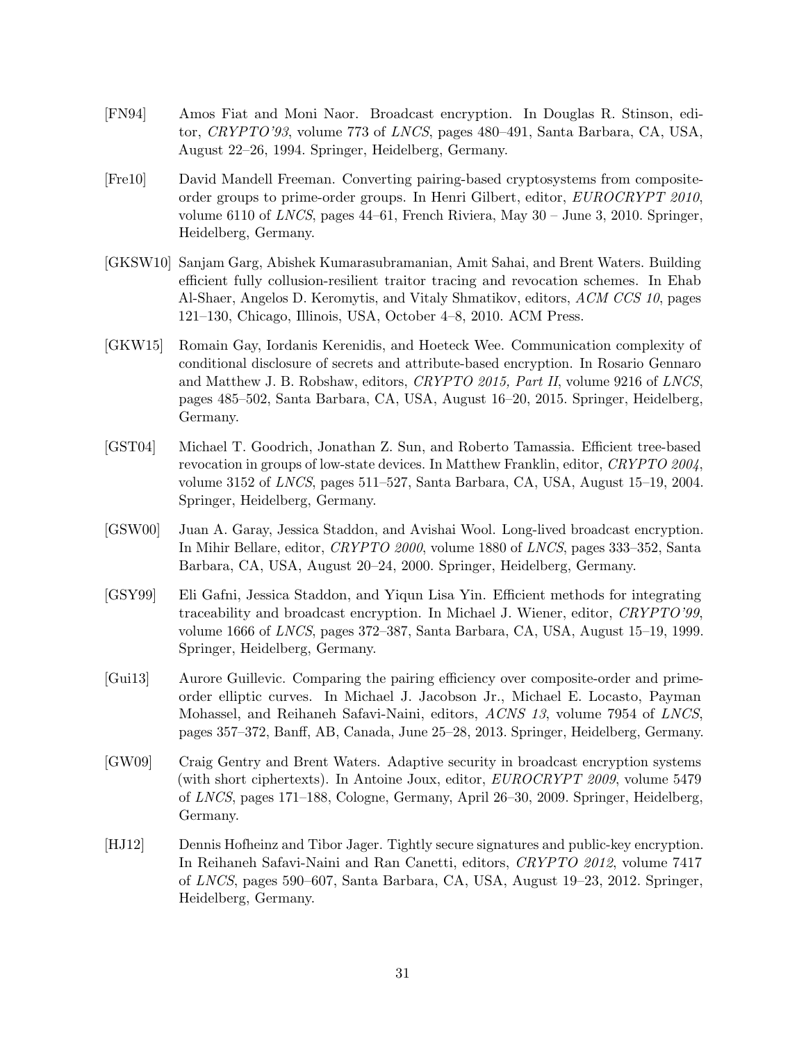[FN94] Amos Fiat and Moni Naor. Broadcast encryption. In Douglas R. Stinson, editor, *CRYPTO'93*, volume 773 of *LNCS*, pages 480–491, Santa Barbara, CA, USA, August 22–26, 1994. Springer, Heidelberg, Germany.

[Fre10] David Mandell Freeman. Converting pairing-based cryptosystems from composite-order groups to prime-order groups. In Henri Gilbert, editor, *EUROCRYPT 2010*, volume 6110 of *LNCS*, pages 44–61, French Riviera, May 30 – June 3, 2010. Springer, Heidelberg, Germany.

[GKSW10] Sanjam Garg, Abishek Kumarasubramanian, Amit Sahai, and Brent Waters. Building efficient fully collusion-resilient traitor tracing and revocation schemes. In Ehab Al-Shaer, Angelos D. Keromytis, and Vitaly Shmatikov, editors, *ACM CCS 10*, pages 121–130, Chicago, Illinois, USA, October 4–8, 2010. ACM Press.

[GKW15] Romain Gay, Iordanis Kerenidis, and Hoeteck Wee. Communication complexity of conditional disclosure of secrets and attribute-based encryption. In Rosario Gennaro and Matthew J. B. Robshaw, editors, *CRYPTO 2015, Part II*, volume 9216 of *LNCS*, pages 485–502, Santa Barbara, CA, USA, August 16–20, 2015. Springer, Heidelberg, Germany.

[GST04] Michael T. Goodrich, Jonathan Z. Sun, and Roberto Tamassia. Efficient tree-based revocation in groups of low-state devices. In Matthew Franklin, editor, *CRYPTO 2004*, volume 3152 of *LNCS*, pages 511–527, Santa Barbara, CA, USA, August 15–19, 2004. Springer, Heidelberg, Germany.

[GSW00] Juan A. Garay, Jessica Staddon, and Avishai Wool. Long-lived broadcast encryption. In Mihir Bellare, editor, *CRYPTO 2000*, volume 1880 of *LNCS*, pages 333–352, Santa Barbara, CA, USA, August 20–24, 2000. Springer, Heidelberg, Germany.

[GSY99] Eli Gafni, Jessica Staddon, and Yiqun Lisa Yin. Efficient methods for integrating traceability and broadcast encryption. In Michael J. Wiener, editor, *CRYPTO'99*, volume 1666 of *LNCS*, pages 372–387, Santa Barbara, CA, USA, August 15–19, 1999. Springer, Heidelberg, Germany.

[Gui13] Aurore Guillevic. Comparing the pairing efficiency over composite-order and prime-order elliptic curves. In Michael J. Jacobson Jr., Michael E. Locasto, Payman Mohassel, and Reihaneh Safavi-Naini, editors, *ACNS 13*, volume 7954 of *LNCS*, pages 357–372, Banff, AB, Canada, June 25–28, 2013. Springer, Heidelberg, Germany.

[GW09] Craig Gentry and Brent Waters. Adaptive security in broadcast encryption systems (with short ciphertexts). In Antoine Joux, editor, *EUROCRYPT 2009*, volume 5479 of *LNCS*, pages 171–188, Cologne, Germany, April 26–30, 2009. Springer, Heidelberg, Germany.

[HJ12] Dennis Hofheinz and Tibor Jager. Tightly secure signatures and public-key encryption. In Reihaneh Safavi-Naini and Ran Canetti, editors, *CRYPTO 2012*, volume 7417 of *LNCS*, pages 590–607, Santa Barbara, CA, USA, August 19–23, 2012. Springer, Heidelberg, Germany.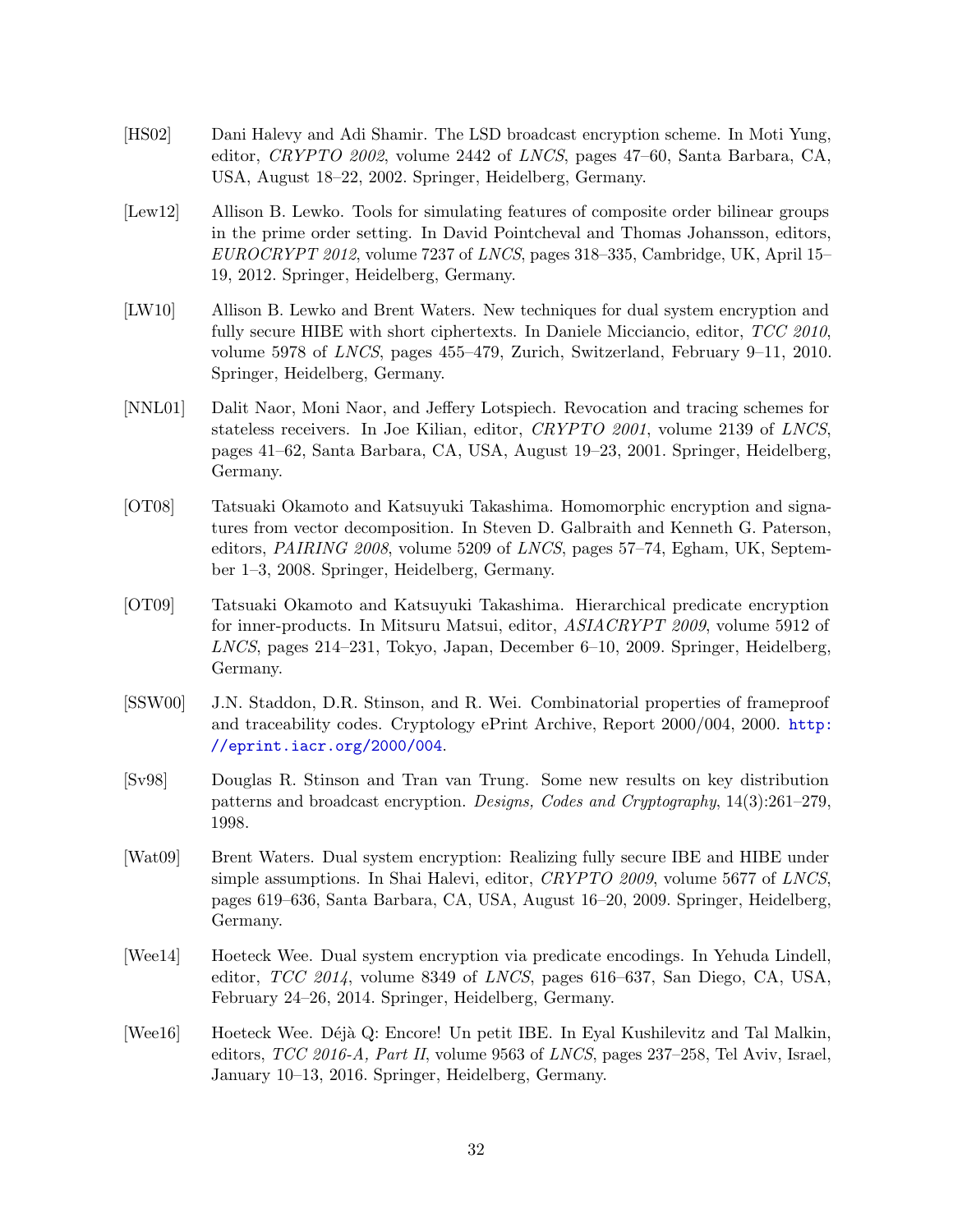[HS02] Dani Halevy and Adi Shamir. The LSD broadcast encryption scheme. In Moti Yung, editor, *CRYPTO 2002*, volume 2442 of *LNCS*, pages 47–60, Santa Barbara, CA, USA, August 18–22, 2002. Springer, Heidelberg, Germany.

[Lew12] Allison B. Lewko. Tools for simulating features of composite order bilinear groups in the prime order setting. In David Pointcheval and Thomas Johansson, editors, *EUROCRYPT 2012*, volume 7237 of *LNCS*, pages 318–335, Cambridge, UK, April 15–19, 2012. Springer, Heidelberg, Germany.

[LW10] Allison B. Lewko and Brent Waters. New techniques for dual system encryption and fully secure HIBE with short ciphertexts. In Daniele Micciancio, editor, *TCC 2010*, volume 5978 of *LNCS*, pages 455–479, Zurich, Switzerland, February 9–11, 2010. Springer, Heidelberg, Germany.

[NNL01] Dalit Naor, Moni Naor, and Jeffery Lotspiech. Revocation and tracing schemes for stateless receivers. In Joe Kilian, editor, *CRYPTO 2001*, volume 2139 of *LNCS*, pages 41–62, Santa Barbara, CA, USA, August 19–23, 2001. Springer, Heidelberg, Germany.

[OT08] Tatsuaki Okamoto and Katsuyuki Takashima. Homomorphic encryption and signatures from vector decomposition. In Steven D. Galbraith and Kenneth G. Paterson, editors, *PAIRING 2008*, volume 5209 of *LNCS*, pages 57–74, Egham, UK, September 1–3, 2008. Springer, Heidelberg, Germany.

[OT09] Tatsuaki Okamoto and Katsuyuki Takashima. Hierarchical predicate encryption for inner-products. In Mitsuru Matsui, editor, *ASIACRYPT 2009*, volume 5912 of *LNCS*, pages 214–231, Tokyo, Japan, December 6–10, 2009. Springer, Heidelberg, Germany.

[SSW00] J.N. Staddon, D.R. Stinson, and R. Wei. Combinatorial properties of frameproof and traceability codes. Cryptology ePrint Archive, Report 2000/004, 2000. http://eprint.iacr.org/2000/004.

[Sv98] Douglas R. Stinson and Tran van Trung. Some new results on key distribution patterns and broadcast encryption. *Designs, Codes and Cryptography*, 14(3):261–279, 1998.

[Wat09] Brent Waters. Dual system encryption: Realizing fully secure IBE and HIBE under simple assumptions. In Shai Halevi, editor, *CRYPTO 2009*, volume 5677 of *LNCS*, pages 619–636, Santa Barbara, CA, USA, August 16–20, 2009. Springer, Heidelberg, Germany.

[Wee14] Hoeteck Wee. Dual system encryption via predicate encodings. In Yehuda Lindell, editor, *TCC 2014*, volume 8349 of *LNCS*, pages 616–637, San Diego, CA, USA, February 24–26, 2014. Springer, Heidelberg, Germany.

[Wee16] Hoeteck Wee. Déjà Q: Encore! Un petit IBE. In Eyal Kushilevitz and Tal Malkin, editors, *TCC 2016-A, Part II*, volume 9563 of *LNCS*, pages 237–258, Tel Aviv, Israel, January 10–13, 2016. Springer, Heidelberg, Germany.